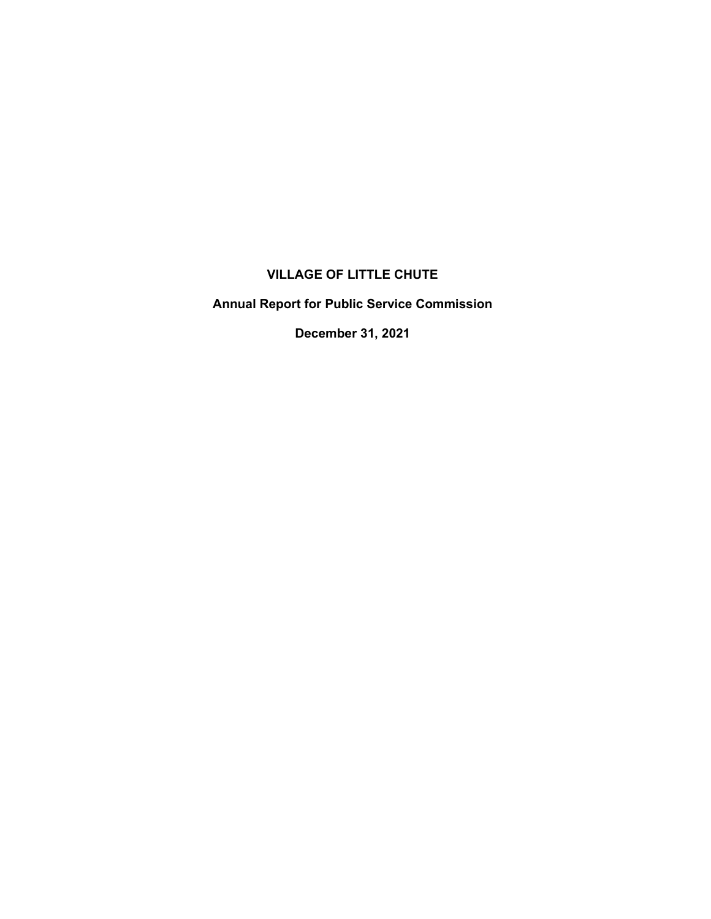# VILLAGE OF LITTLE CHUTE

## Annual Report for Public Service Commission

## December 31, 2021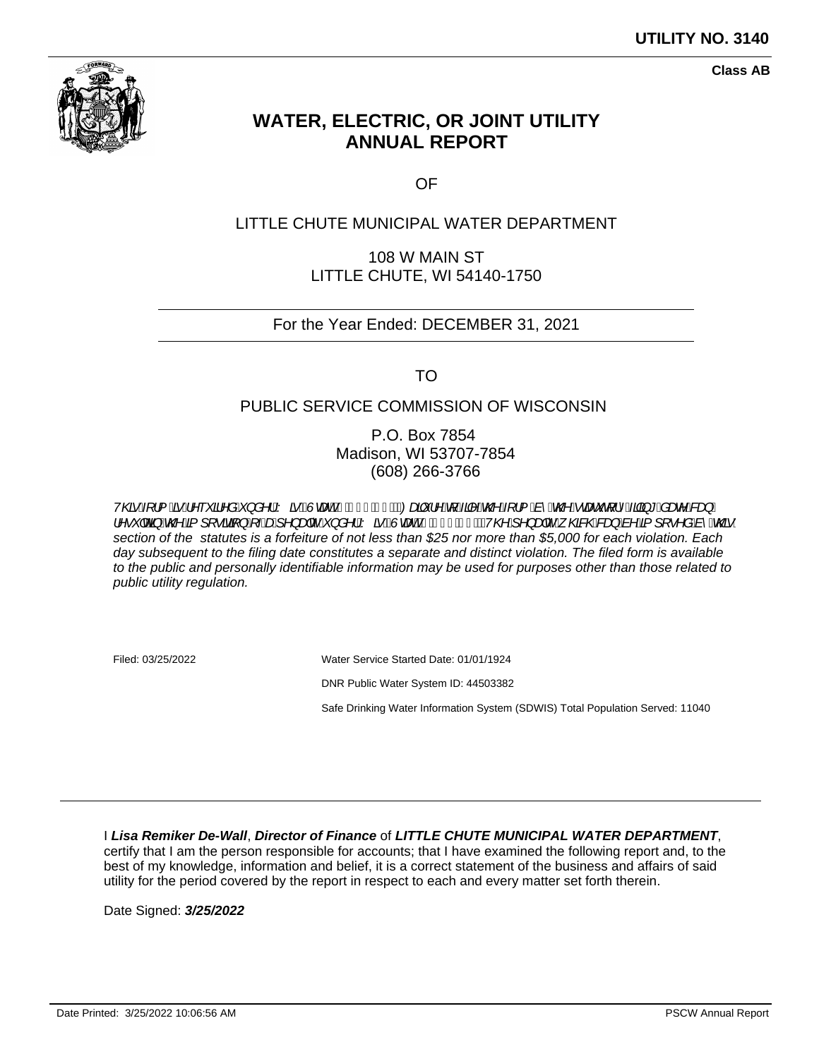**UTILITY NO. 3140**

**Class AB**

# WATER, ELECTRIC, OR JOINT UTILITY ANNUAL REPORT

OF

LITTLE CHUTE MUNICIPAL WATER DEPARTMENT

108 W MAIN ST
LITTLE CHUTE, WI 54140-1750

---

For the Year Ended: DECEMBER 31, 2021

---

TO

PUBLIC SERVICE COMMISSION OF WISCONSIN

P.O. Box 7854
Madison, WI 53707-7854
(608) 266-3766

*This form is required under Wis. Stat. § 196.07. Failure to file the form by the statutory filing date can result in the imposition of a penalty under Wis. Stat. § 196.66. The penalty which can be imposed by this section of the statutes is a forfeiture of not less than $25 nor more than $5,000 for each violation. Each day subsequent to the filing date constitutes a separate and distinct violation. The filed form is available to the public and personally identifiable information may be used for purposes other than those related to public utility regulation.*

Filed: 03/25/2022

Water Service Started Date: 01/01/1924

DNR Public Water System ID: 44503382

Safe Drinking Water Information System (SDWIS) Total Population Served: 11040

---

I ***Lisa Remiker De-Wall***, ***Director of Finance*** of ***LITTLE CHUTE MUNICIPAL WATER DEPARTMENT***, certify that I am the person responsible for accounts; that I have examined the following report and, to the best of my knowledge, information and belief, it is a correct statement of the business and affairs of said utility for the period covered by the report in respect to each and every matter set forth therein.

Date Signed: ***3/25/2022***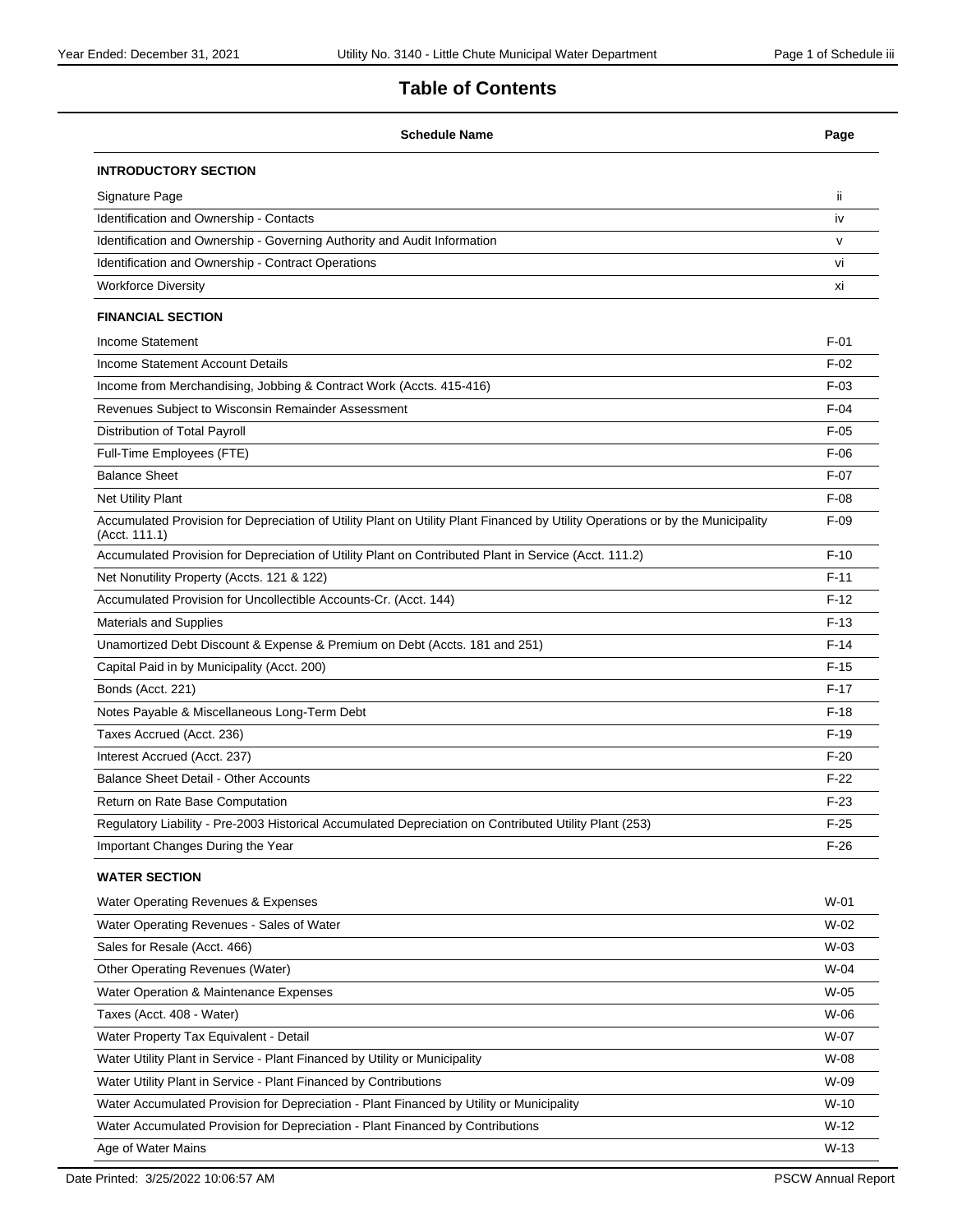# Table of Contents

| Schedule Name | Page |
|---|---|
| **INTRODUCTORY SECTION** | |
| Signature Page | ii |
| Identification and Ownership - Contacts | iv |
| Identification and Ownership - Governing Authority and Audit Information | v |
| Identification and Ownership - Contract Operations | vi |
| Workforce Diversity | xi |
| **FINANCIAL SECTION** | |
| Income Statement | F-01 |
| Income Statement Account Details | F-02 |
| Income from Merchandising, Jobbing & Contract Work (Accts. 415-416) | F-03 |
| Revenues Subject to Wisconsin Remainder Assessment | F-04 |
| Distribution of Total Payroll | F-05 |
| Full-Time Employees (FTE) | F-06 |
| Balance Sheet | F-07 |
| Net Utility Plant | F-08 |
| Accumulated Provision for Depreciation of Utility Plant on Utility Plant Financed by Utility Operations or by the Municipality (Acct. 111.1) | F-09 |
| Accumulated Provision for Depreciation of Utility Plant on Contributed Plant in Service (Acct. 111.2) | F-10 |
| Net Nonutility Property (Accts. 121 & 122) | F-11 |
| Accumulated Provision for Uncollectible Accounts-Cr. (Acct. 144) | F-12 |
| Materials and Supplies | F-13 |
| Unamortized Debt Discount & Expense & Premium on Debt (Accts. 181 and 251) | F-14 |
| Capital Paid in by Municipality (Acct. 200) | F-15 |
| Bonds (Acct. 221) | F-17 |
| Notes Payable & Miscellaneous Long-Term Debt | F-18 |
| Taxes Accrued (Acct. 236) | F-19 |
| Interest Accrued (Acct. 237) | F-20 |
| Balance Sheet Detail - Other Accounts | F-22 |
| Return on Rate Base Computation | F-23 |
| Regulatory Liability - Pre-2003 Historical Accumulated Depreciation on Contributed Utility Plant (253) | F-25 |
| Important Changes During the Year | F-26 |
| **WATER SECTION** | |
| Water Operating Revenues & Expenses | W-01 |
| Water Operating Revenues - Sales of Water | W-02 |
| Sales for Resale (Acct. 466) | W-03 |
| Other Operating Revenues (Water) | W-04 |
| Water Operation & Maintenance Expenses | W-05 |
| Taxes (Acct. 408 - Water) | W-06 |
| Water Property Tax Equivalent - Detail | W-07 |
| Water Utility Plant in Service - Plant Financed by Utility or Municipality | W-08 |
| Water Utility Plant in Service - Plant Financed by Contributions | W-09 |
| Water Accumulated Provision for Depreciation - Plant Financed by Utility or Municipality | W-10 |
| Water Accumulated Provision for Depreciation - Plant Financed by Contributions | W-12 |
| Age of Water Mains | W-13 |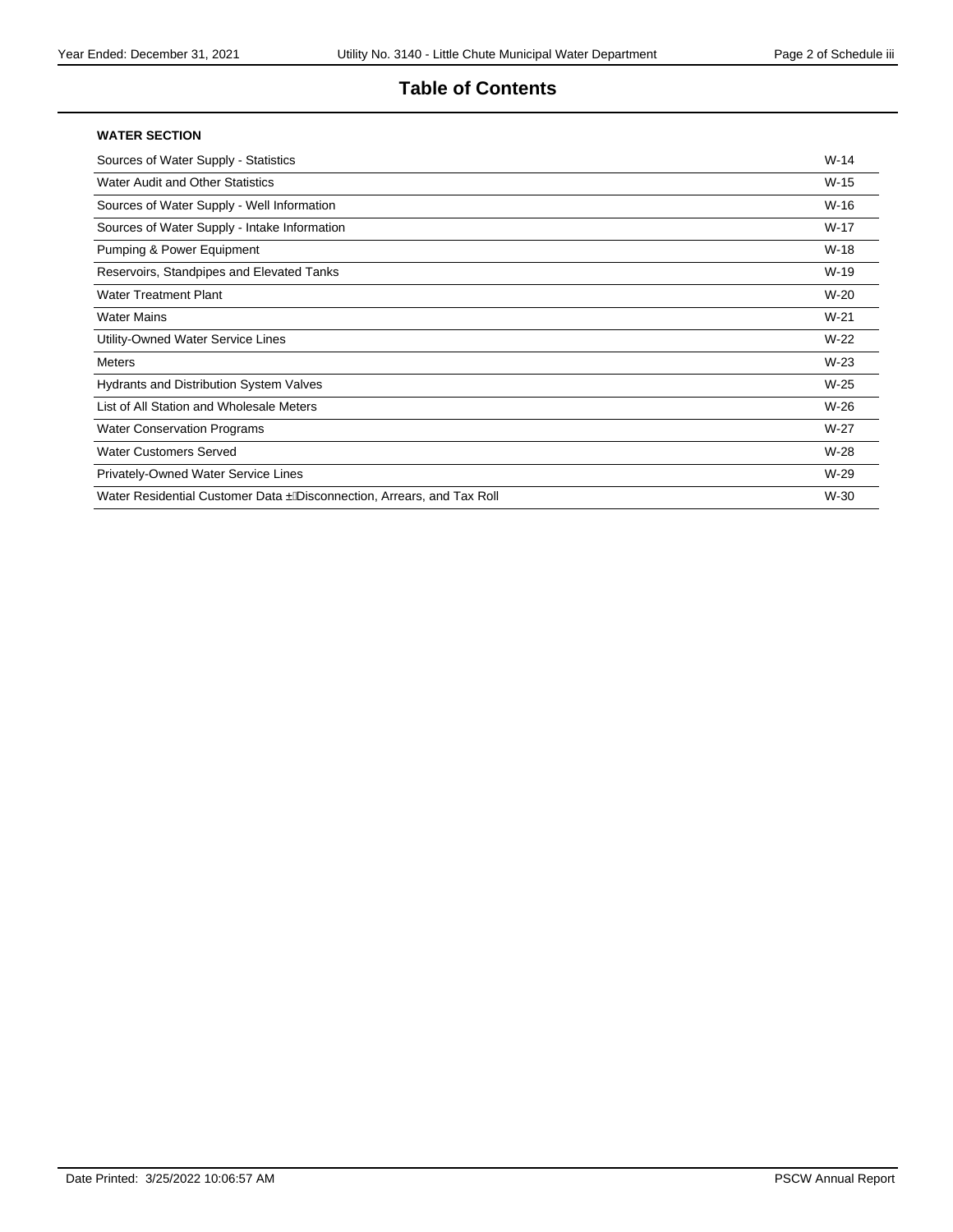# Table of Contents

**WATER SECTION**

| | |
|---|---|
| Sources of Water Supply - Statistics | W-14 |
| Water Audit and Other Statistics | W-15 |
| Sources of Water Supply - Well Information | W-16 |
| Sources of Water Supply - Intake Information | W-17 |
| Pumping & Power Equipment | W-18 |
| Reservoirs, Standpipes and Elevated Tanks | W-19 |
| Water Treatment Plant | W-20 |
| Water Mains | W-21 |
| Utility-Owned Water Service Lines | W-22 |
| Meters | W-23 |
| Hydrants and Distribution System Valves | W-25 |
| List of All Station and Wholesale Meters | W-26 |
| Water Conservation Programs | W-27 |
| Water Customers Served | W-28 |
| Privately-Owned Water Service Lines | W-29 |
| Water Residential Customer Data – Disconnection, Arrears, and Tax Roll | W-30 |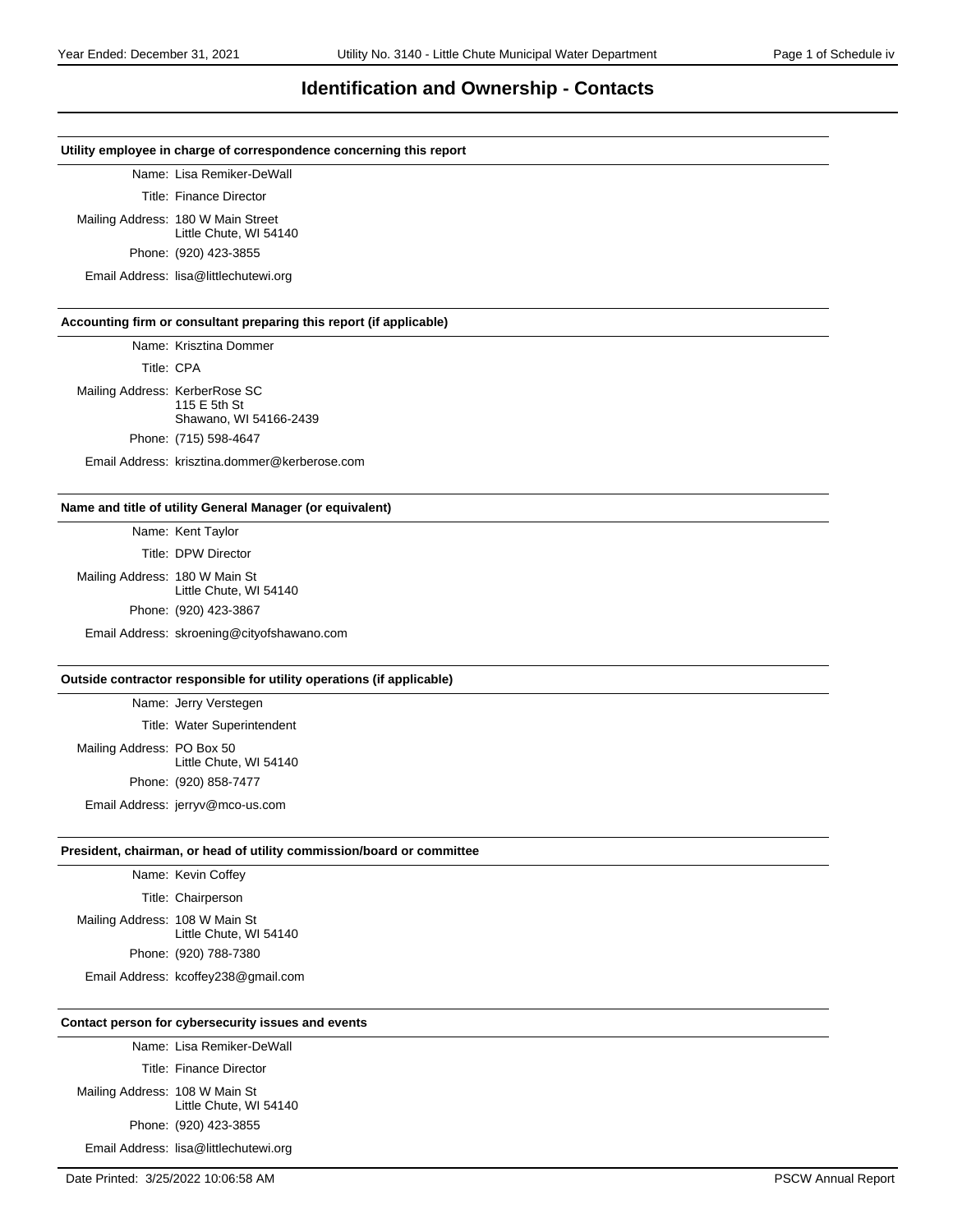# Identification and Ownership - Contacts

### Utility employee in charge of correspondence concerning this report

Name: Lisa Remiker-DeWall

Title: Finance Director

Mailing Address: 180 W Main Street
Little Chute, WI 54140

Phone: (920) 423-3855

Email Address: lisa@littlechutewi.org

### Accounting firm or consultant preparing this report (if applicable)

Name: Krisztina Dommer

Title: CPA

Mailing Address: KerberRose SC
115 E 5th St
Shawano, WI 54166-2439

Phone: (715) 598-4647

Email Address: krisztina.dommer@kerberose.com

### Name and title of utility General Manager (or equivalent)

Name: Kent Taylor

Title: DPW Director

Mailing Address: 180 W Main St
Little Chute, WI 54140

Phone: (920) 423-3867

Email Address: skroening@cityofshawano.com

### Outside contractor responsible for utility operations (if applicable)

Name: Jerry Verstegen

Title: Water Superintendent

Mailing Address: PO Box 50
Little Chute, WI 54140

Phone: (920) 858-7477

Email Address: jerryv@mco-us.com

### President, chairman, or head of utility commission/board or committee

Name: Kevin Coffey

Title: Chairperson

Mailing Address: 108 W Main St
Little Chute, WI 54140

Phone: (920) 788-7380

Email Address: kcoffey238@gmail.com

### Contact person for cybersecurity issues and events

Name: Lisa Remiker-DeWall

Title: Finance Director

Mailing Address: 108 W Main St
Little Chute, WI 54140

Phone: (920) 423-3855

Email Address: lisa@littlechutewi.org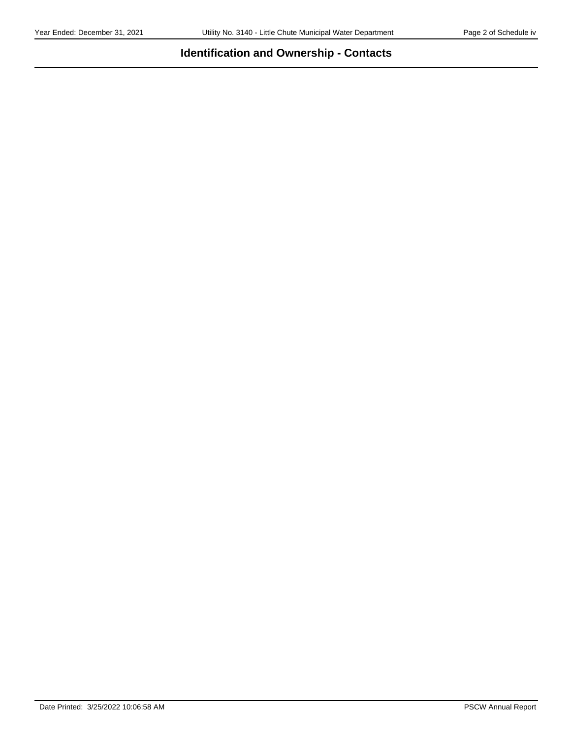# Identification and Ownership - Contacts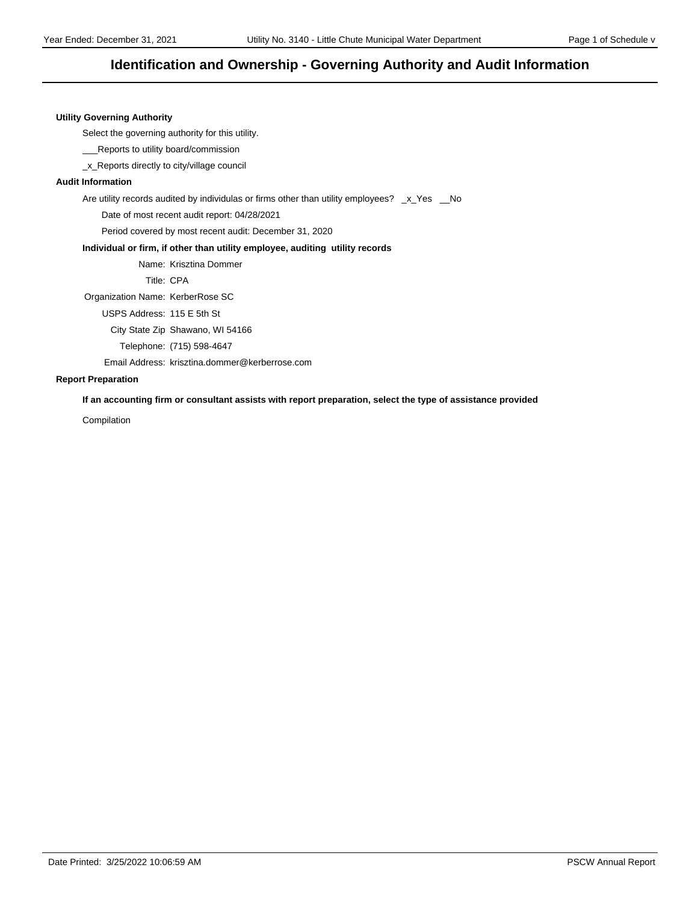# Identification and Ownership - Governing Authority and Audit Information

**Utility Governing Authority**

Select the governing authority for this utility.

___Reports to utility board/commission

_x_Reports directly to city/village council

**Audit Information**

Are utility records audited by individulas or firms other than utility employees? _x_Yes __No

Date of most recent audit report: 04/28/2021

Period covered by most recent audit: December 31, 2020

**Individual or firm, if other than utility employee, auditing utility records**

Name: Krisztina Dommer

Title: CPA

Organization Name: KerberRose SC

USPS Address: 115 E 5th St

City State Zip Shawano, WI 54166

Telephone: (715) 598-4647

Email Address: krisztina.dommer@kerberrose.com

**Report Preparation**

**If an accounting firm or consultant assists with report preparation, select the type of assistance provided**

Compilation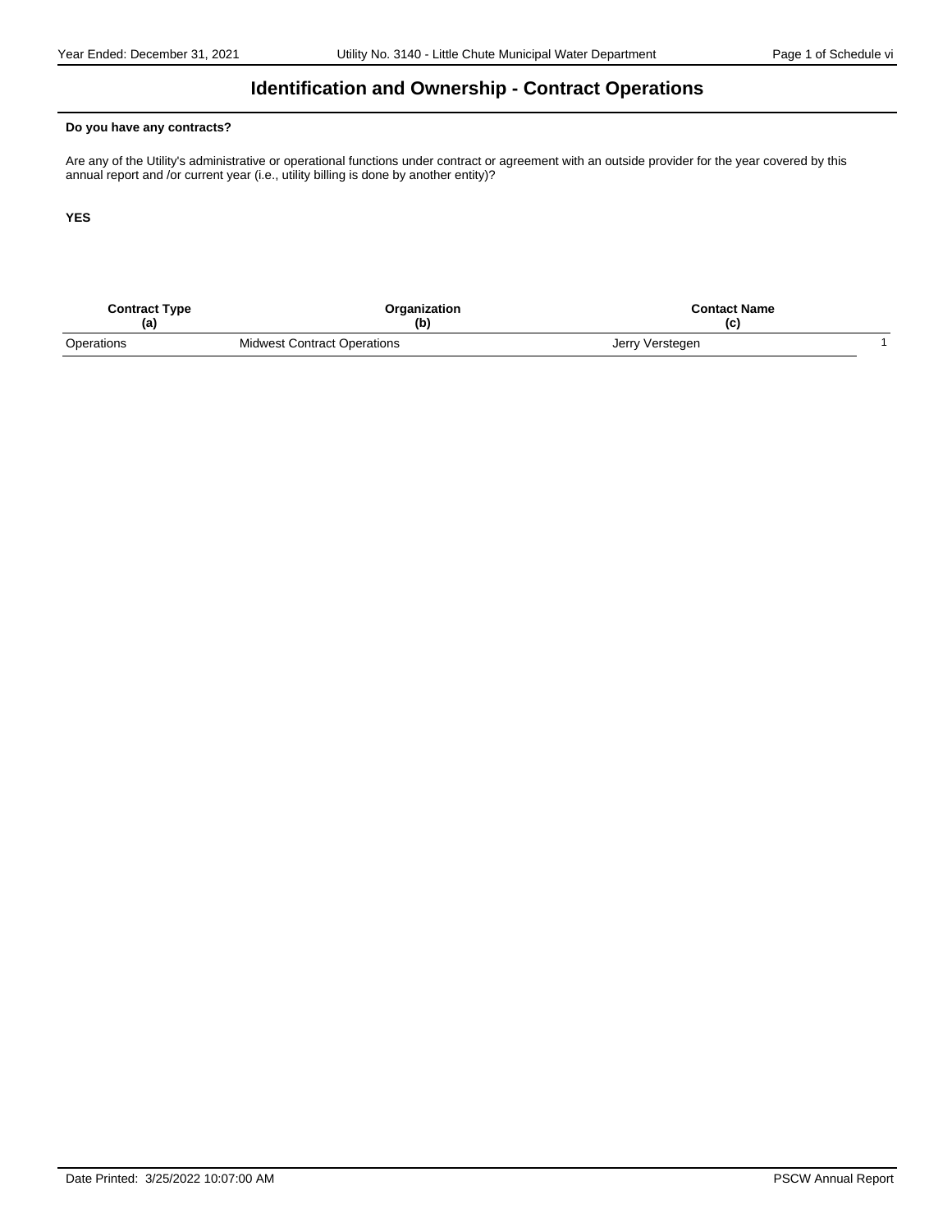# Identification and Ownership - Contract Operations

**Do you have any contracts?**

Are any of the Utility's administrative or operational functions under contract or agreement with an outside provider for the year covered by this annual report and /or current year (i.e., utility billing is done by another entity)?

**YES**

| Contract Type (a) | Organization (b) | Contact Name (c) | |
|---|---|---|---|
| Operations | Midwest Contract Operations | Jerry Verstegen | 1 |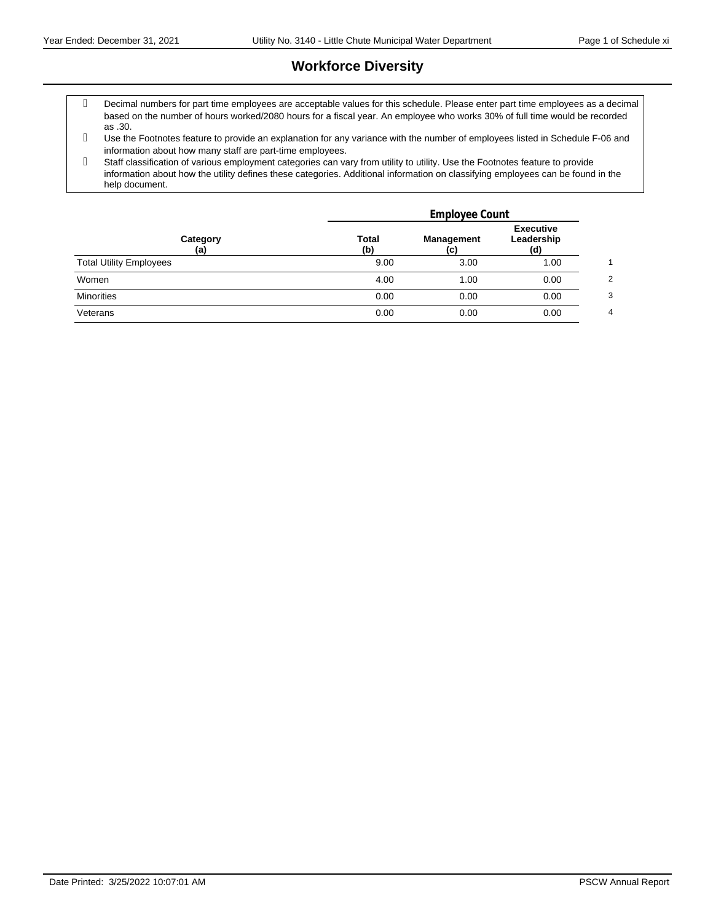# Workforce Diversity

- Decimal numbers for part time employees are acceptable values for this schedule. Please enter part time employees as a decimal based on the number of hours worked/2080 hours for a fiscal year. An employee who works 30% of full time would be recorded as .30.
- Use the Footnotes feature to provide an explanation for any variance with the number of employees listed in Schedule F-06 and information about how many staff are part-time employees.
- Staff classification of various employment categories can vary from utility to utility. Use the Footnotes feature to provide information about how the utility defines these categories. Additional information on classifying employees can be found in the help document.

| Category (a) | Employee Count Total (b) | Management (c) | Executive Leadership (d) | |
|---|---|---|---|---|
| Total Utility Employees | 9.00 | 3.00 | 1.00 | 1 |
| Women | 4.00 | 1.00 | 0.00 | 2 |
| Minorities | 0.00 | 0.00 | 0.00 | 3 |
| Veterans | 0.00 | 0.00 | 0.00 | 4 |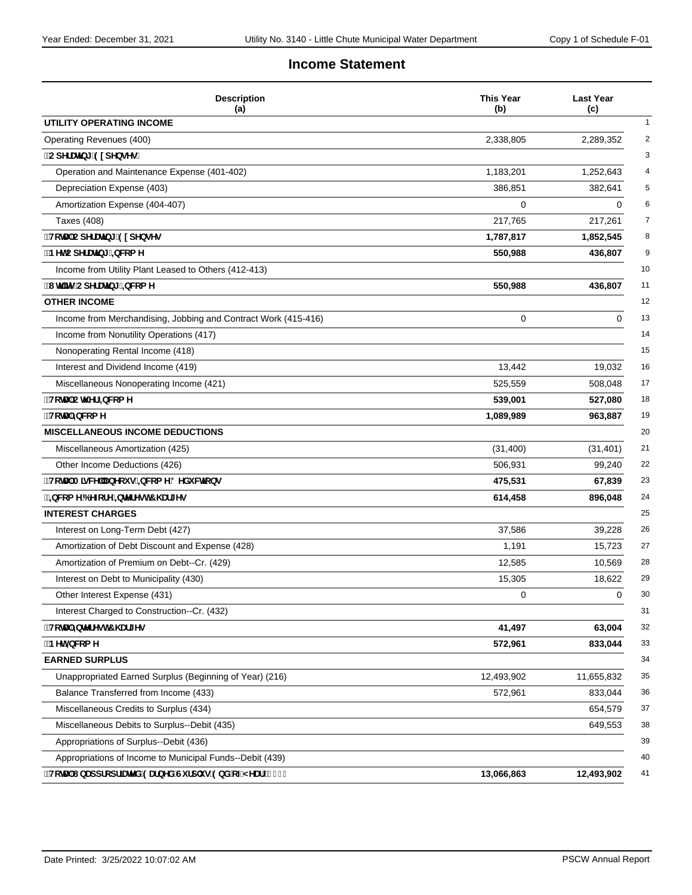# Income Statement

| Description (a) | This Year (b) | Last Year (c) | |
|---|---|---|---|
| **UTILITY OPERATING INCOME** | | | 1 |
| Operating Revenues (400) | 2,338,805 | 2,289,352 | 2 |
| **Operating Expenses:** | | | 3 |
| Operation and Maintenance Expense (401-402) | 1,183,201 | 1,252,643 | 4 |
| Depreciation Expense (403) | 386,851 | 382,641 | 5 |
| Amortization Expense (404-407) | 0 | 0 | 6 |
| Taxes (408) | 217,765 | 217,261 | 7 |
| **Total Operating Expenses** | **1,787,817** | **1,852,545** | 8 |
| **Net Operating Income** | **550,988** | **436,807** | 9 |
| Income from Utility Plant Leased to Others (412-413) | | | 10 |
| **Utility Operating Income** | **550,988** | **436,807** | 11 |
| **OTHER INCOME** | | | 12 |
| Income from Merchandising, Jobbing and Contract Work (415-416) | 0 | 0 | 13 |
| Income from Nonutility Operations (417) | | | 14 |
| Nonoperating Rental Income (418) | | | 15 |
| Interest and Dividend Income (419) | 13,442 | 19,032 | 16 |
| Miscellaneous Nonoperating Income (421) | 525,559 | 508,048 | 17 |
| **Total Other Income** | **539,001** | **527,080** | 18 |
| **Total Income** | **1,089,989** | **963,887** | 19 |
| **MISCELLANEOUS INCOME DEDUCTIONS** | | | 20 |
| Miscellaneous Amortization (425) | (31,400) | (31,401) | 21 |
| Other Income Deductions (426) | 506,931 | 99,240 | 22 |
| **Total Miscellaneous Income Deductions** | **475,531** | **67,839** | 23 |
| **Income Before Interest Charges** | **614,458** | **896,048** | 24 |
| **INTEREST CHARGES** | | | 25 |
| Interest on Long-Term Debt (427) | 37,586 | 39,228 | 26 |
| Amortization of Debt Discount and Expense (428) | 1,191 | 15,723 | 27 |
| Amortization of Premium on Debt--Cr. (429) | 12,585 | 10,569 | 28 |
| Interest on Debt to Municipality (430) | 15,305 | 18,622 | 29 |
| Other Interest Expense (431) | 0 | 0 | 30 |
| Interest Charged to Construction--Cr. (432) | | | 31 |
| **Total Interest Charges** | **41,497** | **63,004** | 32 |
| **Net Income** | **572,961** | **833,044** | 33 |
| **EARNED SURPLUS** | | | 34 |
| Unappropriated Earned Surplus (Beginning of Year) (216) | 12,493,902 | 11,655,832 | 35 |
| Balance Transferred from Income (433) | 572,961 | 833,044 | 36 |
| Miscellaneous Credits to Surplus (434) | | 654,579 | 37 |
| Miscellaneous Debits to Surplus--Debit (435) | | 649,553 | 38 |
| Appropriations of Surplus--Debit (436) | | | 39 |
| Appropriations of Income to Municipal Funds--Debit (439) | | | 40 |
| **Total Unappropriated Earned Surplus End of Year (216)** | **13,066,863** | **12,493,902** | 41 |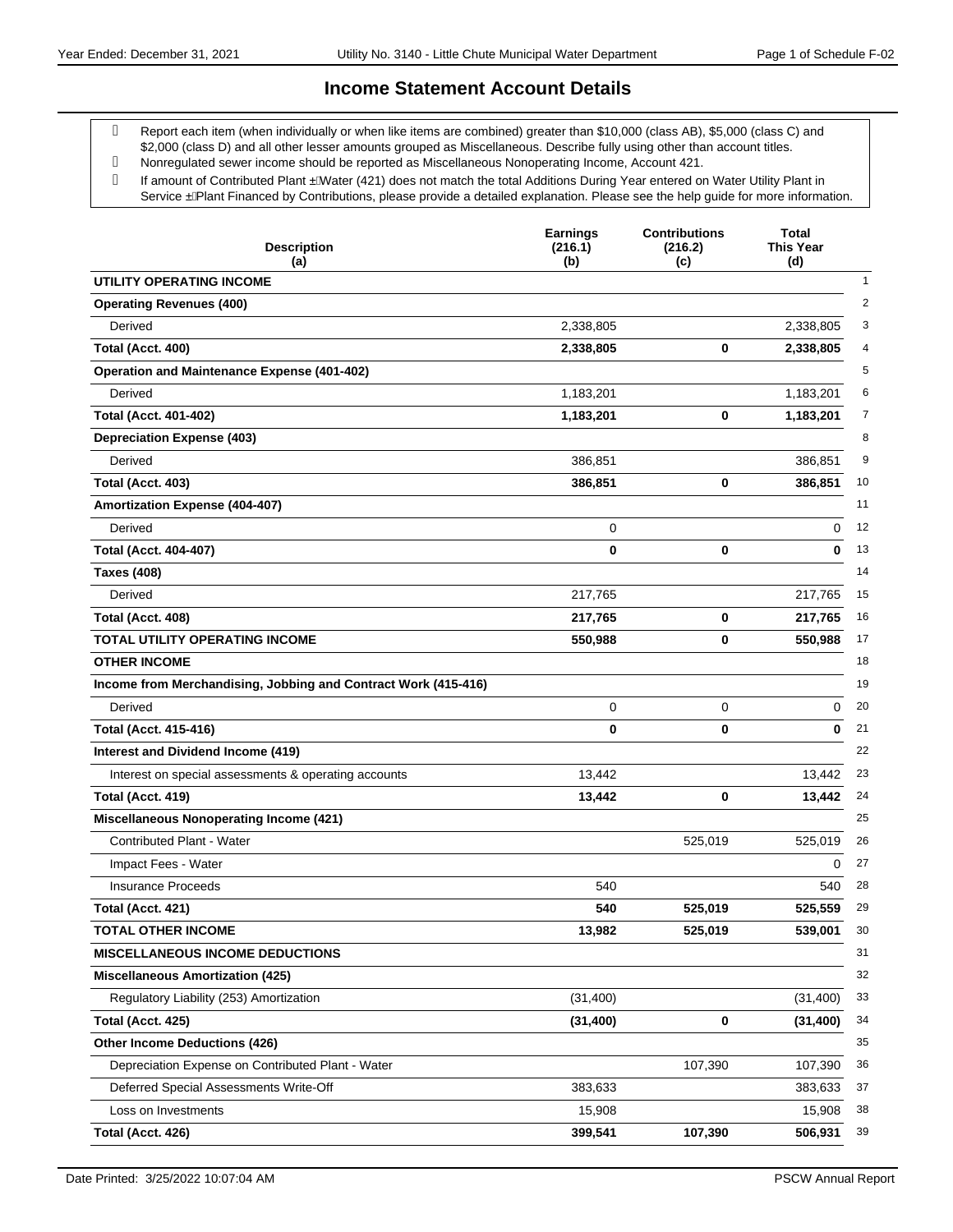# Income Statement Account Details

- Report each item (when individually or when like items are combined) greater than $10,000 (class AB), $5,000 (class C) and $2,000 (class D) and all other lesser amounts grouped as Miscellaneous. Describe fully using other than account titles.
- Nonregulated sewer income should be reported as Miscellaneous Nonoperating Income, Account 421.
- If amount of Contributed Plant – Water (421) does not match the total Additions During Year entered on Water Utility Plant in Service – Plant Financed by Contributions, please provide a detailed explanation. Please see the help guide for more information.

| Description (a) | Earnings (216.1) (b) | Contributions (216.2) (c) | Total This Year (d) | |
|---|---|---|---|---|
| **UTILITY OPERATING INCOME** | | | | 1 |
| **Operating Revenues (400)** | | | | 2 |
| Derived | 2,338,805 | | 2,338,805 | 3 |
| **Total (Acct. 400)** | **2,338,805** | **0** | **2,338,805** | 4 |
| **Operation and Maintenance Expense (401-402)** | | | | 5 |
| Derived | 1,183,201 | | 1,183,201 | 6 |
| **Total (Acct. 401-402)** | **1,183,201** | **0** | **1,183,201** | 7 |
| **Depreciation Expense (403)** | | | | 8 |
| Derived | 386,851 | | 386,851 | 9 |
| **Total (Acct. 403)** | **386,851** | **0** | **386,851** | 10 |
| **Amortization Expense (404-407)** | | | | 11 |
| Derived | 0 | | 0 | 12 |
| **Total (Acct. 404-407)** | **0** | **0** | **0** | 13 |
| **Taxes (408)** | | | | 14 |
| Derived | 217,765 | | 217,765 | 15 |
| **Total (Acct. 408)** | **217,765** | **0** | **217,765** | 16 |
| **TOTAL UTILITY OPERATING INCOME** | **550,988** | **0** | **550,988** | 17 |
| **OTHER INCOME** | | | | 18 |
| **Income from Merchandising, Jobbing and Contract Work (415-416)** | | | | 19 |
| Derived | 0 | 0 | 0 | 20 |
| **Total (Acct. 415-416)** | **0** | **0** | **0** | 21 |
| **Interest and Dividend Income (419)** | | | | 22 |
| Interest on special assessments & operating accounts | 13,442 | | 13,442 | 23 |
| **Total (Acct. 419)** | **13,442** | **0** | **13,442** | 24 |
| **Miscellaneous Nonoperating Income (421)** | | | | 25 |
| Contributed Plant - Water | | 525,019 | 525,019 | 26 |
| Impact Fees - Water | | | 0 | 27 |
| Insurance Proceeds | 540 | | 540 | 28 |
| **Total (Acct. 421)** | **540** | **525,019** | **525,559** | 29 |
| **TOTAL OTHER INCOME** | **13,982** | **525,019** | **539,001** | 30 |
| **MISCELLANEOUS INCOME DEDUCTIONS** | | | | 31 |
| **Miscellaneous Amortization (425)** | | | | 32 |
| Regulatory Liability (253) Amortization | (31,400) | | (31,400) | 33 |
| **Total (Acct. 425)** | **(31,400)** | **0** | **(31,400)** | 34 |
| **Other Income Deductions (426)** | | | | 35 |
| Depreciation Expense on Contributed Plant - Water | | 107,390 | 107,390 | 36 |
| Deferred Special Assessments Write-Off | 383,633 | | 383,633 | 37 |
| Loss on Investments | 15,908 | | 15,908 | 38 |
| **Total (Acct. 426)** | **399,541** | **107,390** | **506,931** | 39 |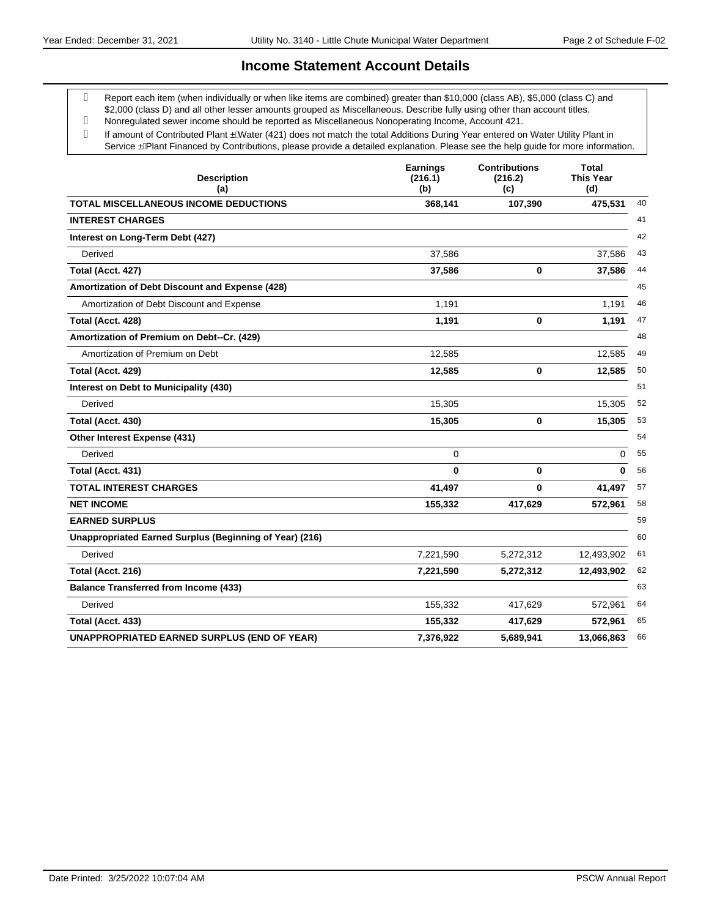# Income Statement Account Details

- Report each item (when individually or when like items are combined) greater than $10,000 (class AB), $5,000 (class C) and $2,000 (class D) and all other lesser amounts grouped as Miscellaneous. Describe fully using other than account titles.
- Nonregulated sewer income should be reported as Miscellaneous Nonoperating Income, Account 421.
- If amount of Contributed Plant ±Water (421) does not match the total Additions During Year entered on Water Utility Plant in Service ±Plant Financed by Contributions, please provide a detailed explanation. Please see the help guide for more information.

| Description (a) | Earnings (216.1) (b) | Contributions (216.2) (c) | Total This Year (d) | |
|---|---|---|---|---|
| **TOTAL MISCELLANEOUS INCOME DEDUCTIONS** | **368,141** | **107,390** | **475,531** | 40 |
| **INTEREST CHARGES** | | | | 41 |
| **Interest on Long-Term Debt (427)** | | | | 42 |
| Derived | 37,586 | | 37,586 | 43 |
| **Total (Acct. 427)** | **37,586** | **0** | **37,586** | 44 |
| **Amortization of Debt Discount and Expense (428)** | | | | 45 |
| Amortization of Debt Discount and Expense | 1,191 | | 1,191 | 46 |
| **Total (Acct. 428)** | **1,191** | **0** | **1,191** | 47 |
| **Amortization of Premium on Debt--Cr. (429)** | | | | 48 |
| Amortization of Premium on Debt | 12,585 | | 12,585 | 49 |
| **Total (Acct. 429)** | **12,585** | **0** | **12,585** | 50 |
| **Interest on Debt to Municipality (430)** | | | | 51 |
| Derived | 15,305 | | 15,305 | 52 |
| **Total (Acct. 430)** | **15,305** | **0** | **15,305** | 53 |
| **Other Interest Expense (431)** | | | | 54 |
| Derived | 0 | | 0 | 55 |
| **Total (Acct. 431)** | **0** | **0** | **0** | 56 |
| **TOTAL INTEREST CHARGES** | **41,497** | **0** | **41,497** | 57 |
| **NET INCOME** | **155,332** | **417,629** | **572,961** | 58 |
| **EARNED SURPLUS** | | | | 59 |
| **Unappropriated Earned Surplus (Beginning of Year) (216)** | | | | 60 |
| Derived | 7,221,590 | 5,272,312 | 12,493,902 | 61 |
| **Total (Acct. 216)** | **7,221,590** | **5,272,312** | **12,493,902** | 62 |
| **Balance Transferred from Income (433)** | | | | 63 |
| Derived | 155,332 | 417,629 | 572,961 | 64 |
| **Total (Acct. 433)** | **155,332** | **417,629** | **572,961** | 65 |
| **UNAPPROPRIATED EARNED SURPLUS (END OF YEAR)** | **7,376,922** | **5,689,941** | **13,066,863** | 66 |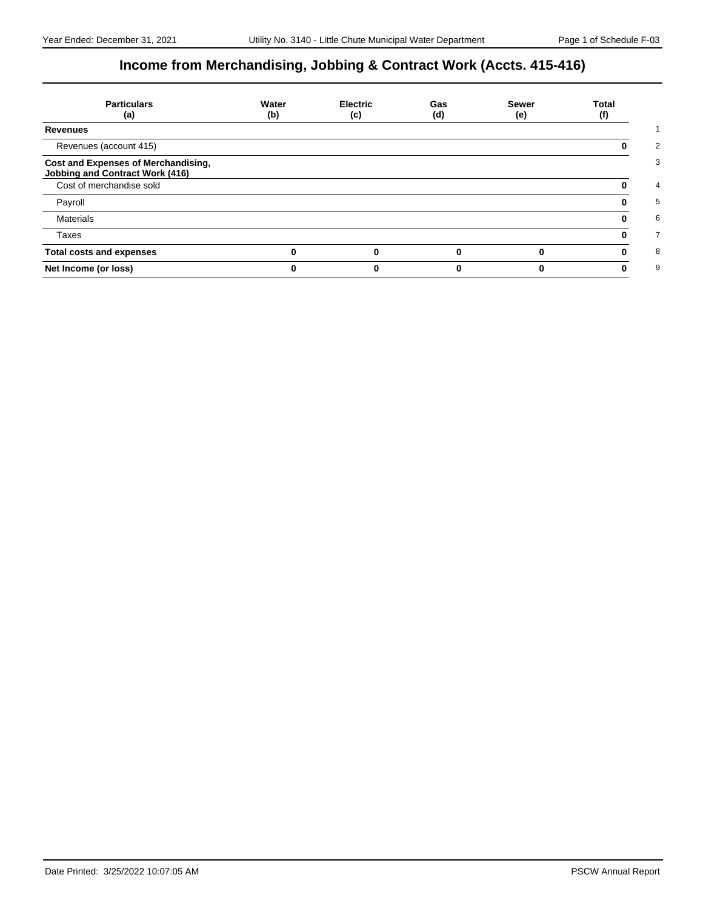# Income from Merchandising, Jobbing & Contract Work (Accts. 415-416)

| Particulars (a) | Water (b) | Electric (c) | Gas (d) | Sewer (e) | Total (f) | |
|---|---|---|---|---|---|---|
| **Revenues** | | | | | | 1 |
| Revenues (account 415) | | | | | **0** | 2 |
| **Cost and Expenses of Merchandising, Jobbing and Contract Work (416)** | | | | | | 3 |
| Cost of merchandise sold | | | | | **0** | 4 |
| Payroll | | | | | **0** | 5 |
| Materials | | | | | **0** | 6 |
| Taxes | | | | | **0** | 7 |
| **Total costs and expenses** | **0** | **0** | **0** | **0** | **0** | 8 |
| **Net Income (or loss)** | **0** | **0** | **0** | **0** | **0** | 9 |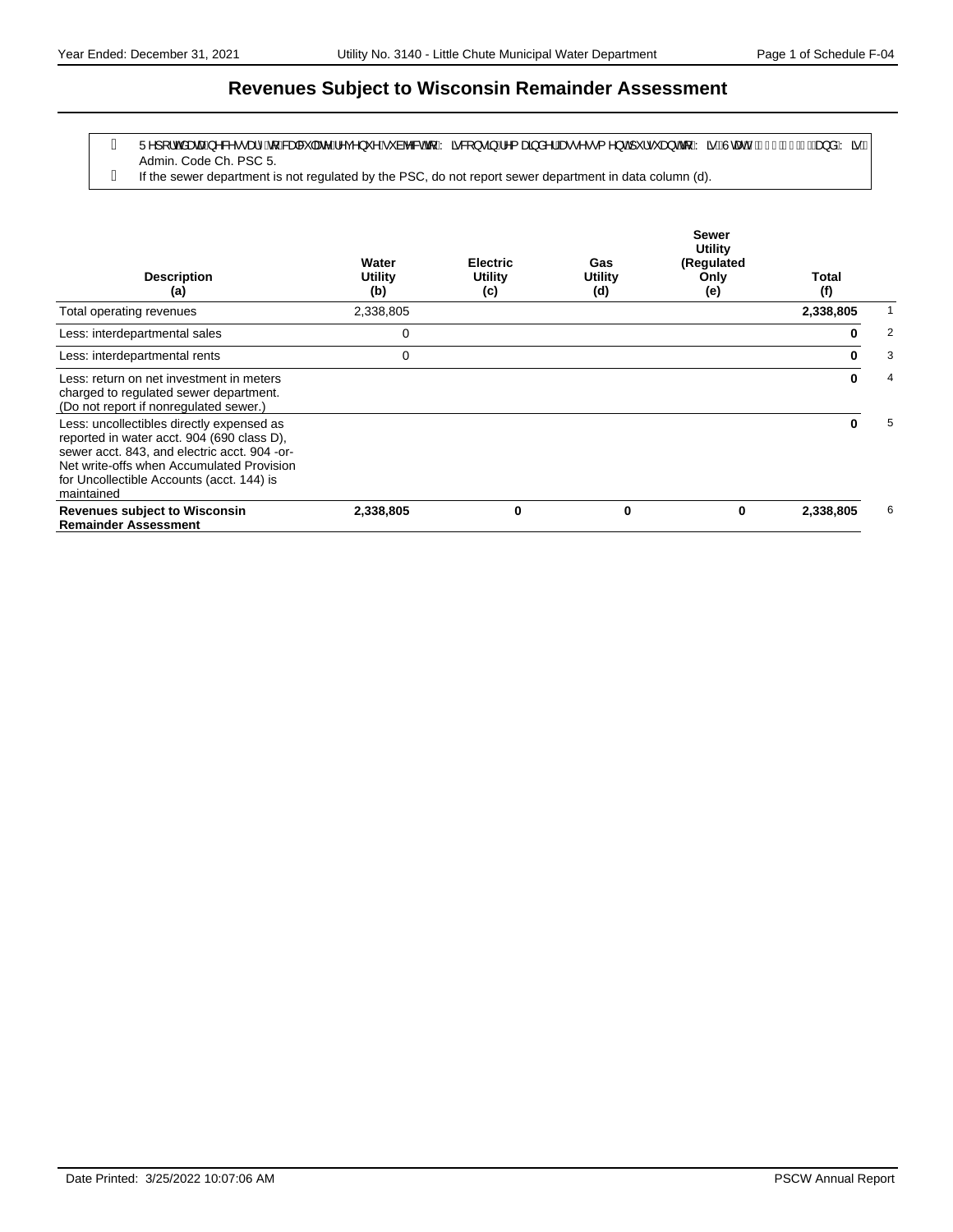# Revenues Subject to Wisconsin Remainder Assessment

- Report data necessary to calculate revenues subject to Wisconsin remainder assessment pursuant to Wis. Stat. § 196.85 and Wis. Admin. Code Ch. PSC 5.
- If the sewer department is not regulated by the PSC, do not report sewer department in data column (d).

| Description<br>(a) | Water Utility<br>(b) | Electric Utility<br>(c) | Gas Utility<br>(d) | Sewer Utility (Regulated Only<br>(e) | Total<br>(f) | |
|---|---|---|---|---|---|---|
| Total operating revenues | 2,338,805 | | | | **2,338,805** | 1 |
| Less: interdepartmental sales | 0 | | | | **0** | 2 |
| Less: interdepartmental rents | 0 | | | | **0** | 3 |
| Less: return on net investment in meters charged to regulated sewer department. (Do not report if nonregulated sewer.) | | | | | **0** | 4 |
| Less: uncollectibles directly expensed as reported in water acct. 904 (690 class D), sewer acct. 843, and electric acct. 904 -or- Net write-offs when Accumulated Provision for Uncollectible Accounts (acct. 144) is maintained | | | | | **0** | 5 |
| **Revenues subject to Wisconsin Remainder Assessment** | **2,338,805** | **0** | **0** | **0** | **2,338,805** | 6 |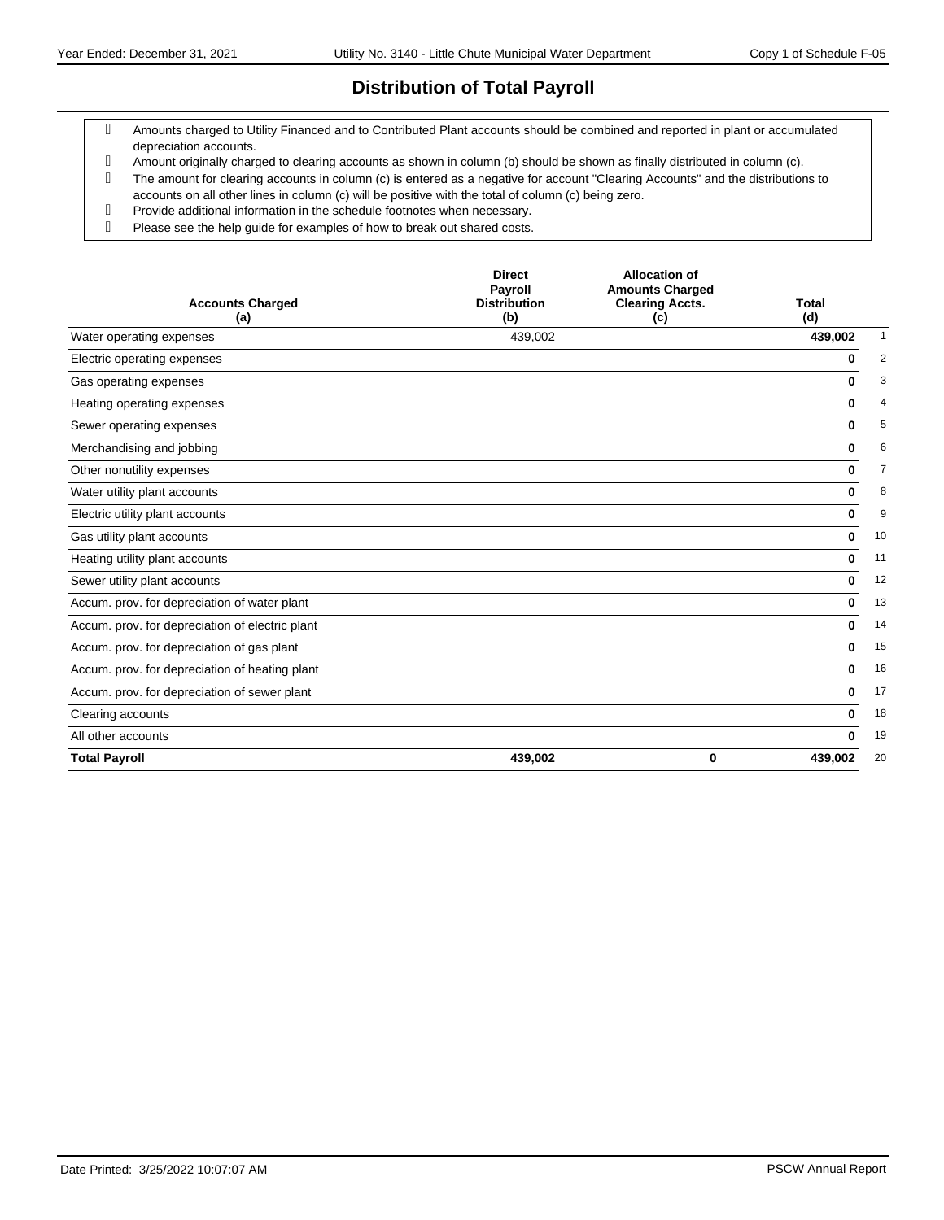# Distribution of Total Payroll

- Amounts charged to Utility Financed and to Contributed Plant accounts should be combined and reported in plant or accumulated depreciation accounts.
- Amount originally charged to clearing accounts as shown in column (b) should be shown as finally distributed in column (c).
- The amount for clearing accounts in column (c) is entered as a negative for account "Clearing Accounts" and the distributions to accounts on all other lines in column (c) will be positive with the total of column (c) being zero.
- Provide additional information in the schedule footnotes when necessary.
- Please see the help guide for examples of how to break out shared costs.

| Accounts Charged (a) | Direct Payroll Distribution (b) | Allocation of Amounts Charged Clearing Accts. (c) | Total (d) | |
|---|---|---|---|---|
| Water operating expenses | 439,002 | | **439,002** | 1 |
| Electric operating expenses | | | **0** | 2 |
| Gas operating expenses | | | **0** | 3 |
| Heating operating expenses | | | **0** | 4 |
| Sewer operating expenses | | | **0** | 5 |
| Merchandising and jobbing | | | **0** | 6 |
| Other nonutility expenses | | | **0** | 7 |
| Water utility plant accounts | | | **0** | 8 |
| Electric utility plant accounts | | | **0** | 9 |
| Gas utility plant accounts | | | **0** | 10 |
| Heating utility plant accounts | | | **0** | 11 |
| Sewer utility plant accounts | | | **0** | 12 |
| Accum. prov. for depreciation of water plant | | | **0** | 13 |
| Accum. prov. for depreciation of electric plant | | | **0** | 14 |
| Accum. prov. for depreciation of gas plant | | | **0** | 15 |
| Accum. prov. for depreciation of heating plant | | | **0** | 16 |
| Accum. prov. for depreciation of sewer plant | | | **0** | 17 |
| Clearing accounts | | | **0** | 18 |
| All other accounts | | | **0** | 19 |
| **Total Payroll** | **439,002** | **0** | **439,002** | 20 |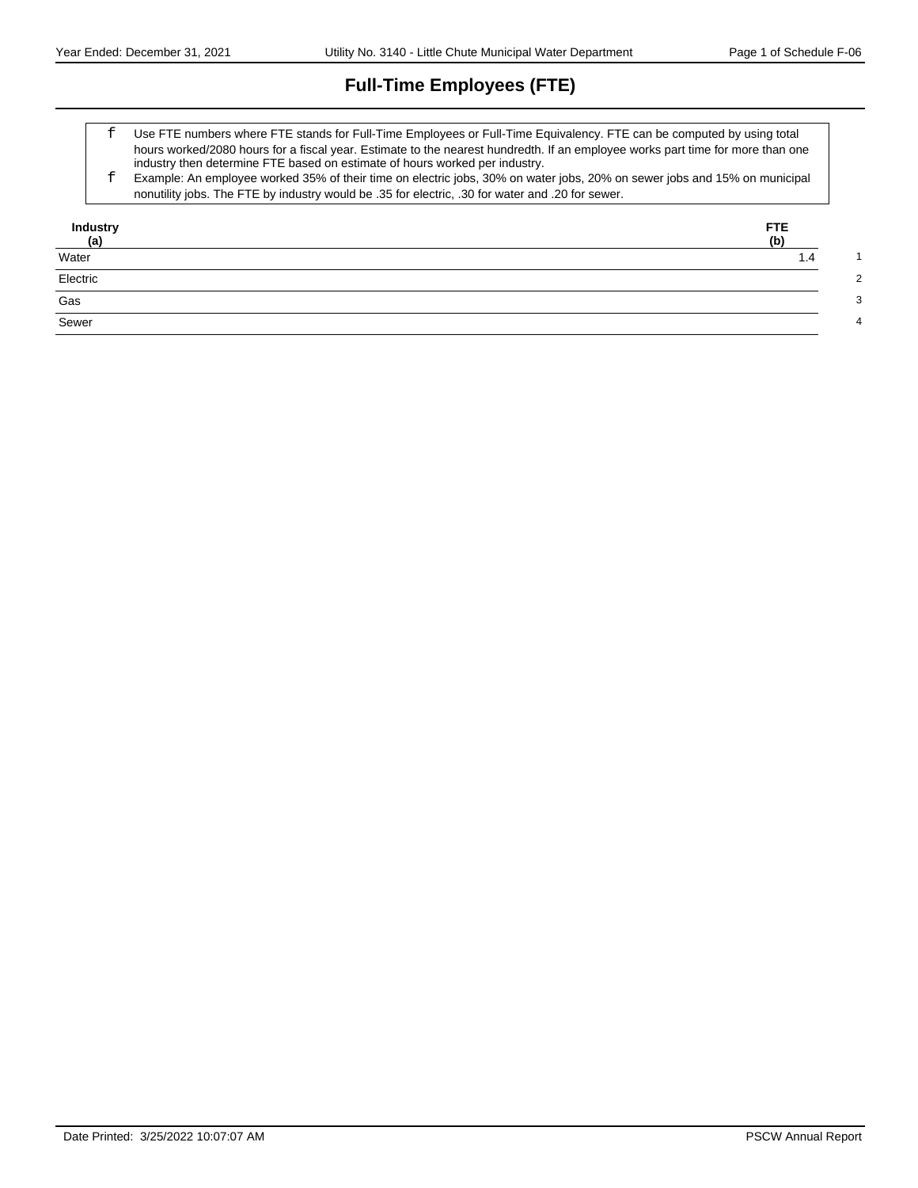# Full-Time Employees (FTE)

- Use FTE numbers where FTE stands for Full-Time Employees or Full-Time Equivalency. FTE can be computed by using total hours worked/2080 hours for a fiscal year. Estimate to the nearest hundredth. If an employee works part time for more than one industry then determine FTE based on estimate of hours worked per industry.
- Example: An employee worked 35% of their time on electric jobs, 30% on water jobs, 20% on sewer jobs and 15% on municipal nonutility jobs. The FTE by industry would be .35 for electric, .30 for water and .20 for sewer.

| Industry (a) | FTE (b) | |
|---|---|---|
| Water | 1.4 | 1 |
| Electric | | 2 |
| Gas | | 3 |
| Sewer | | 4 |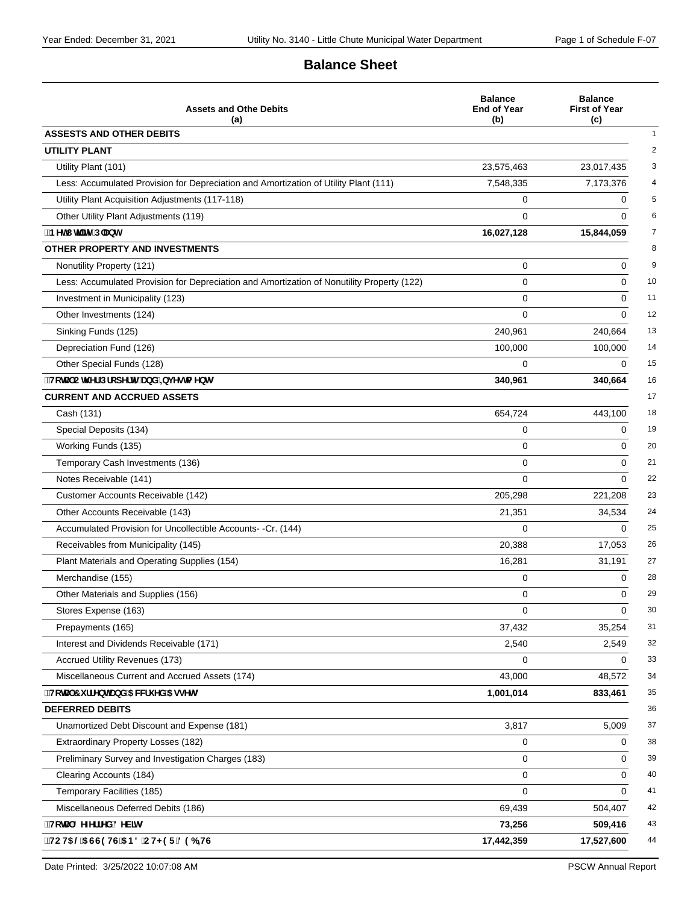## Balance Sheet

| Assets and Othe Debits (a) | Balance End of Year (b) | Balance First of Year (c) | |
|---|---|---|---|
| **ASSESTS AND OTHER DEBITS** | | | 1 |
| **UTILITY PLANT** | | | 2 |
| Utility Plant (101) | 23,575,463 | 23,017,435 | 3 |
| Less: Accumulated Provision for Depreciation and Amortization of Utility Plant (111) | 7,548,335 | 7,173,376 | 4 |
| Utility Plant Acquisition Adjustments (117-118) | 0 | 0 | 5 |
| Other Utility Plant Adjustments (119) | 0 | 0 | 6 |
| **Net Utility Plant** | **16,027,128** | **15,844,059** | 7 |
| **OTHER PROPERTY AND INVESTMENTS** | | | 8 |
| Nonutility Property (121) | 0 | 0 | 9 |
| Less: Accumulated Provision for Depreciation and Amortization of Nonutility Property (122) | 0 | 0 | 10 |
| Investment in Municipality (123) | 0 | 0 | 11 |
| Other Investments (124) | 0 | 0 | 12 |
| Sinking Funds (125) | 240,961 | 240,664 | 13 |
| Depreciation Fund (126) | 100,000 | 100,000 | 14 |
| Other Special Funds (128) | 0 | 0 | 15 |
| **Total Other Property and Investments** | **340,961** | **340,664** | 16 |
| **CURRENT AND ACCRUED ASSETS** | | | 17 |
| Cash (131) | 654,724 | 443,100 | 18 |
| Special Deposits (134) | 0 | 0 | 19 |
| Working Funds (135) | 0 | 0 | 20 |
| Temporary Cash Investments (136) | 0 | 0 | 21 |
| Notes Receivable (141) | 0 | 0 | 22 |
| Customer Accounts Receivable (142) | 205,298 | 221,208 | 23 |
| Other Accounts Receivable (143) | 21,351 | 34,534 | 24 |
| Accumulated Provision for Uncollectible Accounts- -Cr. (144) | 0 | 0 | 25 |
| Receivables from Municipality (145) | 20,388 | 17,053 | 26 |
| Plant Materials and Operating Supplies (154) | 16,281 | 31,191 | 27 |
| Merchandise (155) | 0 | 0 | 28 |
| Other Materials and Supplies (156) | 0 | 0 | 29 |
| Stores Expense (163) | 0 | 0 | 30 |
| Prepayments (165) | 37,432 | 35,254 | 31 |
| Interest and Dividends Receivable (171) | 2,540 | 2,549 | 32 |
| Accrued Utility Revenues (173) | 0 | 0 | 33 |
| Miscellaneous Current and Accrued Assets (174) | 43,000 | 48,572 | 34 |
| **Total Current and Accrued Assets** | **1,001,014** | **833,461** | 35 |
| **DEFERRED DEBITS** | | | 36 |
| Unamortized Debt Discount and Expense (181) | 3,817 | 5,009 | 37 |
| Extraordinary Property Losses (182) | 0 | 0 | 38 |
| Preliminary Survey and Investigation Charges (183) | 0 | 0 | 39 |
| Clearing Accounts (184) | 0 | 0 | 40 |
| Temporary Facilities (185) | 0 | 0 | 41 |
| Miscellaneous Deferred Debits (186) | 69,439 | 504,407 | 42 |
| **Total Deferred Debits** | **73,256** | **509,416** | 43 |
| **TOTAL ASSETS AND OTHER DEBITS** | **17,442,359** | **17,527,600** | 44 |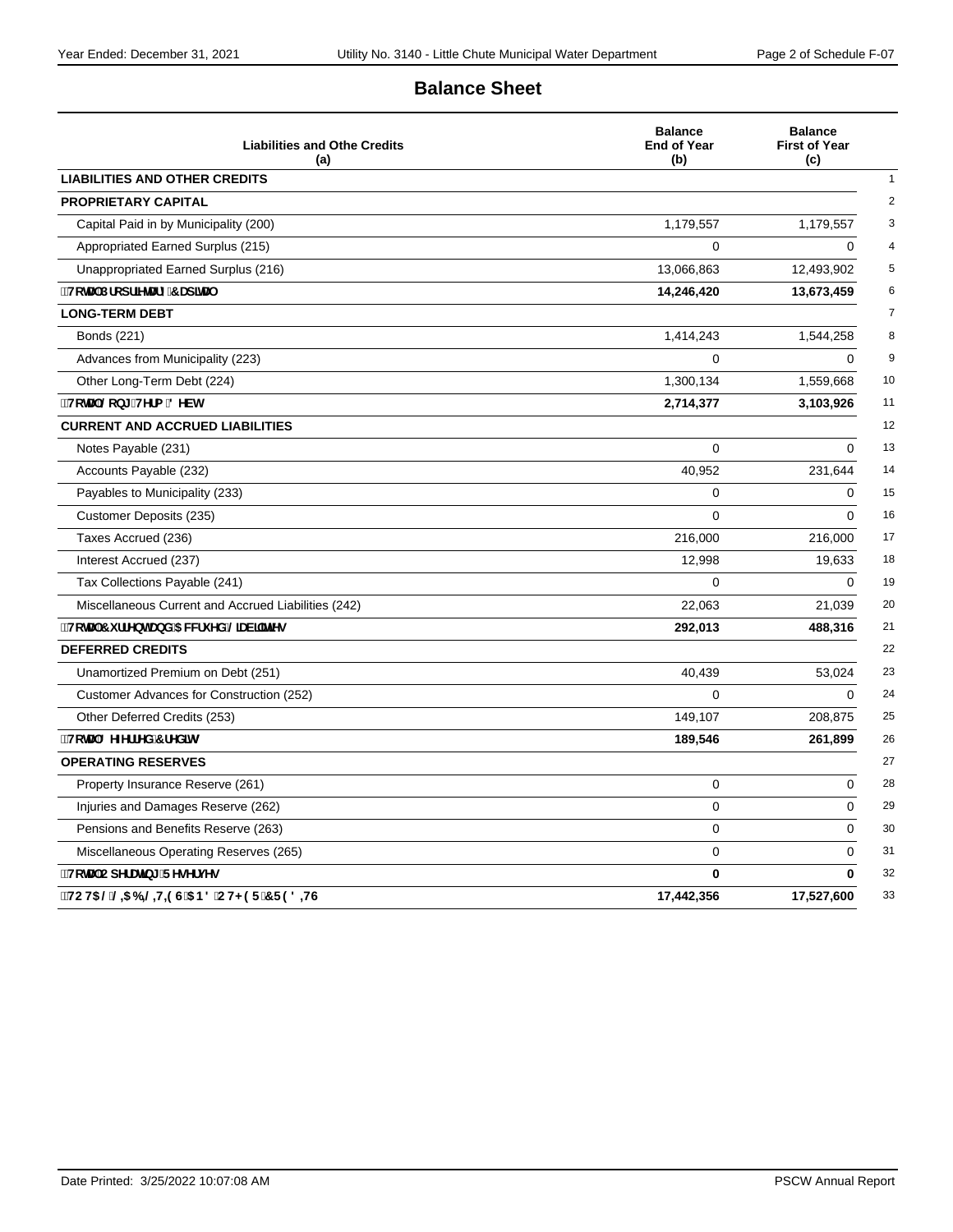# Balance Sheet

| Liabilities and Othe Credits (a) | Balance End of Year (b) | Balance First of Year (c) | |
|---|---|---|---|
| **LIABILITIES AND OTHER CREDITS** | | | 1 |
| **PROPRIETARY CAPITAL** | | | 2 |
| Capital Paid in by Municipality (200) | 1,179,557 | 1,179,557 | 3 |
| Appropriated Earned Surplus (215) | 0 | 0 | 4 |
| Unappropriated Earned Surplus (216) | 13,066,863 | 12,493,902 | 5 |
| **Total Proprietary Capital** | **14,246,420** | **13,673,459** | 6 |
| **LONG-TERM DEBT** | | | 7 |
| Bonds (221) | 1,414,243 | 1,544,258 | 8 |
| Advances from Municipality (223) | 0 | 0 | 9 |
| Other Long-Term Debt (224) | 1,300,134 | 1,559,668 | 10 |
| **Total Long-Term Debt** | **2,714,377** | **3,103,926** | 11 |
| **CURRENT AND ACCRUED LIABILITIES** | | | 12 |
| Notes Payable (231) | 0 | 0 | 13 |
| Accounts Payable (232) | 40,952 | 231,644 | 14 |
| Payables to Municipality (233) | 0 | 0 | 15 |
| Customer Deposits (235) | 0 | 0 | 16 |
| Taxes Accrued (236) | 216,000 | 216,000 | 17 |
| Interest Accrued (237) | 12,998 | 19,633 | 18 |
| Tax Collections Payable (241) | 0 | 0 | 19 |
| Miscellaneous Current and Accrued Liabilities (242) | 22,063 | 21,039 | 20 |
| **Total Current and Accrued Liabilities** | **292,013** | **488,316** | 21 |
| **DEFERRED CREDITS** | | | 22 |
| Unamortized Premium on Debt (251) | 40,439 | 53,024 | 23 |
| Customer Advances for Construction (252) | 0 | 0 | 24 |
| Other Deferred Credits (253) | 149,107 | 208,875 | 25 |
| **Total Deferred Credits** | **189,546** | **261,899** | 26 |
| **OPERATING RESERVES** | | | 27 |
| Property Insurance Reserve (261) | 0 | 0 | 28 |
| Injuries and Damages Reserve (262) | 0 | 0 | 29 |
| Pensions and Benefits Reserve (263) | 0 | 0 | 30 |
| Miscellaneous Operating Reserves (265) | 0 | 0 | 31 |
| **Total Operating Reserves** | **0** | **0** | 32 |
| **TOTAL LIABILITIES AND OTHER CREDITS** | **17,442,356** | **17,527,600** | 33 |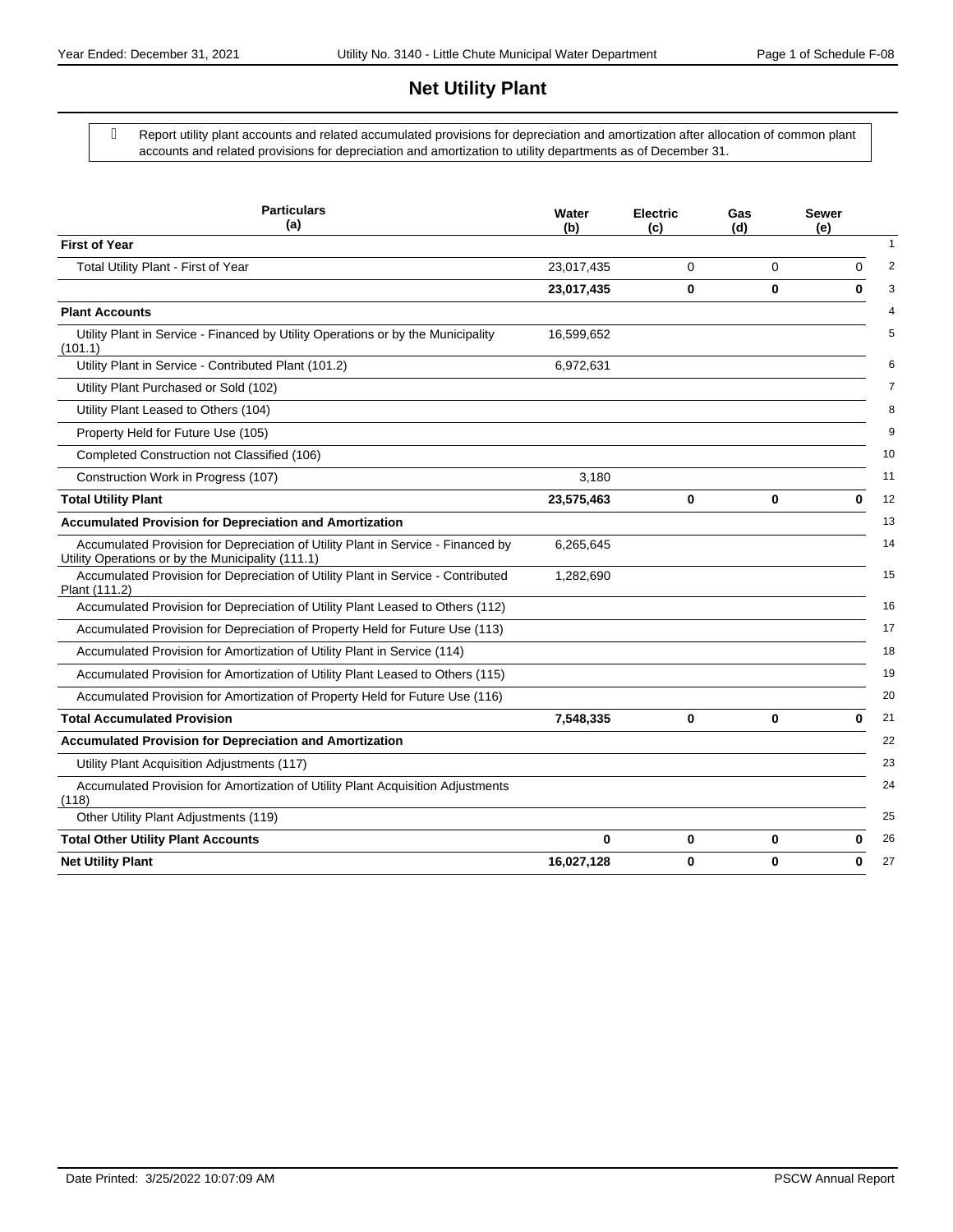# Net Utility Plant

Report utility plant accounts and related accumulated provisions for depreciation and amortization after allocation of common plant accounts and related provisions for depreciation and amortization to utility departments as of December 31.

| Particulars (a) | Water (b) | Electric (c) | Gas (d) | Sewer (e) | |
|---|---|---|---|---|---|
| **First of Year** | | | | | 1 |
| Total Utility Plant - First of Year | 23,017,435 | 0 | 0 | 0 | 2 |
| | **23,017,435** | **0** | **0** | **0** | 3 |
| **Plant Accounts** | | | | | 4 |
| Utility Plant in Service - Financed by Utility Operations or by the Municipality (101.1) | 16,599,652 | | | | 5 |
| Utility Plant in Service - Contributed Plant (101.2) | 6,972,631 | | | | 6 |
| Utility Plant Purchased or Sold (102) | | | | | 7 |
| Utility Plant Leased to Others (104) | | | | | 8 |
| Property Held for Future Use (105) | | | | | 9 |
| Completed Construction not Classified (106) | | | | | 10 |
| Construction Work in Progress (107) | 3,180 | | | | 11 |
| **Total Utility Plant** | **23,575,463** | **0** | **0** | **0** | 12 |
| **Accumulated Provision for Depreciation and Amortization** | | | | | 13 |
| Accumulated Provision for Depreciation of Utility Plant in Service - Financed by Utility Operations or by the Municipality (111.1) | 6,265,645 | | | | 14 |
| Accumulated Provision for Depreciation of Utility Plant in Service - Contributed Plant (111.2) | 1,282,690 | | | | 15 |
| Accumulated Provision for Depreciation of Utility Plant Leased to Others (112) | | | | | 16 |
| Accumulated Provision for Depreciation of Property Held for Future Use (113) | | | | | 17 |
| Accumulated Provision for Amortization of Utility Plant in Service (114) | | | | | 18 |
| Accumulated Provision for Amortization of Utility Plant Leased to Others (115) | | | | | 19 |
| Accumulated Provision for Amortization of Property Held for Future Use (116) | | | | | 20 |
| **Total Accumulated Provision** | **7,548,335** | **0** | **0** | **0** | 21 |
| **Accumulated Provision for Depreciation and Amortization** | | | | | 22 |
| Utility Plant Acquisition Adjustments (117) | | | | | 23 |
| Accumulated Provision for Amortization of Utility Plant Acquisition Adjustments (118) | | | | | 24 |
| Other Utility Plant Adjustments (119) | | | | | 25 |
| **Total Other Utility Plant Accounts** | **0** | **0** | **0** | **0** | 26 |
| **Net Utility Plant** | **16,027,128** | **0** | **0** | **0** | 27 |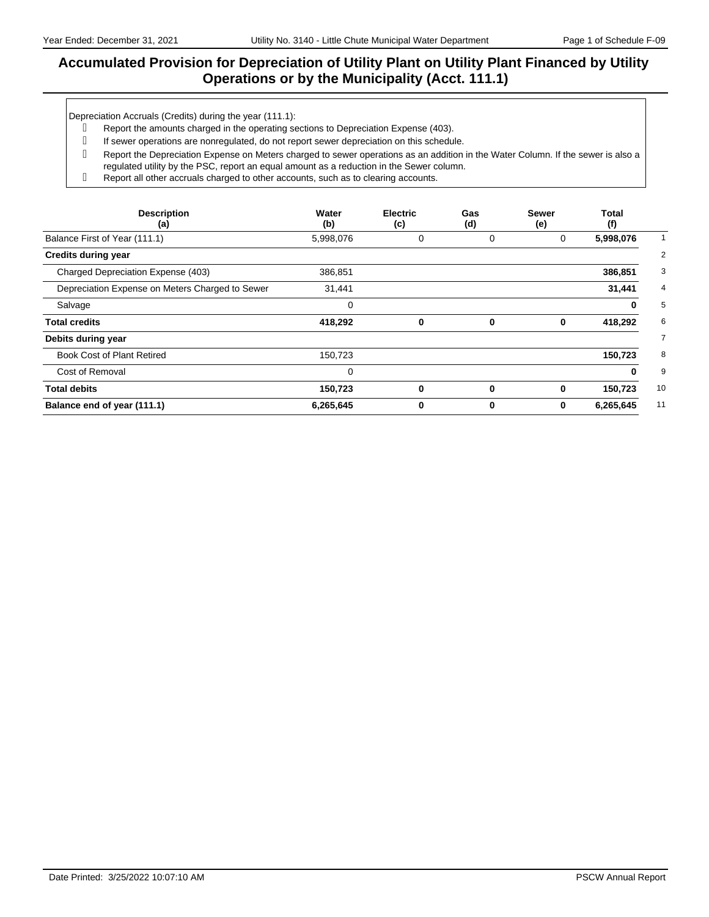# Accumulated Provision for Depreciation of Utility Plant on Utility Plant Financed by Utility Operations or by the Municipality (Acct. 111.1)

Depreciation Accruals (Credits) during the year (111.1):

- Report the amounts charged in the operating sections to Depreciation Expense (403).
- If sewer operations are nonregulated, do not report sewer depreciation on this schedule.
- Report the Depreciation Expense on Meters charged to sewer operations as an addition in the Water Column. If the sewer is also a regulated utility by the PSC, report an equal amount as a reduction in the Sewer column.
- Report all other accruals charged to other accounts, such as to clearing accounts.

| Description (a) | Water (b) | Electric (c) | Gas (d) | Sewer (e) | Total (f) | |
|---|---|---|---|---|---|---|
| Balance First of Year (111.1) | 5,998,076 | 0 | 0 | 0 | **5,998,076** | 1 |
| **Credits during year** | | | | | | 2 |
| Charged Depreciation Expense (403) | 386,851 | | | | **386,851** | 3 |
| Depreciation Expense on Meters Charged to Sewer | 31,441 | | | | **31,441** | 4 |
| Salvage | 0 | | | | **0** | 5 |
| **Total credits** | **418,292** | **0** | **0** | **0** | **418,292** | 6 |
| **Debits during year** | | | | | | 7 |
| Book Cost of Plant Retired | 150,723 | | | | **150,723** | 8 |
| Cost of Removal | 0 | | | | **0** | 9 |
| **Total debits** | **150,723** | **0** | **0** | **0** | **150,723** | 10 |
| **Balance end of year (111.1)** | **6,265,645** | **0** | **0** | **0** | **6,265,645** | 11 |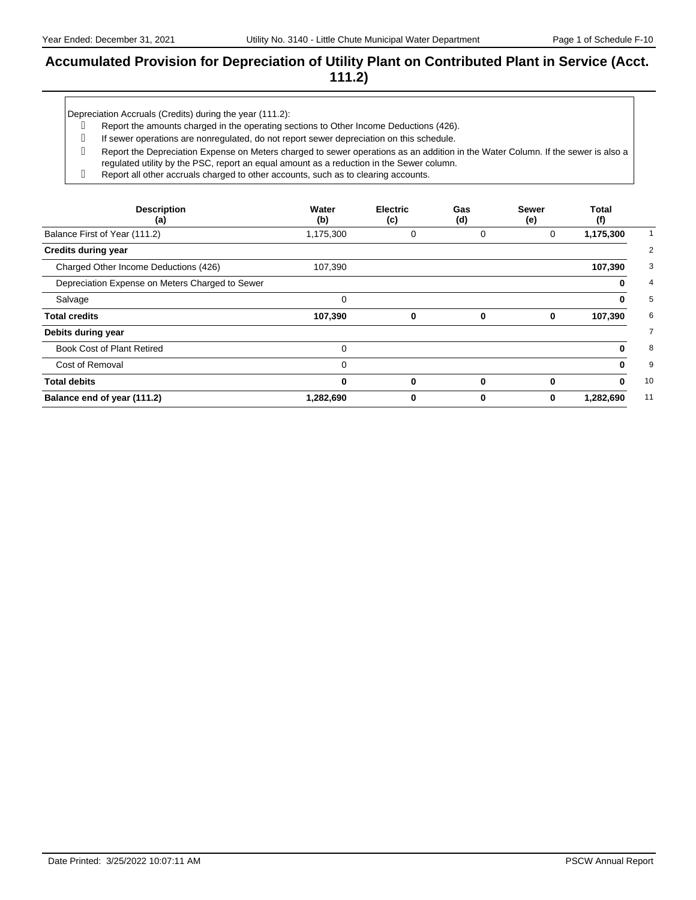# Accumulated Provision for Depreciation of Utility Plant on Contributed Plant in Service (Acct. 111.2)

Depreciation Accruals (Credits) during the year (111.2):

- Report the amounts charged in the operating sections to Other Income Deductions (426).
- If sewer operations are nonregulated, do not report sewer depreciation on this schedule.
- Report the Depreciation Expense on Meters charged to sewer operations as an addition in the Water Column. If the sewer is also a regulated utility by the PSC, report an equal amount as a reduction in the Sewer column.
- Report all other accruals charged to other accounts, such as to clearing accounts.

| Description (a) | Water (b) | Electric (c) | Gas (d) | Sewer (e) | Total (f) | |
|---|---|---|---|---|---|---|
| Balance First of Year (111.2) | 1,175,300 | 0 | 0 | 0 | **1,175,300** | 1 |
| **Credits during year** | | | | | | 2 |
| Charged Other Income Deductions (426) | 107,390 | | | | **107,390** | 3 |
| Depreciation Expense on Meters Charged to Sewer | | | | | **0** | 4 |
| Salvage | 0 | | | | **0** | 5 |
| **Total credits** | **107,390** | **0** | **0** | **0** | **107,390** | 6 |
| **Debits during year** | | | | | | 7 |
| Book Cost of Plant Retired | 0 | | | | **0** | 8 |
| Cost of Removal | 0 | | | | **0** | 9 |
| **Total debits** | **0** | **0** | **0** | **0** | **0** | 10 |
| **Balance end of year (111.2)** | **1,282,690** | **0** | **0** | **0** | **1,282,690** | 11 |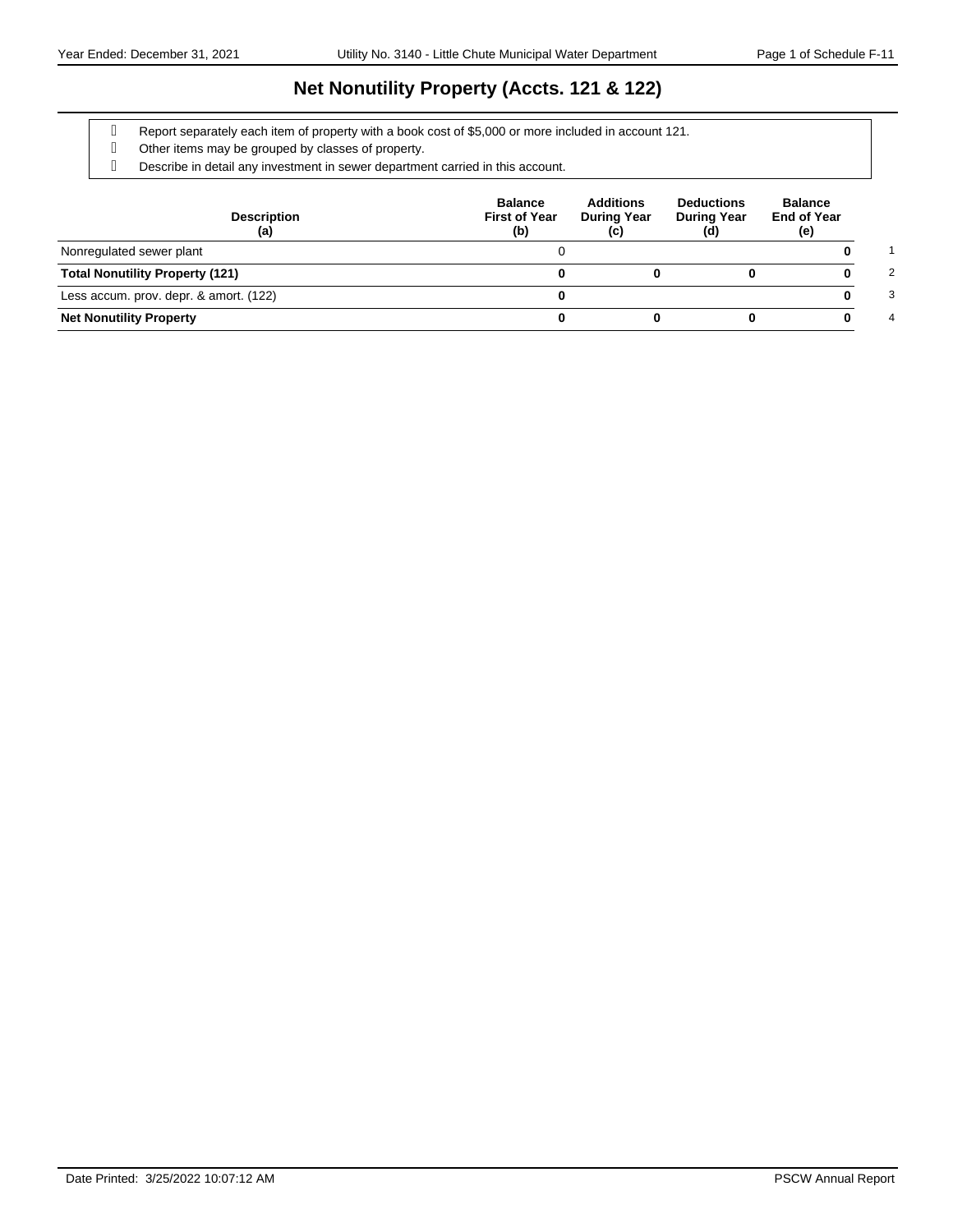# Net Nonutility Property (Accts. 121 & 122)

- Report separately each item of property with a book cost of $5,000 or more included in account 121.
- Other items may be grouped by classes of property.
- Describe in detail any investment in sewer department carried in this account.

| Description (a) | Balance First of Year (b) | Additions During Year (c) | Deductions During Year (d) | Balance End of Year (e) | |
|---|---|---|---|---|---|
| Nonregulated sewer plant | 0 | | | **0** | 1 |
| **Total Nonutility Property (121)** | **0** | **0** | **0** | **0** | 2 |
| Less accum. prov. depr. & amort. (122) | **0** | | | **0** | 3 |
| **Net Nonutility Property** | **0** | **0** | **0** | **0** | 4 |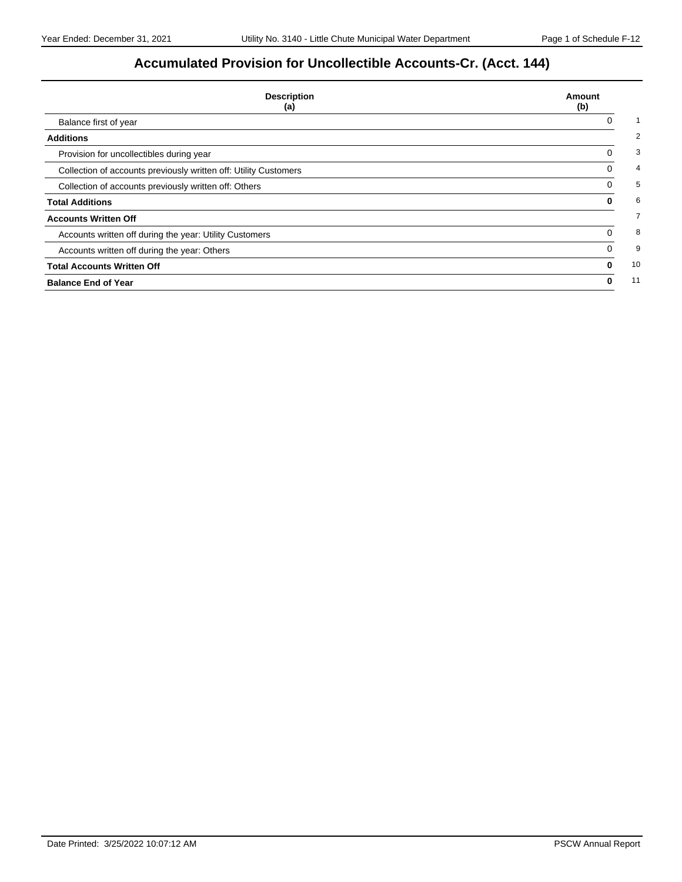# Accumulated Provision for Uncollectible Accounts-Cr. (Acct. 144)

| Description (a) | Amount (b) | |
|---|---|---|
| Balance first of year | 0 | 1 |
| **Additions** | | 2 |
| Provision for uncollectibles during year | 0 | 3 |
| Collection of accounts previously written off: Utility Customers | 0 | 4 |
| Collection of accounts previously written off: Others | 0 | 5 |
| **Total Additions** | **0** | 6 |
| **Accounts Written Off** | | 7 |
| Accounts written off during the year: Utility Customers | 0 | 8 |
| Accounts written off during the year: Others | 0 | 9 |
| **Total Accounts Written Off** | **0** | 10 |
| **Balance End of Year** | **0** | 11 |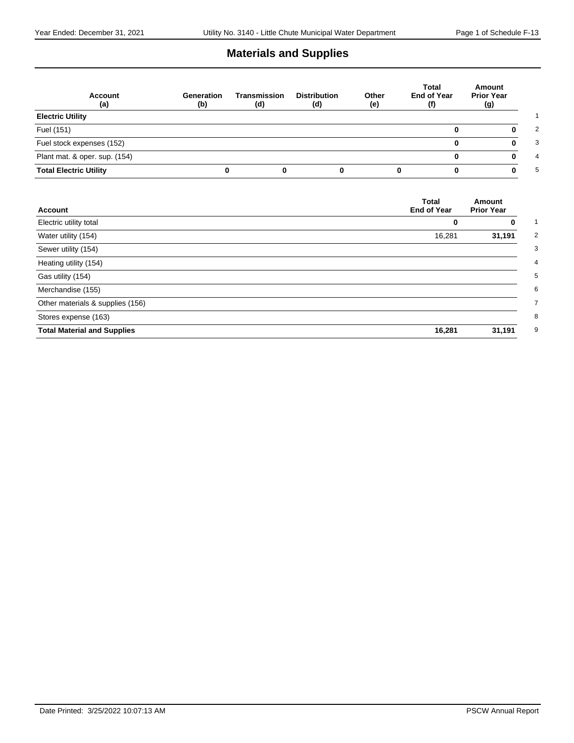# Materials and Supplies

| Account (a) | Generation (b) | Transmission (d) | Distribution (d) | Other (e) | Total End of Year (f) | Amount Prior Year (g) | |
|---|---|---|---|---|---|---|---|
| **Electric Utility** | | | | | | | 1 |
| Fuel (151) | | | | | **0** | **0** | 2 |
| Fuel stock expenses (152) | | | | | **0** | **0** | 3 |
| Plant mat. & oper. sup. (154) | | | | | **0** | **0** | 4 |
| **Total Electric Utility** | **0** | **0** | **0** | **0** | **0** | **0** | 5 |

| Account | Total End of Year | Amount Prior Year | |
|---|---|---|---|
| Electric utility total | **0** | **0** | 1 |
| Water utility (154) | 16,281 | **31,191** | 2 |
| Sewer utility (154) | | | 3 |
| Heating utility (154) | | | 4 |
| Gas utility (154) | | | 5 |
| Merchandise (155) | | | 6 |
| Other materials & supplies (156) | | | 7 |
| Stores expense (163) | | | 8 |
| **Total Material and Supplies** | **16,281** | **31,191** | 9 |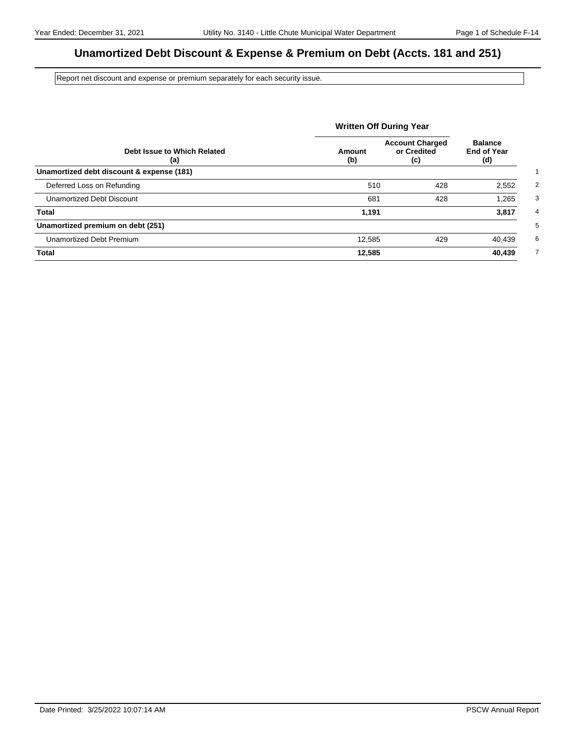# Unamortized Debt Discount & Expense & Premium on Debt (Accts. 181 and 251)

Report net discount and expense or premium separately for each security issue.

| Debt Issue to Which Related (a) | Written Off During Year Amount (b) | Account Charged or Credited (c) | Balance End of Year (d) | |
|---|---|---|---|---|
| **Unamortized debt discount & expense (181)** | | | | 1 |
| Deferred Loss on Refunding | 510 | 428 | 2,552 | 2 |
| Unamortized Debt Discount | 681 | 428 | 1,265 | 3 |
| **Total** | **1,191** | | **3,817** | 4 |
| **Unamortized premium on debt (251)** | | | | 5 |
| Unamortized Debt Premium | 12,585 | 429 | 40,439 | 6 |
| **Total** | **12,585** | | **40,439** | 7 |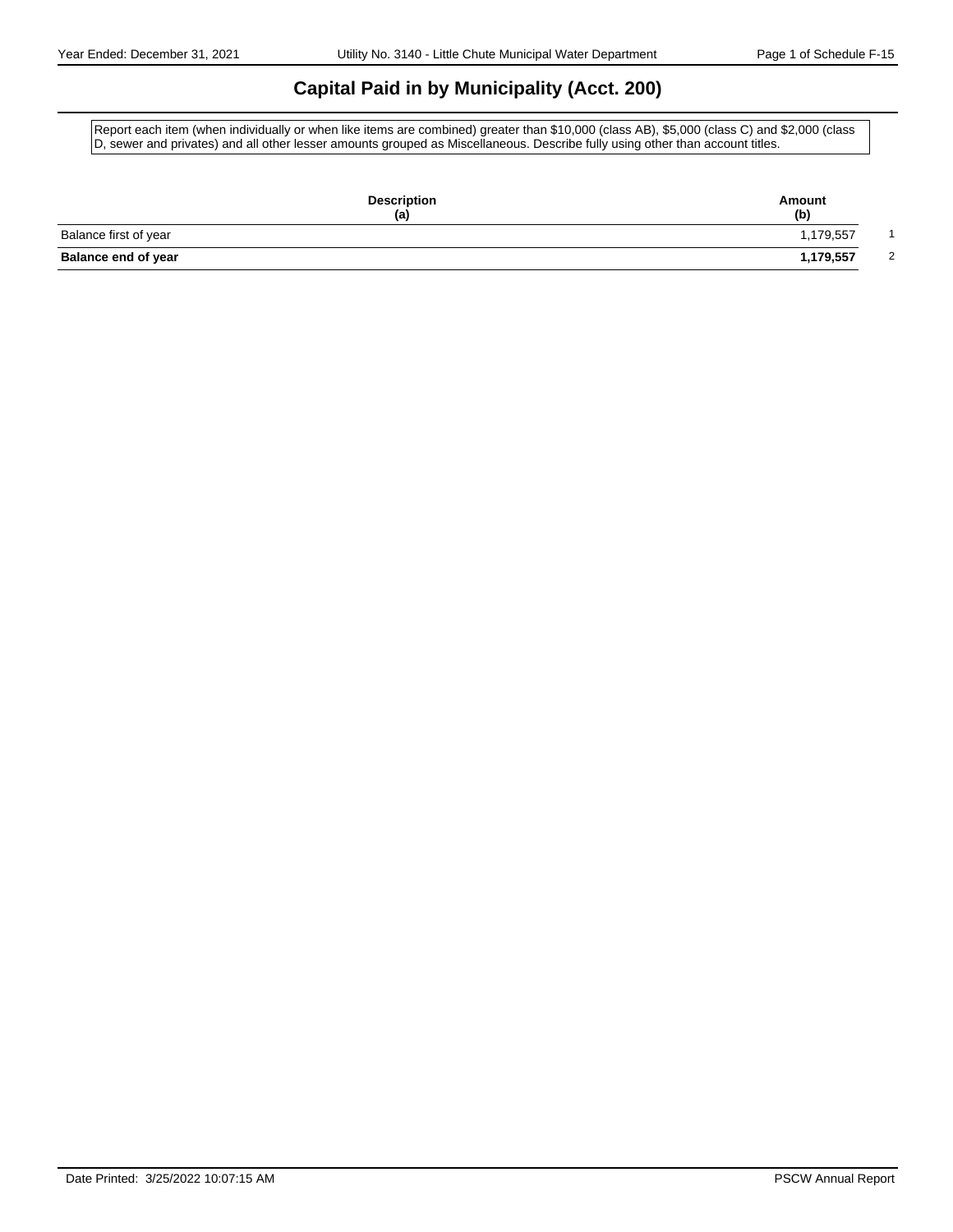# Capital Paid in by Municipality (Acct. 200)

Report each item (when individually or when like items are combined) greater than $10,000 (class AB), $5,000 (class C) and $2,000 (class D, sewer and privates) and all other lesser amounts grouped as Miscellaneous. Describe fully using other than account titles.

| Description (a) | Amount (b) | |
|---|---|---|
| Balance first of year | 1,179,557 | 1 |
| **Balance end of year** | **1,179,557** | 2 |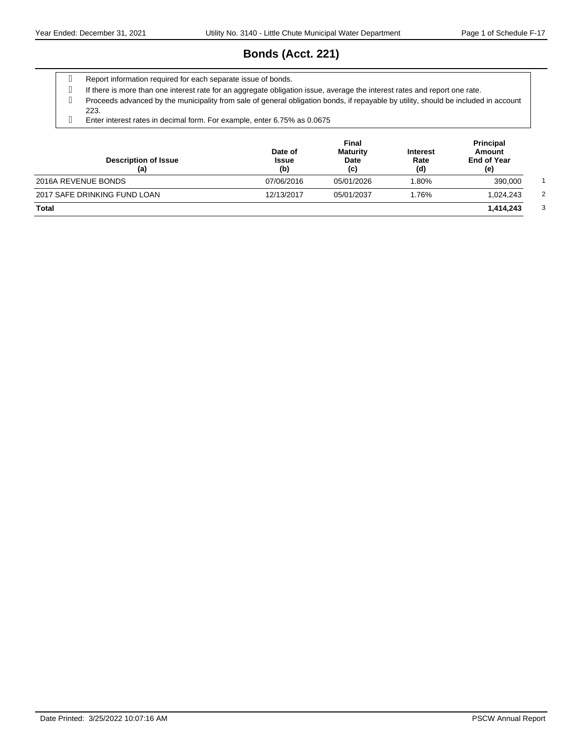# Bonds (Acct. 221)

- Report information required for each separate issue of bonds.
- If there is more than one interest rate for an aggregate obligation issue, average the interest rates and report one rate.
- Proceeds advanced by the municipality from sale of general obligation bonds, if repayable by utility, should be included in account 223.
- Enter interest rates in decimal form. For example, enter 6.75% as 0.0675

| Description of Issue (a) | Date of Issue (b) | Final Maturity Date (c) | Interest Rate (d) | Principal Amount End of Year (e) | |
|---|---|---|---|---|---|
| 2016A REVENUE BONDS | 07/06/2016 | 05/01/2026 | 1.80% | 390,000 | 1 |
| 2017 SAFE DRINKING FUND LOAN | 12/13/2017 | 05/01/2037 | 1.76% | 1,024,243 | 2 |
| **Total** | | | | **1,414,243** | 3 |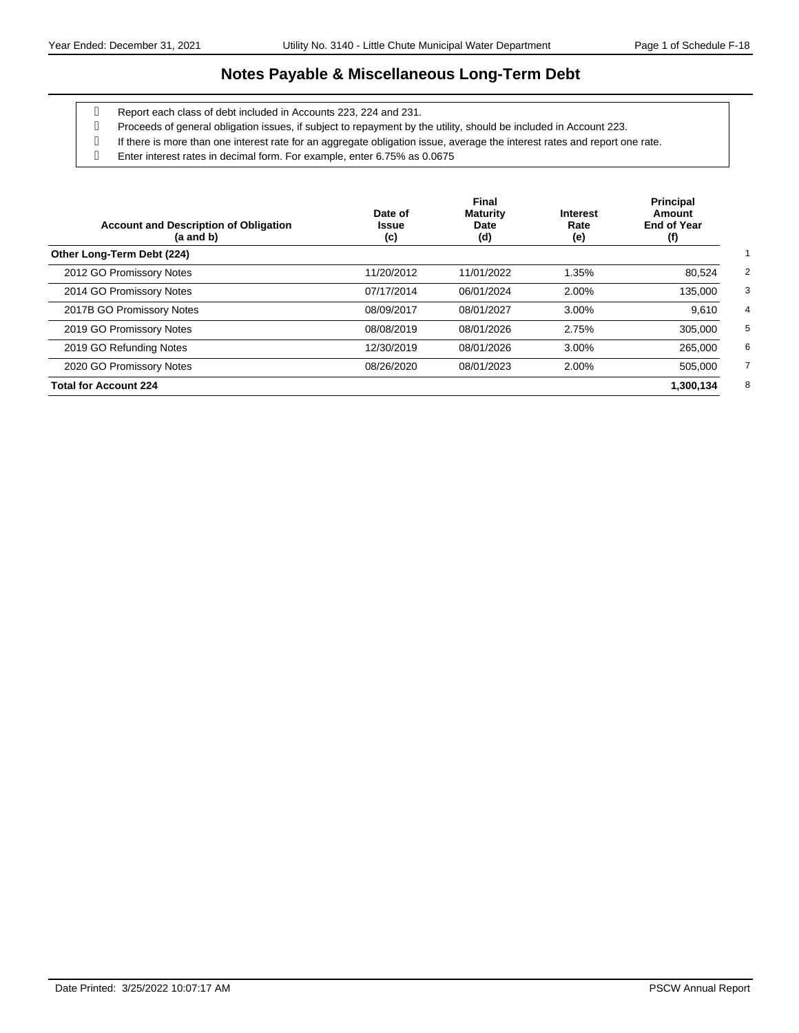# Notes Payable & Miscellaneous Long-Term Debt

- Report each class of debt included in Accounts 223, 224 and 231.
- Proceeds of general obligation issues, if subject to repayment by the utility, should be included in Account 223.
- If there is more than one interest rate for an aggregate obligation issue, average the interest rates and report one rate.
- Enter interest rates in decimal form. For example, enter 6.75% as 0.0675

| Account and Description of Obligation (a and b) | Date of Issue (c) | Final Maturity Date (d) | Interest Rate (e) | Principal Amount End of Year (f) | |
|---|---|---|---|---|---|
| **Other Long-Term Debt (224)** | | | | | 1 |
| 2012 GO Promissory Notes | 11/20/2012 | 11/01/2022 | 1.35% | 80,524 | 2 |
| 2014 GO Promissory Notes | 07/17/2014 | 06/01/2024 | 2.00% | 135,000 | 3 |
| 2017B GO Promissory Notes | 08/09/2017 | 08/01/2027 | 3.00% | 9,610 | 4 |
| 2019 GO Promissory Notes | 08/08/2019 | 08/01/2026 | 2.75% | 305,000 | 5 |
| 2019 GO Refunding Notes | 12/30/2019 | 08/01/2026 | 3.00% | 265,000 | 6 |
| 2020 GO Promissory Notes | 08/26/2020 | 08/01/2023 | 2.00% | 505,000 | 7 |
| **Total for Account 224** | | | | **1,300,134** | 8 |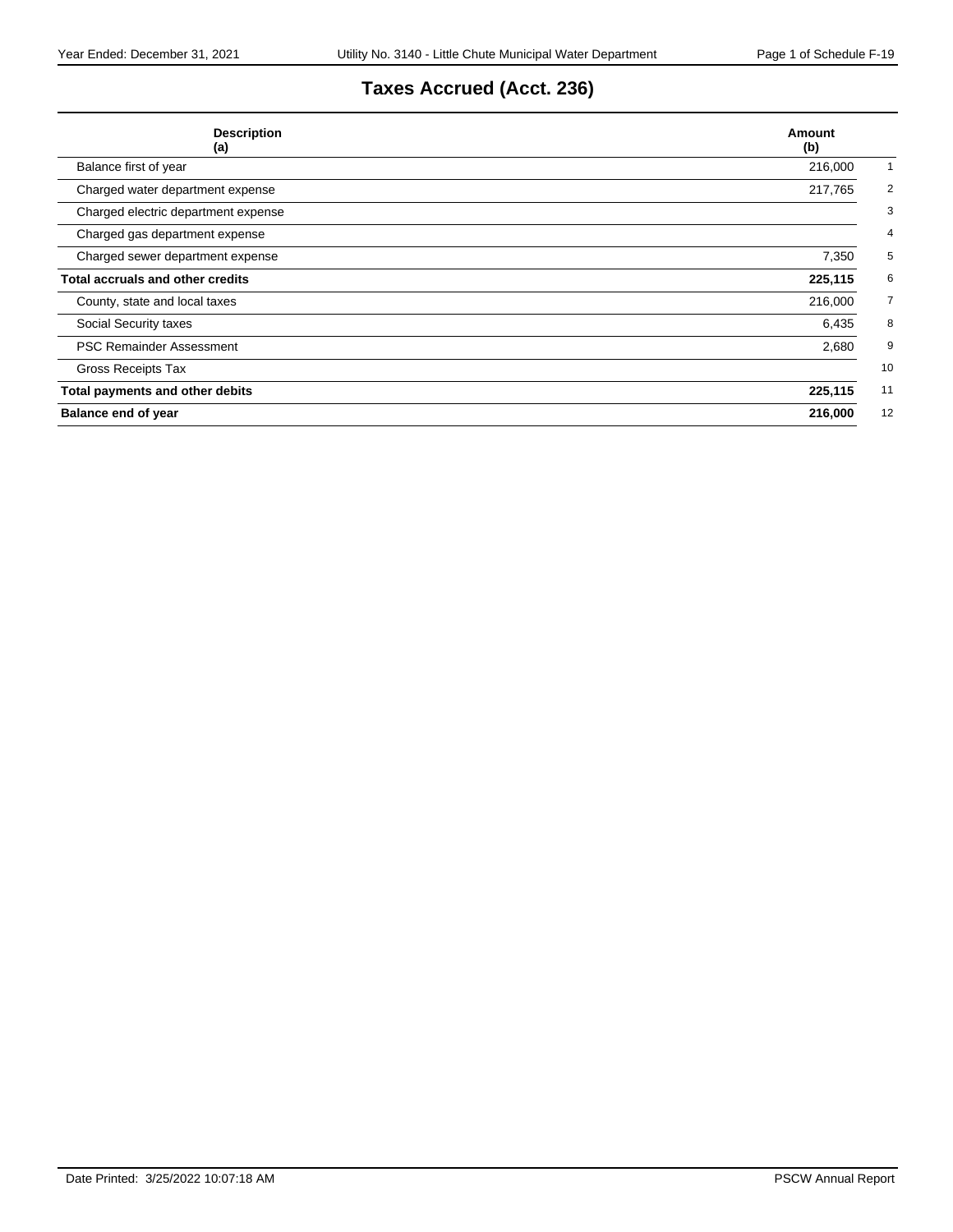# Taxes Accrued (Acct. 236)

| Description (a) | Amount (b) | |
|---|---|---|
| Balance first of year | 216,000 | 1 |
| Charged water department expense | 217,765 | 2 |
| Charged electric department expense | | 3 |
| Charged gas department expense | | 4 |
| Charged sewer department expense | 7,350 | 5 |
| **Total accruals and other credits** | **225,115** | 6 |
| County, state and local taxes | 216,000 | 7 |
| Social Security taxes | 6,435 | 8 |
| PSC Remainder Assessment | 2,680 | 9 |
| Gross Receipts Tax | | 10 |
| **Total payments and other debits** | **225,115** | 11 |
| **Balance end of year** | **216,000** | 12 |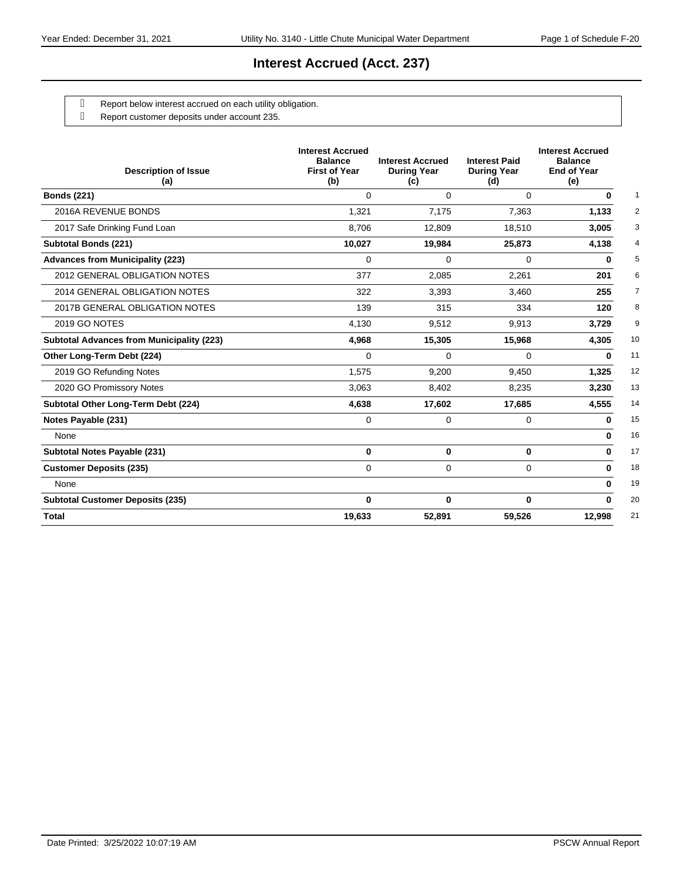# Interest Accrued (Acct. 237)

- Report below interest accrued on each utility obligation.
- Report customer deposits under account 235.

| Description of Issue (a) | Interest Accrued Balance First of Year (b) | Interest Accrued During Year (c) | Interest Paid During Year (d) | Interest Accrued Balance End of Year (e) | |
|---|---|---|---|---|---|
| **Bonds (221)** | 0 | 0 | 0 | **0** | 1 |
| 2016A REVENUE BONDS | 1,321 | 7,175 | 7,363 | **1,133** | 2 |
| 2017 Safe Drinking Fund Loan | 8,706 | 12,809 | 18,510 | **3,005** | 3 |
| **Subtotal Bonds (221)** | **10,027** | **19,984** | **25,873** | **4,138** | 4 |
| **Advances from Municipality (223)** | 0 | 0 | 0 | **0** | 5 |
| 2012 GENERAL OBLIGATION NOTES | 377 | 2,085 | 2,261 | **201** | 6 |
| 2014 GENERAL OBLIGATION NOTES | 322 | 3,393 | 3,460 | **255** | 7 |
| 2017B GENERAL OBLIGATION NOTES | 139 | 315 | 334 | **120** | 8 |
| 2019 GO NOTES | 4,130 | 9,512 | 9,913 | **3,729** | 9 |
| **Subtotal Advances from Municipality (223)** | **4,968** | **15,305** | **15,968** | **4,305** | 10 |
| **Other Long-Term Debt (224)** | 0 | 0 | 0 | **0** | 11 |
| 2019 GO Refunding Notes | 1,575 | 9,200 | 9,450 | **1,325** | 12 |
| 2020 GO Promissory Notes | 3,063 | 8,402 | 8,235 | **3,230** | 13 |
| **Subtotal Other Long-Term Debt (224)** | **4,638** | **17,602** | **17,685** | **4,555** | 14 |
| **Notes Payable (231)** | 0 | 0 | 0 | **0** | 15 |
| None | | | | **0** | 16 |
| **Subtotal Notes Payable (231)** | **0** | **0** | **0** | **0** | 17 |
| **Customer Deposits (235)** | 0 | 0 | 0 | **0** | 18 |
| None | | | | **0** | 19 |
| **Subtotal Customer Deposits (235)** | **0** | **0** | **0** | **0** | 20 |
| **Total** | **19,633** | **52,891** | **59,526** | **12,998** | 21 |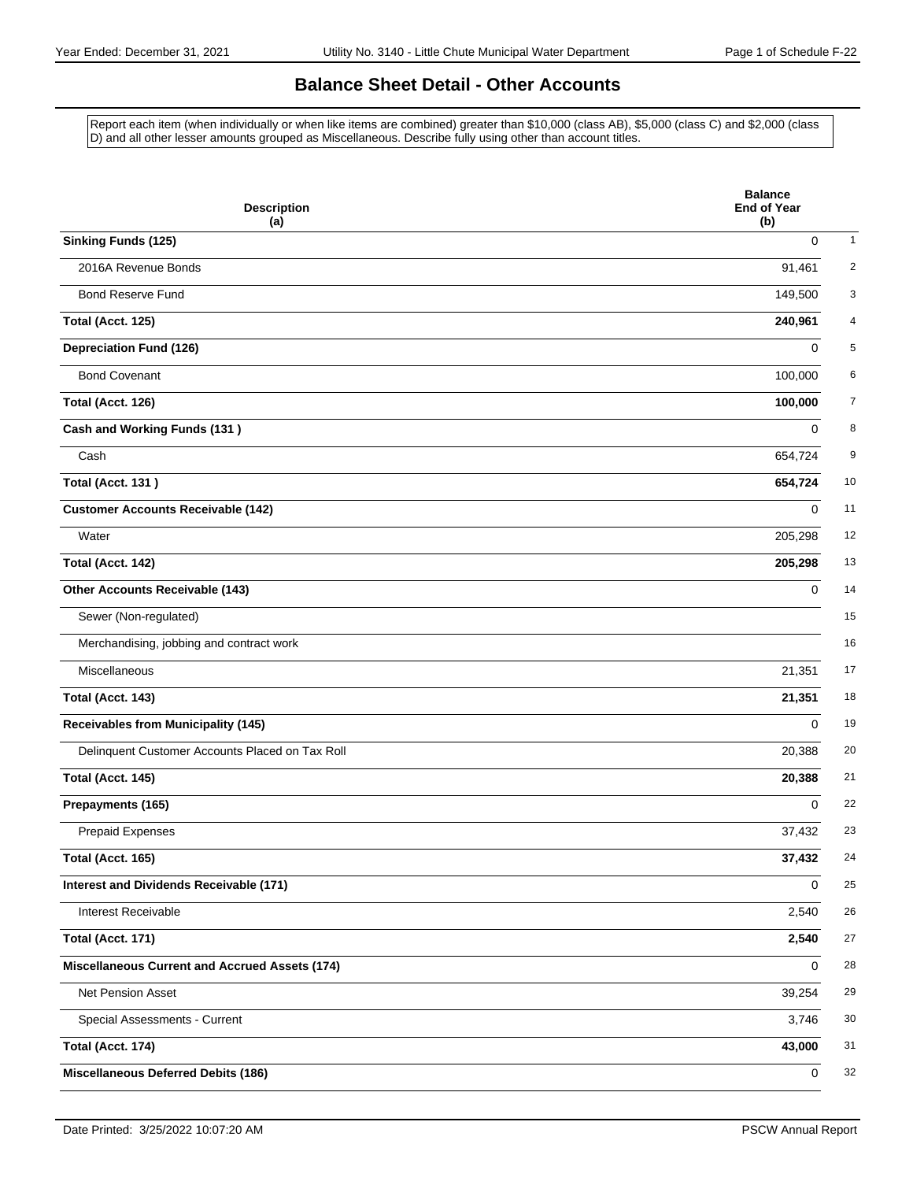# Balance Sheet Detail - Other Accounts

Report each item (when individually or when like items are combined) greater than $10,000 (class AB), $5,000 (class C) and $2,000 (class D) and all other lesser amounts grouped as Miscellaneous. Describe fully using other than account titles.

| Description (a) | Balance End of Year (b) | |
|---|---|---|
| **Sinking Funds (125)** | 0 | 1 |
| 2016A Revenue Bonds | 91,461 | 2 |
| Bond Reserve Fund | 149,500 | 3 |
| **Total (Acct. 125)** | **240,961** | 4 |
| **Depreciation Fund (126)** | 0 | 5 |
| Bond Covenant | 100,000 | 6 |
| **Total (Acct. 126)** | **100,000** | 7 |
| **Cash and Working Funds (131 )** | 0 | 8 |
| Cash | 654,724 | 9 |
| **Total (Acct. 131 )** | **654,724** | 10 |
| **Customer Accounts Receivable (142)** | 0 | 11 |
| Water | 205,298 | 12 |
| **Total (Acct. 142)** | **205,298** | 13 |
| **Other Accounts Receivable (143)** | 0 | 14 |
| Sewer (Non-regulated) | | 15 |
| Merchandising, jobbing and contract work | | 16 |
| Miscellaneous | 21,351 | 17 |
| **Total (Acct. 143)** | **21,351** | 18 |
| **Receivables from Municipality (145)** | 0 | 19 |
| Delinquent Customer Accounts Placed on Tax Roll | 20,388 | 20 |
| **Total (Acct. 145)** | **20,388** | 21 |
| **Prepayments (165)** | 0 | 22 |
| Prepaid Expenses | 37,432 | 23 |
| **Total (Acct. 165)** | **37,432** | 24 |
| **Interest and Dividends Receivable (171)** | 0 | 25 |
| Interest Receivable | 2,540 | 26 |
| **Total (Acct. 171)** | **2,540** | 27 |
| **Miscellaneous Current and Accrued Assets (174)** | 0 | 28 |
| Net Pension Asset | 39,254 | 29 |
| Special Assessments - Current | 3,746 | 30 |
| **Total (Acct. 174)** | **43,000** | 31 |
| **Miscellaneous Deferred Debits (186)** | 0 | 32 |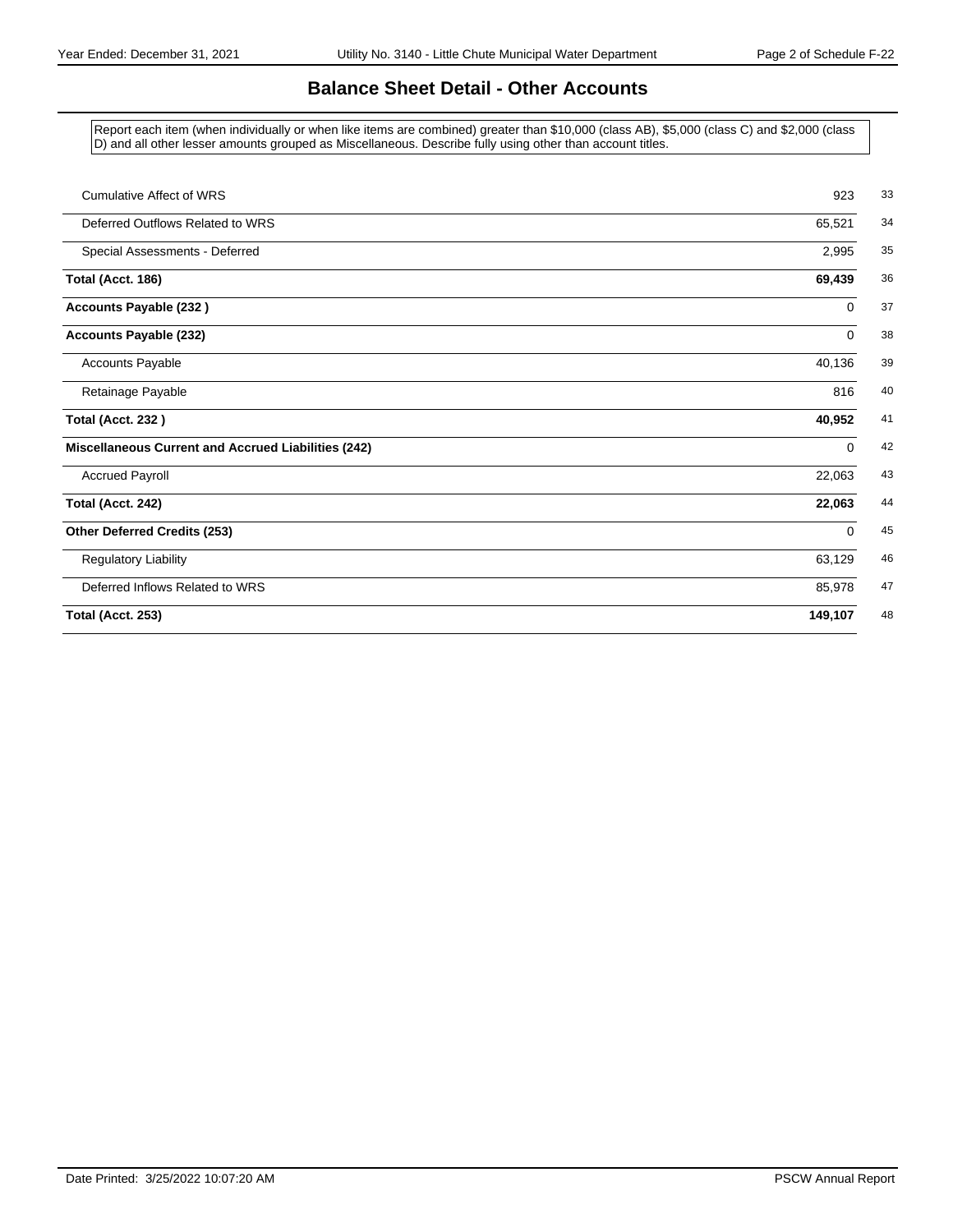## Balance Sheet Detail - Other Accounts

Report each item (when individually or when like items are combined) greater than $10,000 (class AB), $5,000 (class C) and $2,000 (class D) and all other lesser amounts grouped as Miscellaneous. Describe fully using other than account titles.

| Description | Amount | Line |
|---|---|---|
| Cumulative Affect of WRS | 923 | 33 |
| Deferred Outflows Related to WRS | 65,521 | 34 |
| Special Assessments - Deferred | 2,995 | 35 |
| **Total (Acct. 186)** | **69,439** | 36 |
| **Accounts Payable (232 )** | 0 | 37 |
| **Accounts Payable (232)** | 0 | 38 |
| Accounts Payable | 40,136 | 39 |
| Retainage Payable | 816 | 40 |
| **Total (Acct. 232 )** | **40,952** | 41 |
| **Miscellaneous Current and Accrued Liabilities (242)** | 0 | 42 |
| Accrued Payroll | 22,063 | 43 |
| **Total (Acct. 242)** | **22,063** | 44 |
| **Other Deferred Credits (253)** | 0 | 45 |
| Regulatory Liability | 63,129 | 46 |
| Deferred Inflows Related to WRS | 85,978 | 47 |
| **Total (Acct. 253)** | **149,107** | 48 |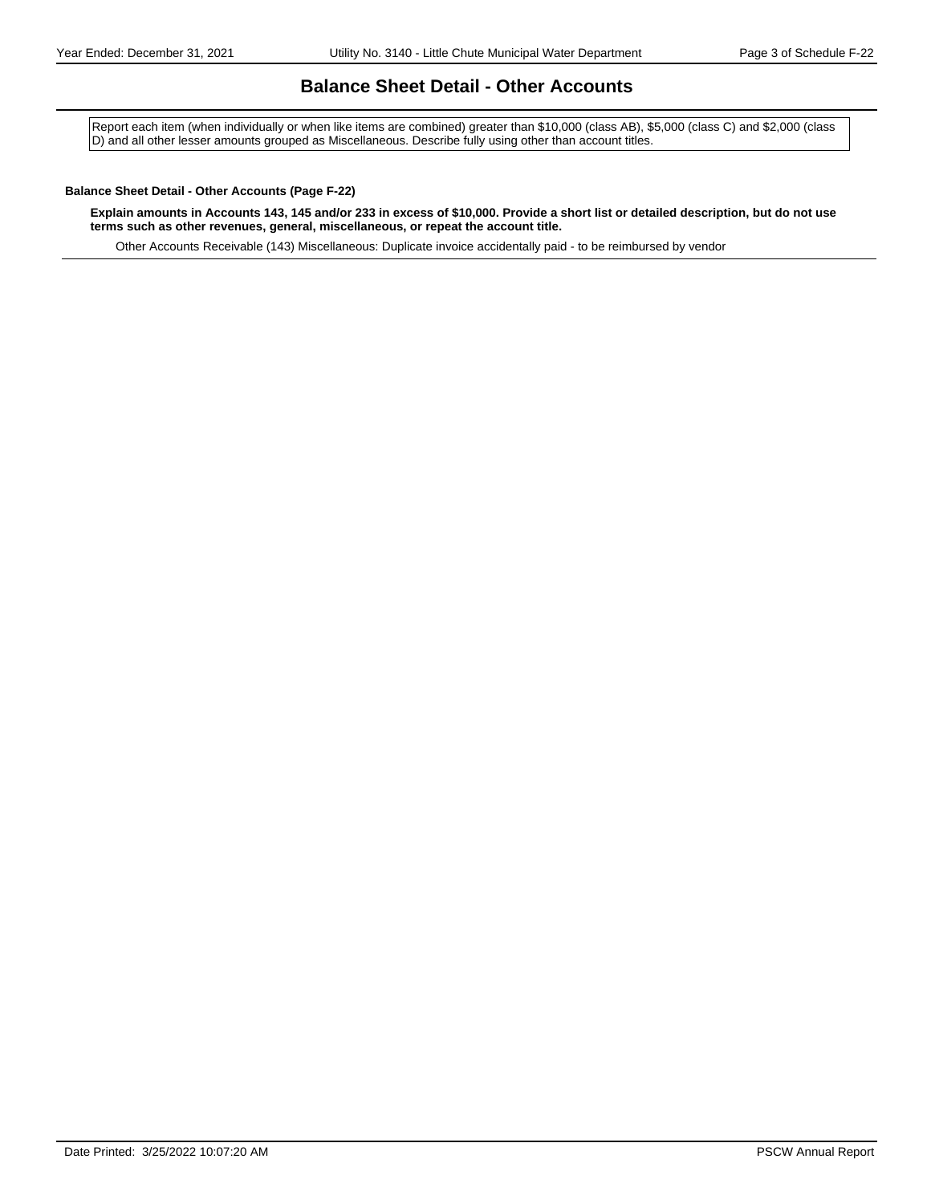# Balance Sheet Detail - Other Accounts

Report each item (when individually or when like items are combined) greater than $10,000 (class AB), $5,000 (class C) and $2,000 (class D) and all other lesser amounts grouped as Miscellaneous. Describe fully using other than account titles.

**Balance Sheet Detail - Other Accounts (Page F-22)**

**Explain amounts in Accounts 143, 145 and/or 233 in excess of $10,000. Provide a short list or detailed description, but do not use terms such as other revenues, general, miscellaneous, or repeat the account title.**

Other Accounts Receivable (143) Miscellaneous: Duplicate invoice accidentally paid - to be reimbursed by vendor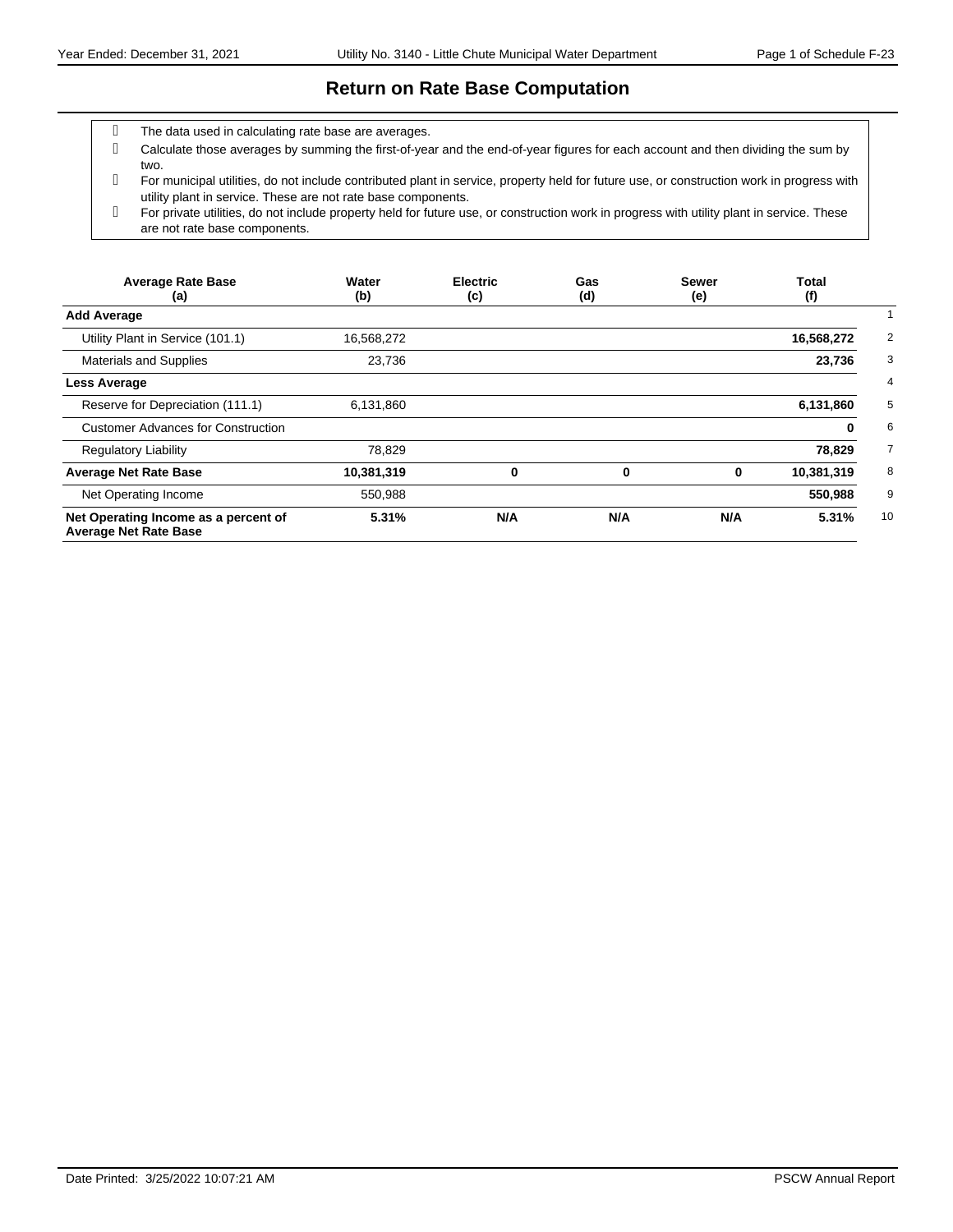# Return on Rate Base Computation

- The data used in calculating rate base are averages.
- Calculate those averages by summing the first-of-year and the end-of-year figures for each account and then dividing the sum by two.
- For municipal utilities, do not include contributed plant in service, property held for future use, or construction work in progress with utility plant in service. These are not rate base components.
- For private utilities, do not include property held for future use, or construction work in progress with utility plant in service. These are not rate base components.

| Average Rate Base (a) | Water (b) | Electric (c) | Gas (d) | Sewer (e) | Total (f) | |
|---|---|---|---|---|---|---|
| **Add Average** | | | | | | 1 |
| Utility Plant in Service (101.1) | 16,568,272 | | | | **16,568,272** | 2 |
| Materials and Supplies | 23,736 | | | | **23,736** | 3 |
| **Less Average** | | | | | | 4 |
| Reserve for Depreciation (111.1) | 6,131,860 | | | | **6,131,860** | 5 |
| Customer Advances for Construction | | | | | **0** | 6 |
| Regulatory Liability | 78,829 | | | | **78,829** | 7 |
| **Average Net Rate Base** | **10,381,319** | **0** | **0** | **0** | **10,381,319** | 8 |
| Net Operating Income | 550,988 | | | | **550,988** | 9 |
| **Net Operating Income as a percent of Average Net Rate Base** | **5.31%** | **N/A** | **N/A** | **N/A** | **5.31%** | 10 |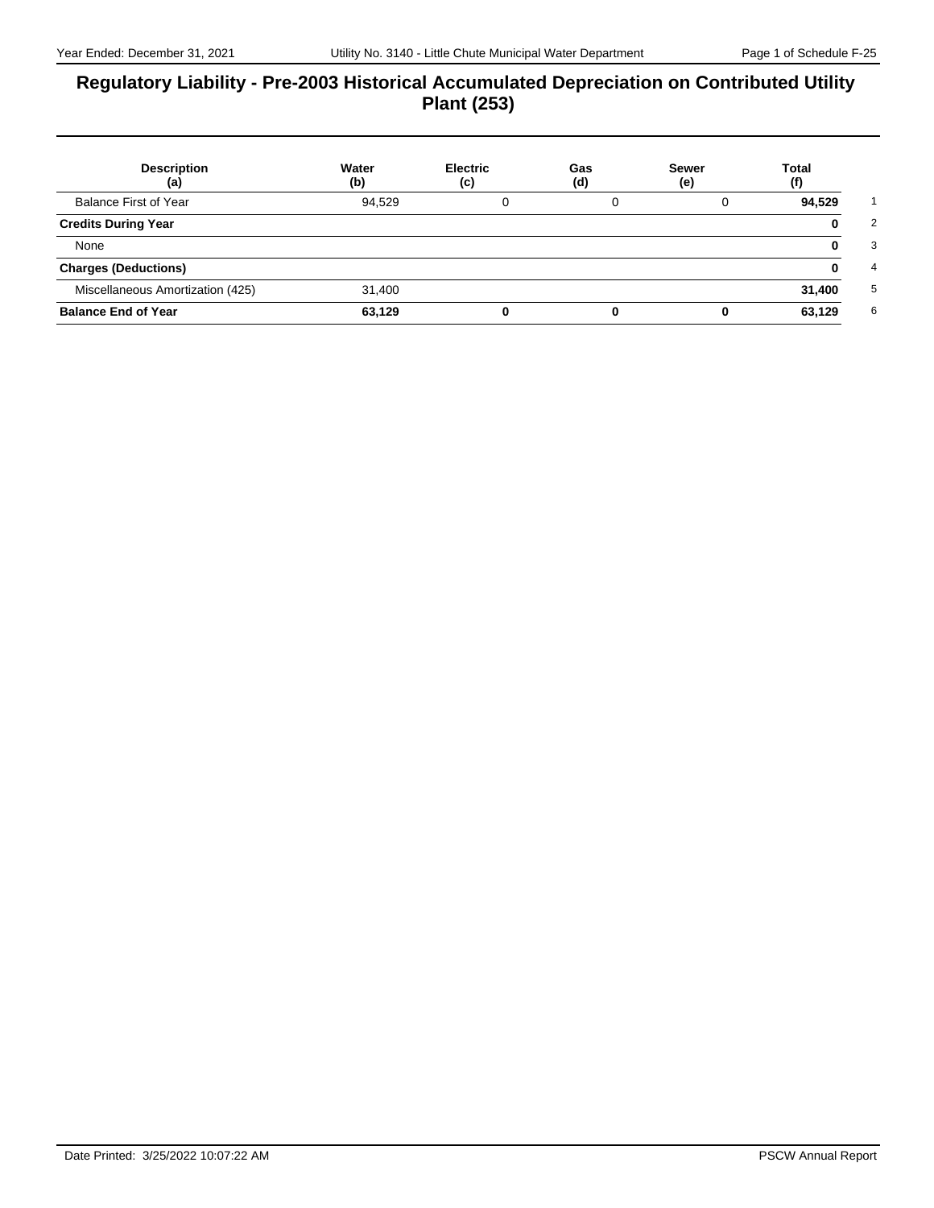# Regulatory Liability - Pre-2003 Historical Accumulated Depreciation on Contributed Utility Plant (253)

| Description (a) | Water (b) | Electric (c) | Gas (d) | Sewer (e) | Total (f) | |
|---|---|---|---|---|---|---|
| Balance First of Year | 94,529 | 0 | 0 | 0 | **94,529** | 1 |
| **Credits During Year** | | | | | **0** | 2 |
| None | | | | | **0** | 3 |
| **Charges (Deductions)** | | | | | **0** | 4 |
| Miscellaneous Amortization (425) | 31,400 | | | | **31,400** | 5 |
| **Balance End of Year** | **63,129** | **0** | **0** | **0** | **63,129** | 6 |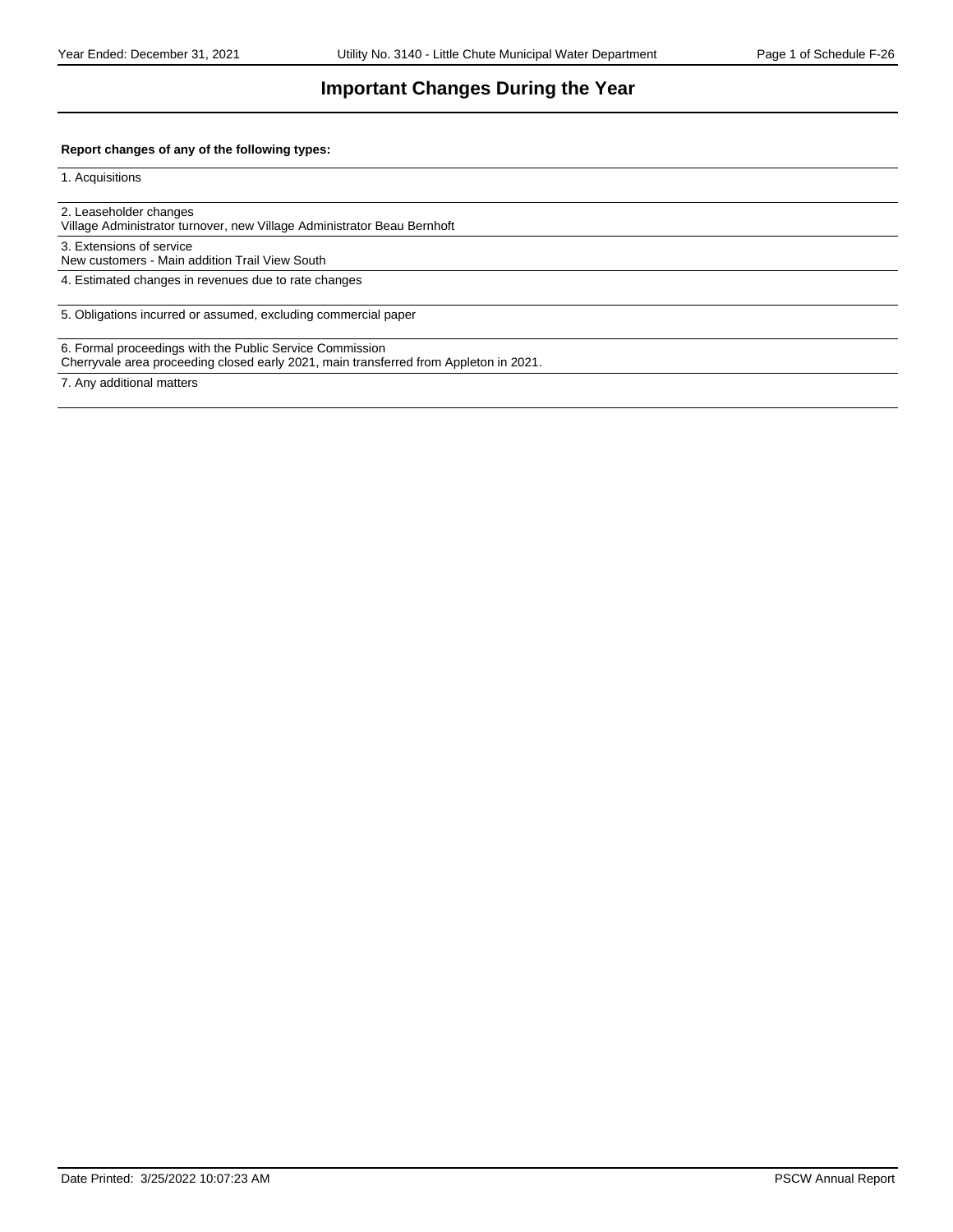# Important Changes During the Year

**Report changes of any of the following types:**

1. Acquisitions

2. Leaseholder changes
Village Administrator turnover, new Village Administrator Beau Bernhoft

3. Extensions of service
New customers - Main addition Trail View South

4. Estimated changes in revenues due to rate changes

5. Obligations incurred or assumed, excluding commercial paper

6. Formal proceedings with the Public Service Commission
Cherryvale area proceeding closed early 2021, main transferred from Appleton in 2021.

7. Any additional matters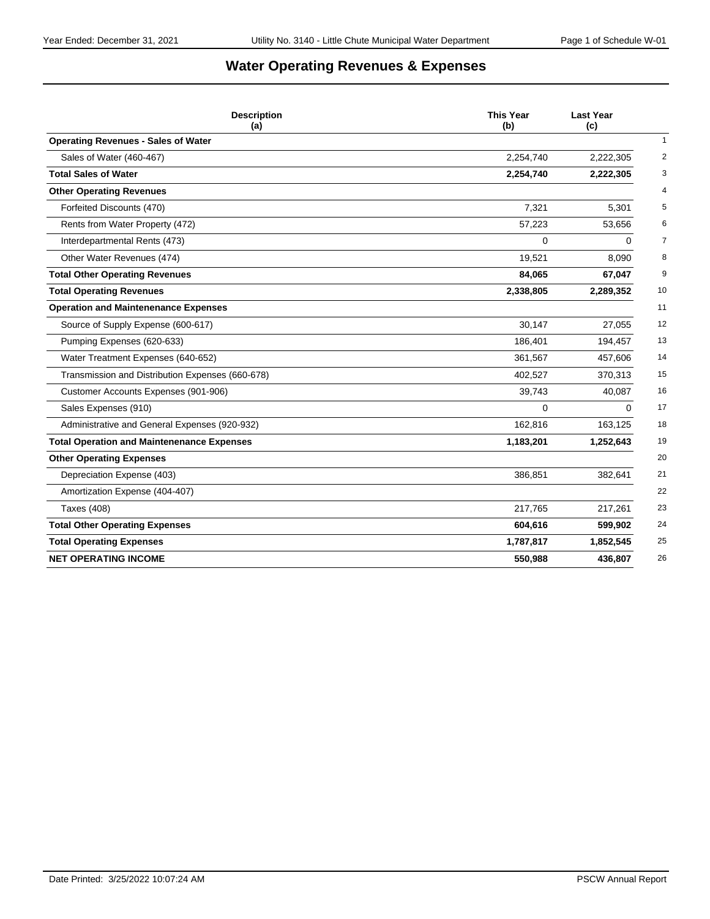# Water Operating Revenues & Expenses

| Description (a) | This Year (b) | Last Year (c) | |
|---|---|---|---|
| **Operating Revenues - Sales of Water** | | | 1 |
| Sales of Water (460-467) | 2,254,740 | 2,222,305 | 2 |
| **Total Sales of Water** | **2,254,740** | **2,222,305** | 3 |
| **Other Operating Revenues** | | | 4 |
| Forfeited Discounts (470) | 7,321 | 5,301 | 5 |
| Rents from Water Property (472) | 57,223 | 53,656 | 6 |
| Interdepartmental Rents (473) | 0 | 0 | 7 |
| Other Water Revenues (474) | 19,521 | 8,090 | 8 |
| **Total Other Operating Revenues** | **84,065** | **67,047** | 9 |
| **Total Operating Revenues** | **2,338,805** | **2,289,352** | 10 |
| **Operation and Maintenenance Expenses** | | | 11 |
| Source of Supply Expense (600-617) | 30,147 | 27,055 | 12 |
| Pumping Expenses (620-633) | 186,401 | 194,457 | 13 |
| Water Treatment Expenses (640-652) | 361,567 | 457,606 | 14 |
| Transmission and Distribution Expenses (660-678) | 402,527 | 370,313 | 15 |
| Customer Accounts Expenses (901-906) | 39,743 | 40,087 | 16 |
| Sales Expenses (910) | 0 | 0 | 17 |
| Administrative and General Expenses (920-932) | 162,816 | 163,125 | 18 |
| **Total Operation and Maintenenance Expenses** | **1,183,201** | **1,252,643** | 19 |
| **Other Operating Expenses** | | | 20 |
| Depreciation Expense (403) | 386,851 | 382,641 | 21 |
| Amortization Expense (404-407) | | | 22 |
| Taxes (408) | 217,765 | 217,261 | 23 |
| **Total Other Operating Expenses** | **604,616** | **599,902** | 24 |
| **Total Operating Expenses** | **1,787,817** | **1,852,545** | 25 |
| **NET OPERATING INCOME** | **550,988** | **436,807** | 26 |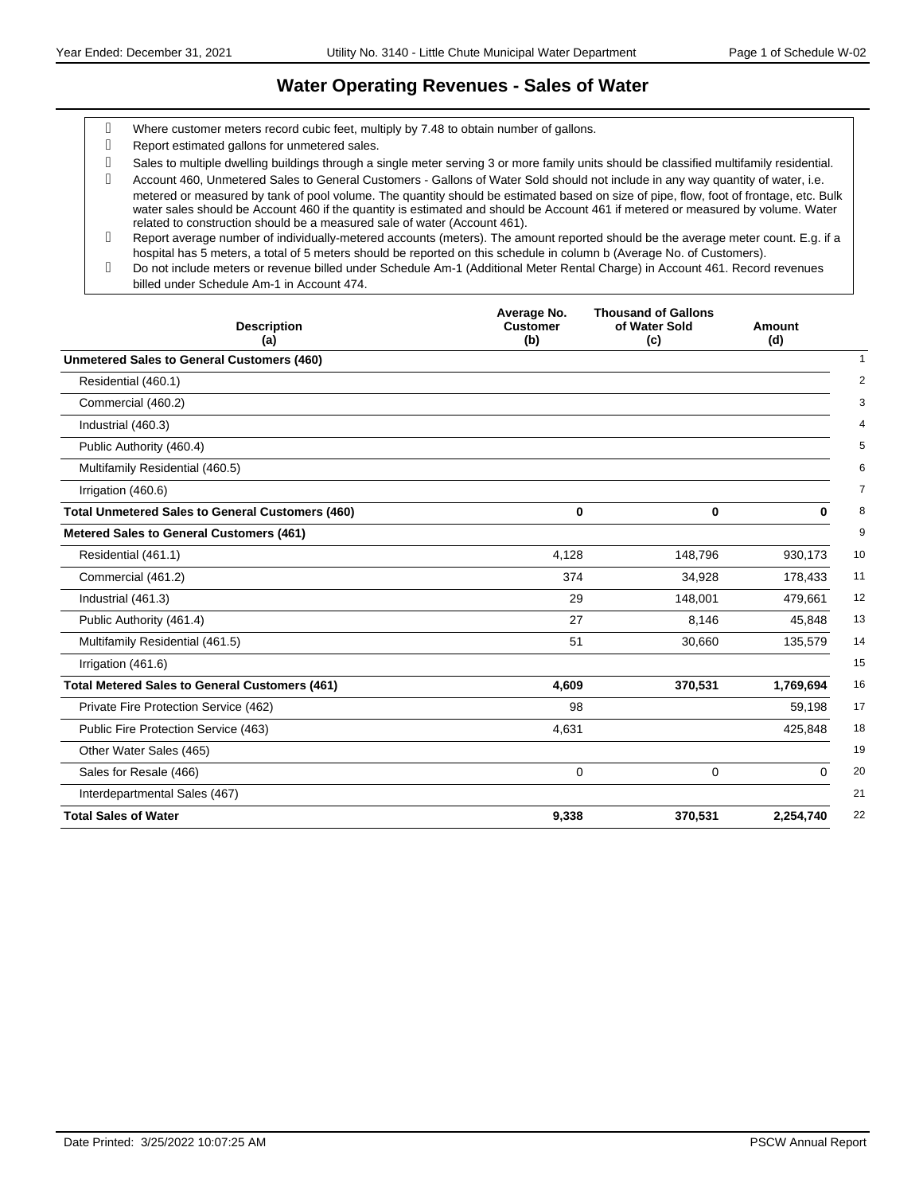# Water Operating Revenues - Sales of Water

- Where customer meters record cubic feet, multiply by 7.48 to obtain number of gallons.
- Report estimated gallons for unmetered sales.
- Sales to multiple dwelling buildings through a single meter serving 3 or more family units should be classified multifamily residential.
- Account 460, Unmetered Sales to General Customers - Gallons of Water Sold should not include in any way quantity of water, i.e. metered or measured by tank of pool volume. The quantity should be estimated based on size of pipe, flow, foot of frontage, etc. Bulk water sales should be Account 460 if the quantity is estimated and should be Account 461 if metered or measured by volume. Water related to construction should be a measured sale of water (Account 461).
- Report average number of individually-metered accounts (meters). The amount reported should be the average meter count. E.g. if a hospital has 5 meters, a total of 5 meters should be reported on this schedule in column b (Average No. of Customers).
- Do not include meters or revenue billed under Schedule Am-1 (Additional Meter Rental Charge) in Account 461. Record revenues billed under Schedule Am-1 in Account 474.

| Description (a) | Average No. Customer (b) | Thousand of Gallons of Water Sold (c) | Amount (d) | |
|---|---|---|---|---|
| **Unmetered Sales to General Customers (460)** | | | | 1 |
| Residential (460.1) | | | | 2 |
| Commercial (460.2) | | | | 3 |
| Industrial (460.3) | | | | 4 |
| Public Authority (460.4) | | | | 5 |
| Multifamily Residential (460.5) | | | | 6 |
| Irrigation (460.6) | | | | 7 |
| **Total Unmetered Sales to General Customers (460)** | **0** | **0** | **0** | 8 |
| **Metered Sales to General Customers (461)** | | | | 9 |
| Residential (461.1) | 4,128 | 148,796 | 930,173 | 10 |
| Commercial (461.2) | 374 | 34,928 | 178,433 | 11 |
| Industrial (461.3) | 29 | 148,001 | 479,661 | 12 |
| Public Authority (461.4) | 27 | 8,146 | 45,848 | 13 |
| Multifamily Residential (461.5) | 51 | 30,660 | 135,579 | 14 |
| Irrigation (461.6) | | | | 15 |
| **Total Metered Sales to General Customers (461)** | **4,609** | **370,531** | **1,769,694** | 16 |
| Private Fire Protection Service (462) | 98 | | 59,198 | 17 |
| Public Fire Protection Service (463) | 4,631 | | 425,848 | 18 |
| Other Water Sales (465) | | | | 19 |
| Sales for Resale (466) | 0 | 0 | 0 | 20 |
| Interdepartmental Sales (467) | | | | 21 |
| **Total Sales of Water** | **9,338** | **370,531** | **2,254,740** | 22 |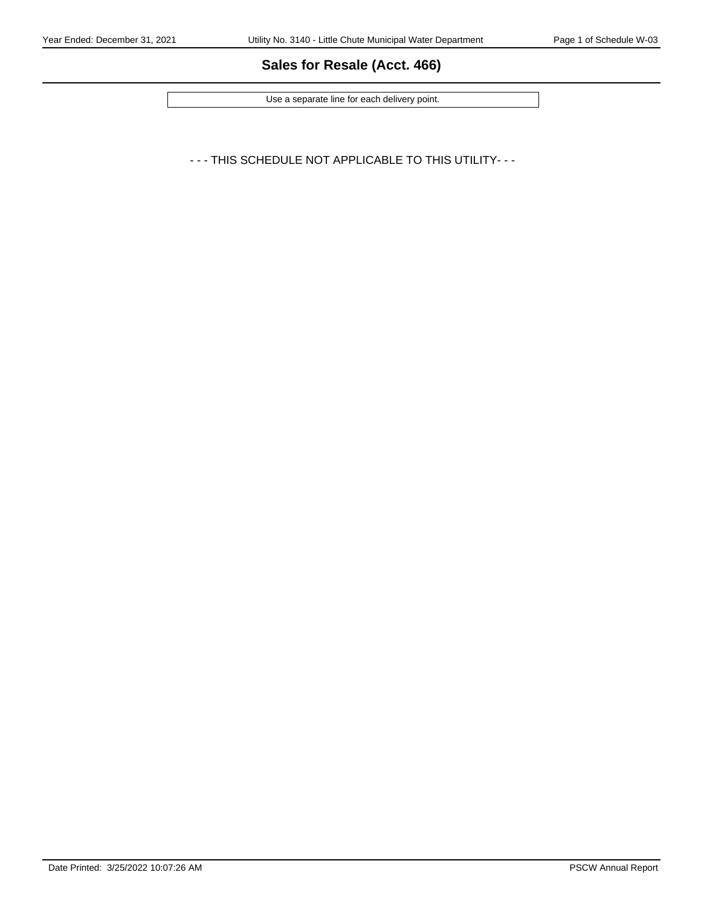# Sales for Resale (Acct. 466)

Use a separate line for each delivery point.

- - - THIS SCHEDULE NOT APPLICABLE TO THIS UTILITY- - -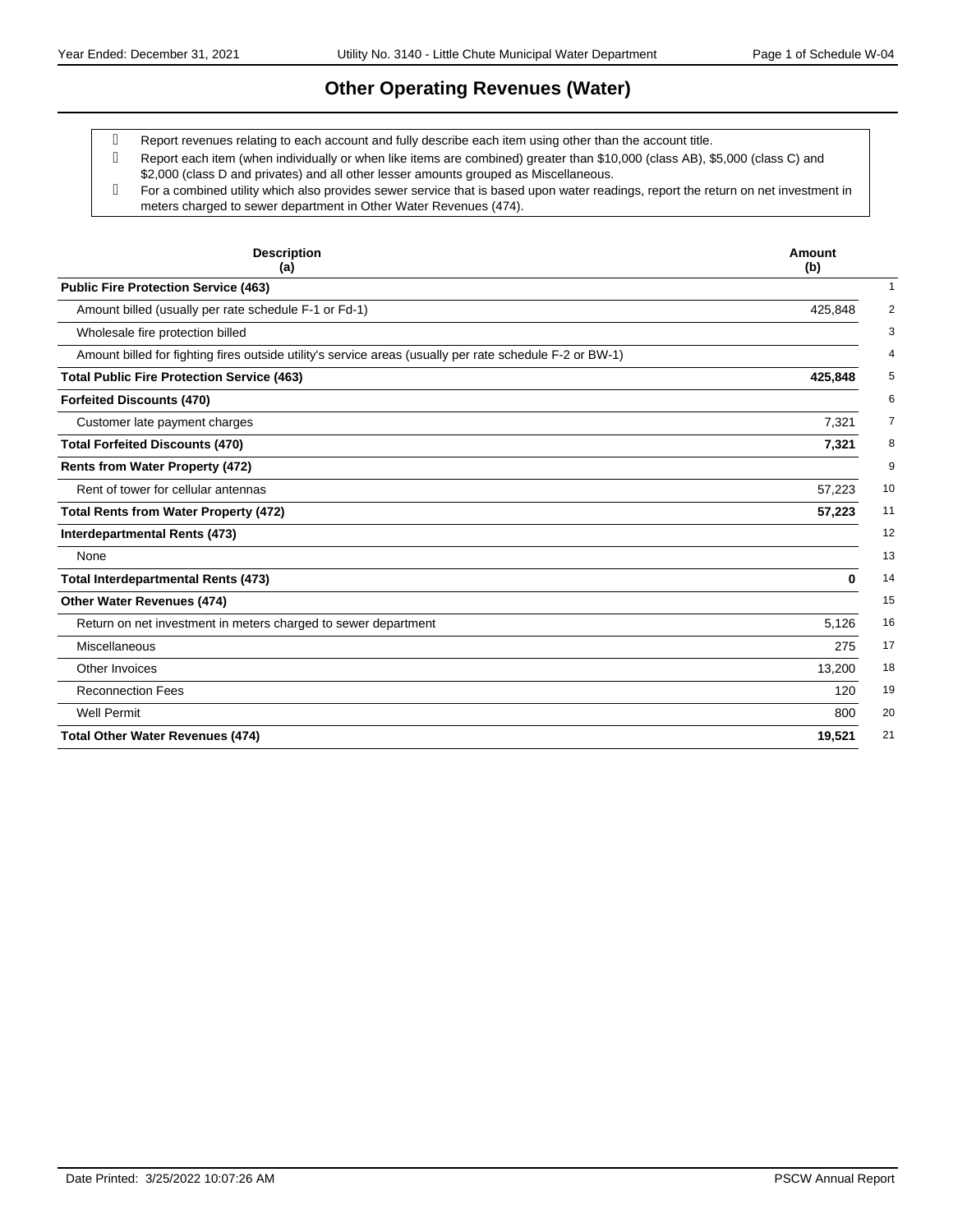# Other Operating Revenues (Water)

- Report revenues relating to each account and fully describe each item using other than the account title.
- Report each item (when individually or when like items are combined) greater than $10,000 (class AB), $5,000 (class C) and $2,000 (class D and privates) and all other lesser amounts grouped as Miscellaneous.
- For a combined utility which also provides sewer service that is based upon water readings, report the return on net investment in meters charged to sewer department in Other Water Revenues (474).

| Description (a) | Amount (b) | |
|---|---|---|
| **Public Fire Protection Service (463)** | | 1 |
| Amount billed (usually per rate schedule F-1 or Fd-1) | 425,848 | 2 |
| Wholesale fire protection billed | | 3 |
| Amount billed for fighting fires outside utility's service areas (usually per rate schedule F-2 or BW-1) | | 4 |
| **Total Public Fire Protection Service (463)** | **425,848** | 5 |
| **Forfeited Discounts (470)** | | 6 |
| Customer late payment charges | 7,321 | 7 |
| **Total Forfeited Discounts (470)** | **7,321** | 8 |
| **Rents from Water Property (472)** | | 9 |
| Rent of tower for cellular antennas | 57,223 | 10 |
| **Total Rents from Water Property (472)** | **57,223** | 11 |
| **Interdepartmental Rents (473)** | | 12 |
| None | | 13 |
| **Total Interdepartmental Rents (473)** | **0** | 14 |
| **Other Water Revenues (474)** | | 15 |
| Return on net investment in meters charged to sewer department | 5,126 | 16 |
| Miscellaneous | 275 | 17 |
| Other Invoices | 13,200 | 18 |
| Reconnection Fees | 120 | 19 |
| Well Permit | 800 | 20 |
| **Total Other Water Revenues (474)** | **19,521** | 21 |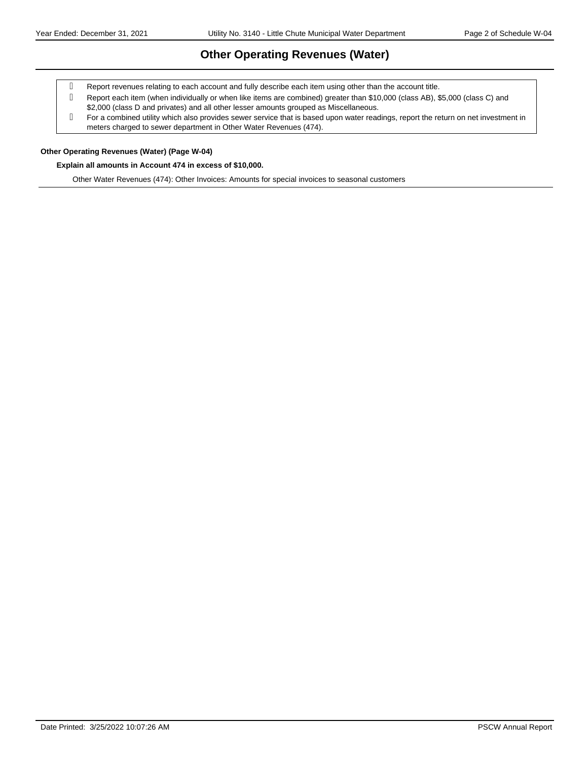# Other Operating Revenues (Water)

- Report revenues relating to each account and fully describe each item using other than the account title.
- Report each item (when individually or when like items are combined) greater than $10,000 (class AB), $5,000 (class C) and $2,000 (class D and privates) and all other lesser amounts grouped as Miscellaneous.
- For a combined utility which also provides sewer service that is based upon water readings, report the return on net investment in meters charged to sewer department in Other Water Revenues (474).

**Other Operating Revenues (Water) (Page W-04)**

**Explain all amounts in Account 474 in excess of $10,000.**

Other Water Revenues (474): Other Invoices: Amounts for special invoices to seasonal customers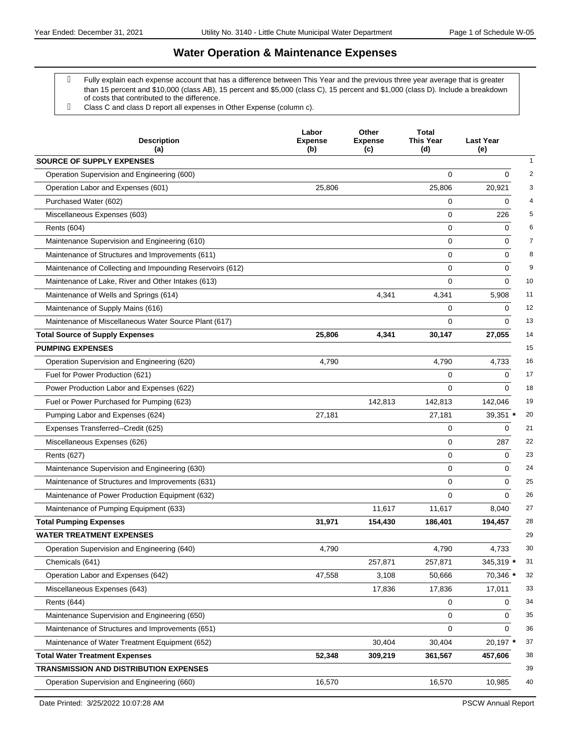# Water Operation & Maintenance Expenses

- Fully explain each expense account that has a difference between This Year and the previous three year average that is greater than 15 percent and $10,000 (class AB), 15 percent and $5,000 (class C), 15 percent and $1,000 (class D). Include a breakdown of costs that contributed to the difference.
- Class C and class D report all expenses in Other Expense (column c).

| Description (a) | Labor Expense (b) | Other Expense (c) | Total This Year (d) | Last Year (e) | |
|---|---|---|---|---|---|
| **SOURCE OF SUPPLY EXPENSES** | | | | | 1 |
| Operation Supervision and Engineering (600) | | | 0 | 0 | 2 |
| Operation Labor and Expenses (601) | 25,806 | | 25,806 | 20,921 | 3 |
| Purchased Water (602) | | | 0 | 0 | 4 |
| Miscellaneous Expenses (603) | | | 0 | 226 | 5 |
| Rents (604) | | | 0 | 0 | 6 |
| Maintenance Supervision and Engineering (610) | | | 0 | 0 | 7 |
| Maintenance of Structures and Improvements (611) | | | 0 | 0 | 8 |
| Maintenance of Collecting and Impounding Reservoirs (612) | | | 0 | 0 | 9 |
| Maintenance of Lake, River and Other Intakes (613) | | | 0 | 0 | 10 |
| Maintenance of Wells and Springs (614) | | 4,341 | 4,341 | 5,908 | 11 |
| Maintenance of Supply Mains (616) | | | 0 | 0 | 12 |
| Maintenance of Miscellaneous Water Source Plant (617) | | | 0 | 0 | 13 |
| **Total Source of Supply Expenses** | **25,806** | **4,341** | **30,147** | **27,055** | 14 |
| **PUMPING EXPENSES** | | | | | 15 |
| Operation Supervision and Engineering (620) | 4,790 | | 4,790 | 4,733 | 16 |
| Fuel for Power Production (621) | | | 0 | 0 | 17 |
| Power Production Labor and Expenses (622) | | | 0 | 0 | 18 |
| Fuel or Power Purchased for Pumping (623) | | 142,813 | 142,813 | 142,046 | 19 |
| Pumping Labor and Expenses (624) | 27,181 | | 27,181 | 39,351 * | 20 |
| Expenses Transferred--Credit (625) | | | 0 | 0 | 21 |
| Miscellaneous Expenses (626) | | | 0 | 287 | 22 |
| Rents (627) | | | 0 | 0 | 23 |
| Maintenance Supervision and Engineering (630) | | | 0 | 0 | 24 |
| Maintenance of Structures and Improvements (631) | | | 0 | 0 | 25 |
| Maintenance of Power Production Equipment (632) | | | 0 | 0 | 26 |
| Maintenance of Pumping Equipment (633) | | 11,617 | 11,617 | 8,040 | 27 |
| **Total Pumping Expenses** | **31,971** | **154,430** | **186,401** | **194,457** | 28 |
| **WATER TREATMENT EXPENSES** | | | | | 29 |
| Operation Supervision and Engineering (640) | 4,790 | | 4,790 | 4,733 | 30 |
| Chemicals (641) | | 257,871 | 257,871 | 345,319 * | 31 |
| Operation Labor and Expenses (642) | 47,558 | 3,108 | 50,666 | 70,346 * | 32 |
| Miscellaneous Expenses (643) | | 17,836 | 17,836 | 17,011 | 33 |
| Rents (644) | | | 0 | 0 | 34 |
| Maintenance Supervision and Engineering (650) | | | 0 | 0 | 35 |
| Maintenance of Structures and Improvements (651) | | | 0 | 0 | 36 |
| Maintenance of Water Treatment Equipment (652) | | 30,404 | 30,404 | 20,197 * | 37 |
| **Total Water Treatment Expenses** | **52,348** | **309,219** | **361,567** | **457,606** | 38 |
| **TRANSMISSION AND DISTRIBUTION EXPENSES** | | | | | 39 |
| Operation Supervision and Engineering (660) | 16,570 | | 16,570 | 10,985 | 40 |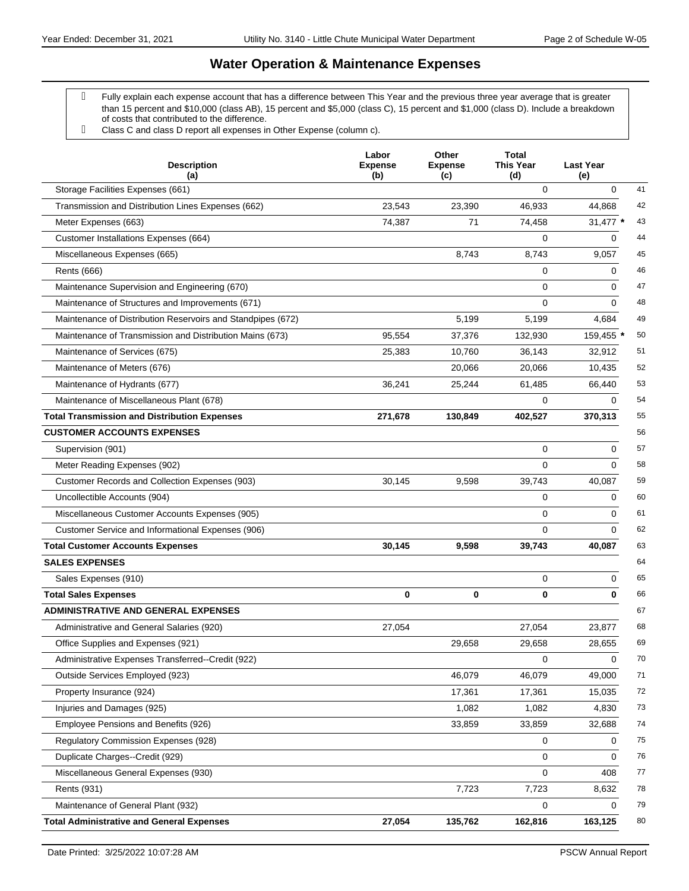# Water Operation & Maintenance Expenses

- Fully explain each expense account that has a difference between This Year and the previous three year average that is greater than 15 percent and $10,000 (class AB), 15 percent and $5,000 (class C), 15 percent and $1,000 (class D). Include a breakdown of costs that contributed to the difference.
- Class C and class D report all expenses in Other Expense (column c).

| Description (a) | Labor Expense (b) | Other Expense (c) | Total This Year (d) | Last Year (e) | |
|---|---|---|---|---|---|
| Storage Facilities Expenses (661) | | | 0 | 0 | 41 |
| Transmission and Distribution Lines Expenses (662) | 23,543 | 23,390 | 46,933 | 44,868 | 42 |
| Meter Expenses (663) | 74,387 | 71 | 74,458 | 31,477 * | 43 |
| Customer Installations Expenses (664) | | | 0 | 0 | 44 |
| Miscellaneous Expenses (665) | | 8,743 | 8,743 | 9,057 | 45 |
| Rents (666) | | | 0 | 0 | 46 |
| Maintenance Supervision and Engineering (670) | | | 0 | 0 | 47 |
| Maintenance of Structures and Improvements (671) | | | 0 | 0 | 48 |
| Maintenance of Distribution Reservoirs and Standpipes (672) | | 5,199 | 5,199 | 4,684 | 49 |
| Maintenance of Transmission and Distribution Mains (673) | 95,554 | 37,376 | 132,930 | 159,455 * | 50 |
| Maintenance of Services (675) | 25,383 | 10,760 | 36,143 | 32,912 | 51 |
| Maintenance of Meters (676) | | 20,066 | 20,066 | 10,435 | 52 |
| Maintenance of Hydrants (677) | 36,241 | 25,244 | 61,485 | 66,440 | 53 |
| Maintenance of Miscellaneous Plant (678) | | | 0 | 0 | 54 |
| **Total Transmission and Distribution Expenses** | **271,678** | **130,849** | **402,527** | **370,313** | 55 |
| **CUSTOMER ACCOUNTS EXPENSES** | | | | | 56 |
| Supervision (901) | | | 0 | 0 | 57 |
| Meter Reading Expenses (902) | | | 0 | 0 | 58 |
| Customer Records and Collection Expenses (903) | 30,145 | 9,598 | 39,743 | 40,087 | 59 |
| Uncollectible Accounts (904) | | | 0 | 0 | 60 |
| Miscellaneous Customer Accounts Expenses (905) | | | 0 | 0 | 61 |
| Customer Service and Informational Expenses (906) | | | 0 | 0 | 62 |
| **Total Customer Accounts Expenses** | **30,145** | **9,598** | **39,743** | **40,087** | 63 |
| **SALES EXPENSES** | | | | | 64 |
| Sales Expenses (910) | | | 0 | 0 | 65 |
| **Total Sales Expenses** | **0** | **0** | **0** | **0** | 66 |
| **ADMINISTRATIVE AND GENERAL EXPENSES** | | | | | 67 |
| Administrative and General Salaries (920) | 27,054 | | 27,054 | 23,877 | 68 |
| Office Supplies and Expenses (921) | | 29,658 | 29,658 | 28,655 | 69 |
| Administrative Expenses Transferred--Credit (922) | | | 0 | 0 | 70 |
| Outside Services Employed (923) | | 46,079 | 46,079 | 49,000 | 71 |
| Property Insurance (924) | | 17,361 | 17,361 | 15,035 | 72 |
| Injuries and Damages (925) | | 1,082 | 1,082 | 4,830 | 73 |
| Employee Pensions and Benefits (926) | | 33,859 | 33,859 | 32,688 | 74 |
| Regulatory Commission Expenses (928) | | | 0 | 0 | 75 |
| Duplicate Charges--Credit (929) | | | 0 | 0 | 76 |
| Miscellaneous General Expenses (930) | | | 0 | 408 | 77 |
| Rents (931) | | 7,723 | 7,723 | 8,632 | 78 |
| Maintenance of General Plant (932) | | | 0 | 0 | 79 |
| **Total Administrative and General Expenses** | **27,054** | **135,762** | **162,816** | **163,125** | 80 |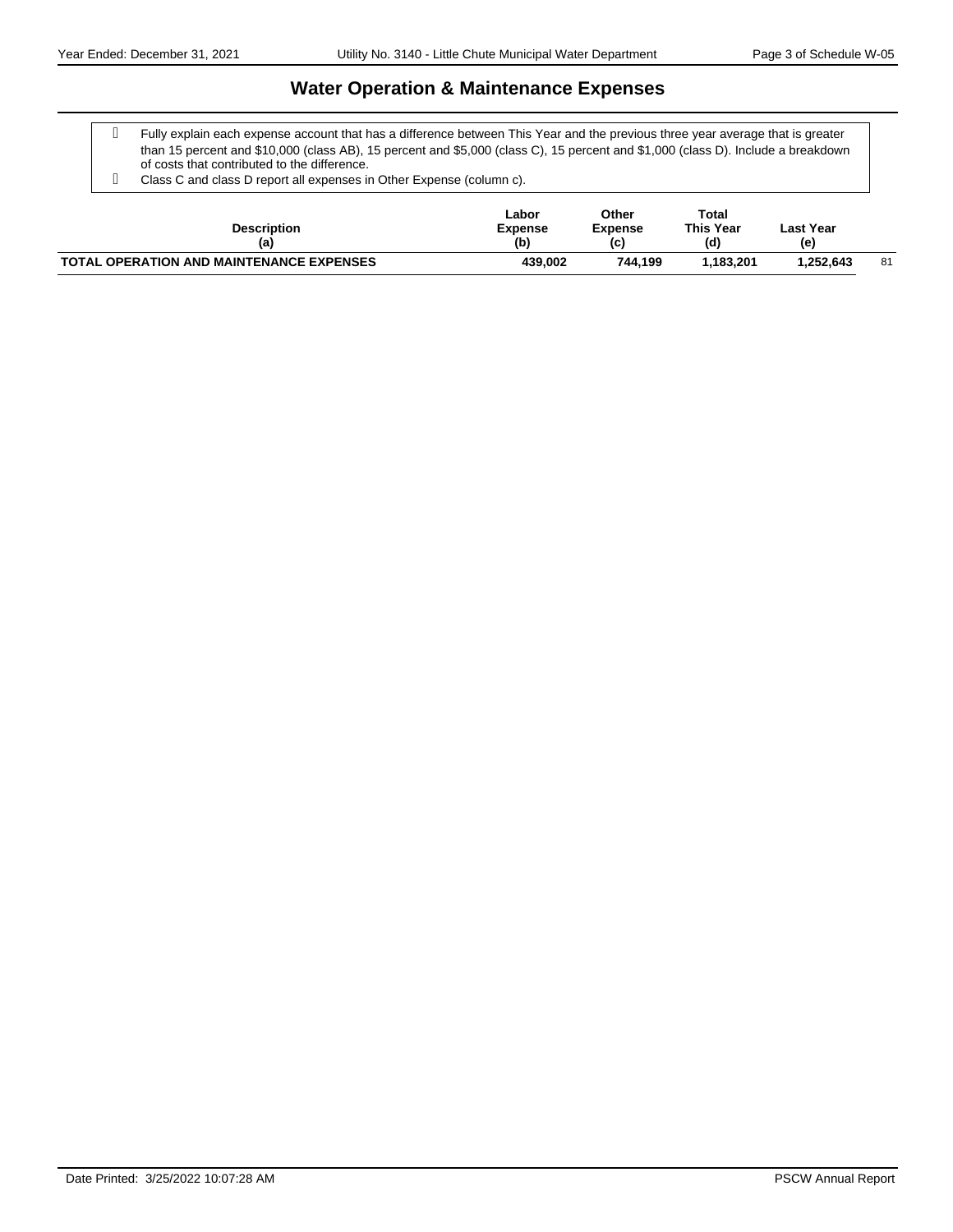# Water Operation & Maintenance Expenses

- Fully explain each expense account that has a difference between This Year and the previous three year average that is greater than 15 percent and $10,000 (class AB), 15 percent and $5,000 (class C), 15 percent and $1,000 (class D). Include a breakdown of costs that contributed to the difference.
- Class C and class D report all expenses in Other Expense (column c).

| Description (a) | Labor Expense (b) | Other Expense (c) | Total This Year (d) | Last Year (e) | |
|---|---|---|---|---|---|
| **TOTAL OPERATION AND MAINTENANCE EXPENSES** | **439,002** | **744,199** | **1,183,201** | **1,252,643** | 81 |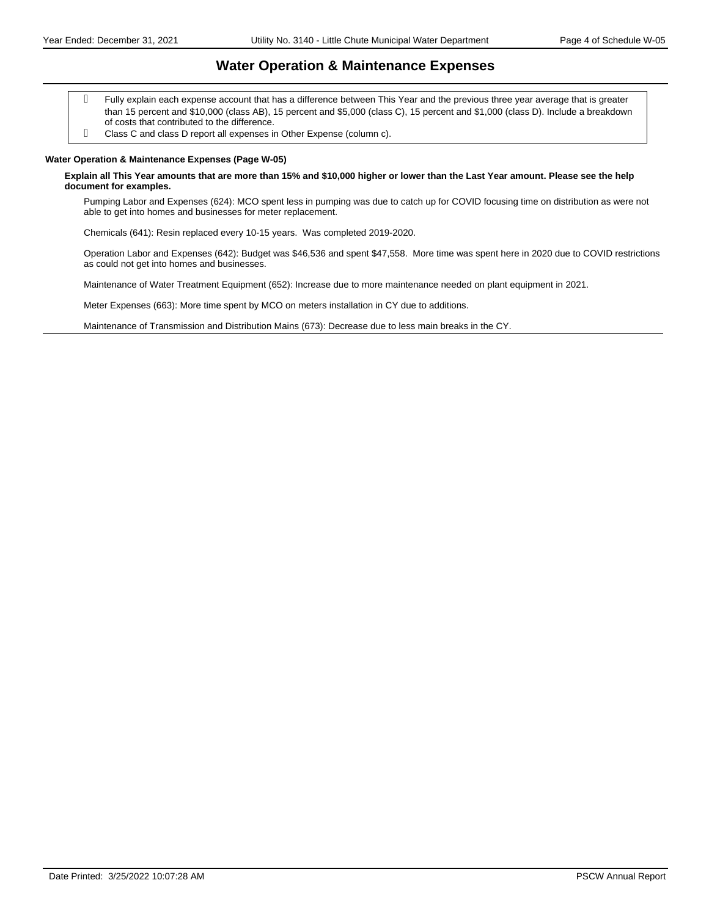# Water Operation & Maintenance Expenses

- Fully explain each expense account that has a difference between This Year and the previous three year average that is greater than 15 percent and $10,000 (class AB), 15 percent and $5,000 (class C), 15 percent and $1,000 (class D). Include a breakdown of costs that contributed to the difference.
- Class C and class D report all expenses in Other Expense (column c).

### Water Operation & Maintenance Expenses (Page W-05)

**Explain all This Year amounts that are more than 15% and $10,000 higher or lower than the Last Year amount. Please see the help document for examples.**

Pumping Labor and Expenses (624): MCO spent less in pumping was due to catch up for COVID focusing time on distribution as were not able to get into homes and businesses for meter replacement.

Chemicals (641): Resin replaced every 10-15 years. Was completed 2019-2020.

Operation Labor and Expenses (642): Budget was $46,536 and spent $47,558. More time was spent here in 2020 due to COVID restrictions as could not get into homes and businesses.

Maintenance of Water Treatment Equipment (652): Increase due to more maintenance needed on plant equipment in 2021.

Meter Expenses (663): More time spent by MCO on meters installation in CY due to additions.

Maintenance of Transmission and Distribution Mains (673): Decrease due to less main breaks in the CY.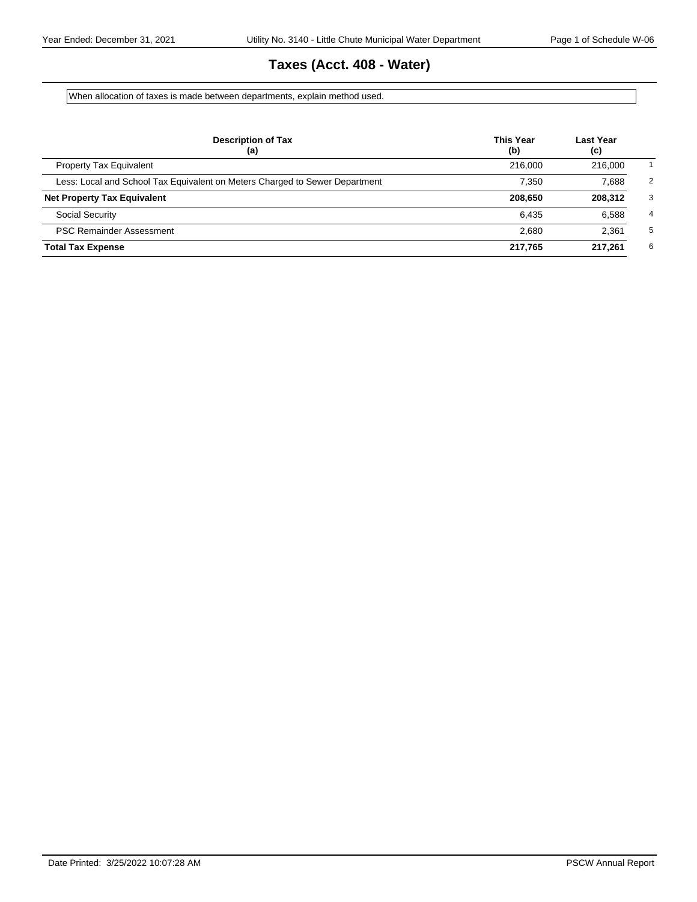# Taxes (Acct. 408 - Water)

When allocation of taxes is made between departments, explain method used.

| Description of Tax<br>(a) | This Year<br>(b) | Last Year<br>(c) | |
|---|---|---|---|
| Property Tax Equivalent | 216,000 | 216,000 | 1 |
| Less: Local and School Tax Equivalent on Meters Charged to Sewer Department | 7,350 | 7,688 | 2 |
| **Net Property Tax Equivalent** | **208,650** | **208,312** | 3 |
| Social Security | 6,435 | 6,588 | 4 |
| PSC Remainder Assessment | 2,680 | 2,361 | 5 |
| **Total Tax Expense** | **217,765** | **217,261** | 6 |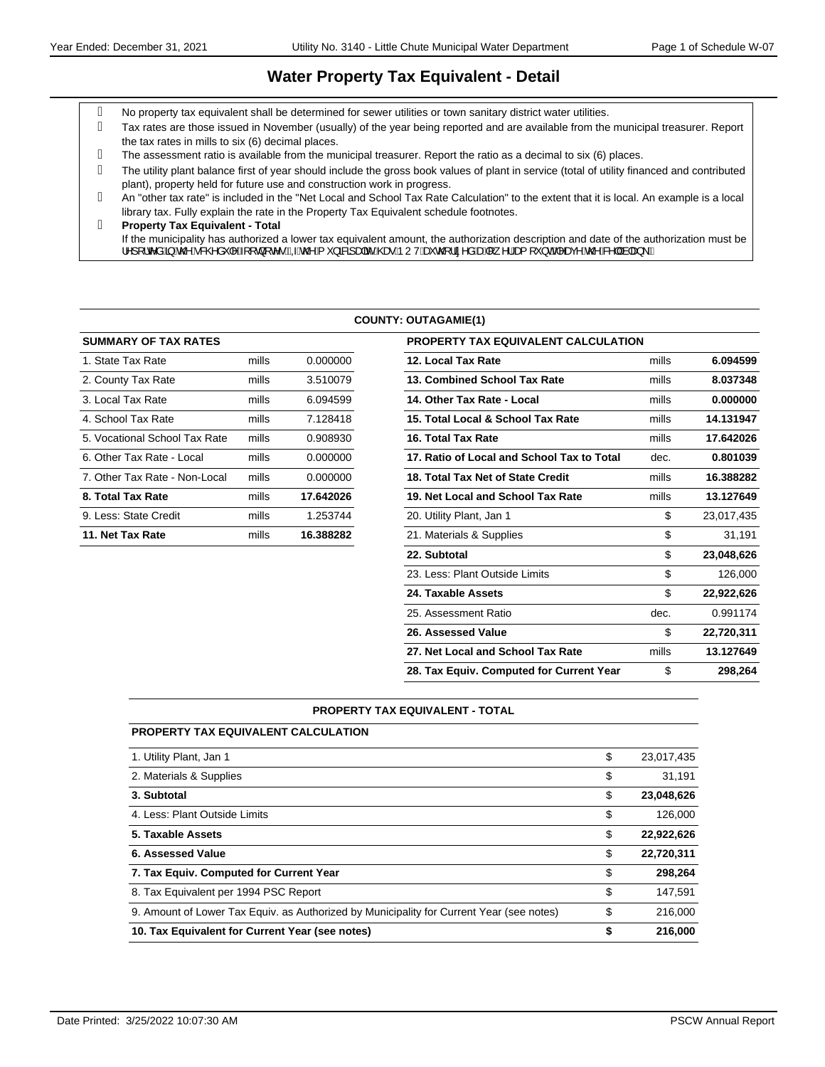# Water Property Tax Equivalent - Detail

- No property tax equivalent shall be determined for sewer utilities or town sanitary district water utilities.
- Tax rates are those issued in November (usually) of the year being reported and are available from the municipal treasurer. Report the tax rates in mills to six (6) decimal places.
- The assessment ratio is available from the municipal treasurer. Report the ratio as a decimal to six (6) places.
- The utility plant balance first of year should include the gross book values of plant in service (total of utility financed and contributed plant), property held for future use and construction work in progress.
- An "other tax rate" is included in the "Net Local and School Tax Rate Calculation" to the extent that it is local. An example is a local library tax. Fully explain the rate in the Property Tax Equivalent schedule footnotes.
- **Property Tax Equivalent - Total**
  If the municipality has authorized a lower tax equivalent amount, the authorization description and date of the authorization must be reported in the schedule footnotes. If the municipality has NOT authorized a lower amount, leave the cell blank.

**COUNTY: OUTAGAMIE(1)**

| SUMMARY OF TAX RATES | | |
|---|---|---|
| 1. State Tax Rate | mills | 0.000000 |
| 2. County Tax Rate | mills | 3.510079 |
| 3. Local Tax Rate | mills | 6.094599 |
| 4. School Tax Rate | mills | 7.128418 |
| 5. Vocational School Tax Rate | mills | 0.908930 |
| 6. Other Tax Rate - Local | mills | 0.000000 |
| 7. Other Tax Rate - Non-Local | mills | 0.000000 |
| **8. Total Tax Rate** | mills | **17.642026** |
| 9. Less: State Credit | mills | 1.253744 |
| **11. Net Tax Rate** | mills | **16.388282** |

| PROPERTY TAX EQUIVALENT CALCULATION | | |
|---|---|---|
| **12. Local Tax Rate** | mills | **6.094599** |
| **13. Combined School Tax Rate** | mills | **8.037348** |
| **14. Other Tax Rate - Local** | mills | **0.000000** |
| **15. Total Local & School Tax Rate** | mills | **14.131947** |
| **16. Total Tax Rate** | mills | **17.642026** |
| **17. Ratio of Local and School Tax to Total** | dec. | **0.801039** |
| **18. Total Tax Net of State Credit** | mills | **16.388282** |
| **19. Net Local and School Tax Rate** | mills | **13.127649** |
| 20. Utility Plant, Jan 1 | $ | 23,017,435 |
| 21. Materials & Supplies | $ | 31,191 |
| **22. Subtotal** | $ | **23,048,626** |
| 23. Less: Plant Outside Limits | $ | 126,000 |
| **24. Taxable Assets** | $ | **22,922,626** |
| 25. Assessment Ratio | dec. | 0.991174 |
| **26. Assessed Value** | $ | **22,720,311** |
| **27. Net Local and School Tax Rate** | mills | **13.127649** |
| **28. Tax Equiv. Computed for Current Year** | $ | **298,264** |

**PROPERTY TAX EQUIVALENT - TOTAL**

| PROPERTY TAX EQUIVALENT CALCULATION | | |
|---|---|---|
| 1. Utility Plant, Jan 1 | $ | 23,017,435 |
| 2. Materials & Supplies | $ | 31,191 |
| **3. Subtotal** | $ | **23,048,626** |
| 4. Less: Plant Outside Limits | $ | 126,000 |
| **5. Taxable Assets** | $ | **22,922,626** |
| **6. Assessed Value** | $ | **22,720,311** |
| **7. Tax Equiv. Computed for Current Year** | $ | **298,264** |
| 8. Tax Equivalent per 1994 PSC Report | $ | 147,591 |
| 9. Amount of Lower Tax Equiv. as Authorized by Municipality for Current Year (see notes) | $ | 216,000 |
| **10. Tax Equivalent for Current Year (see notes)** | **$** | **216,000** |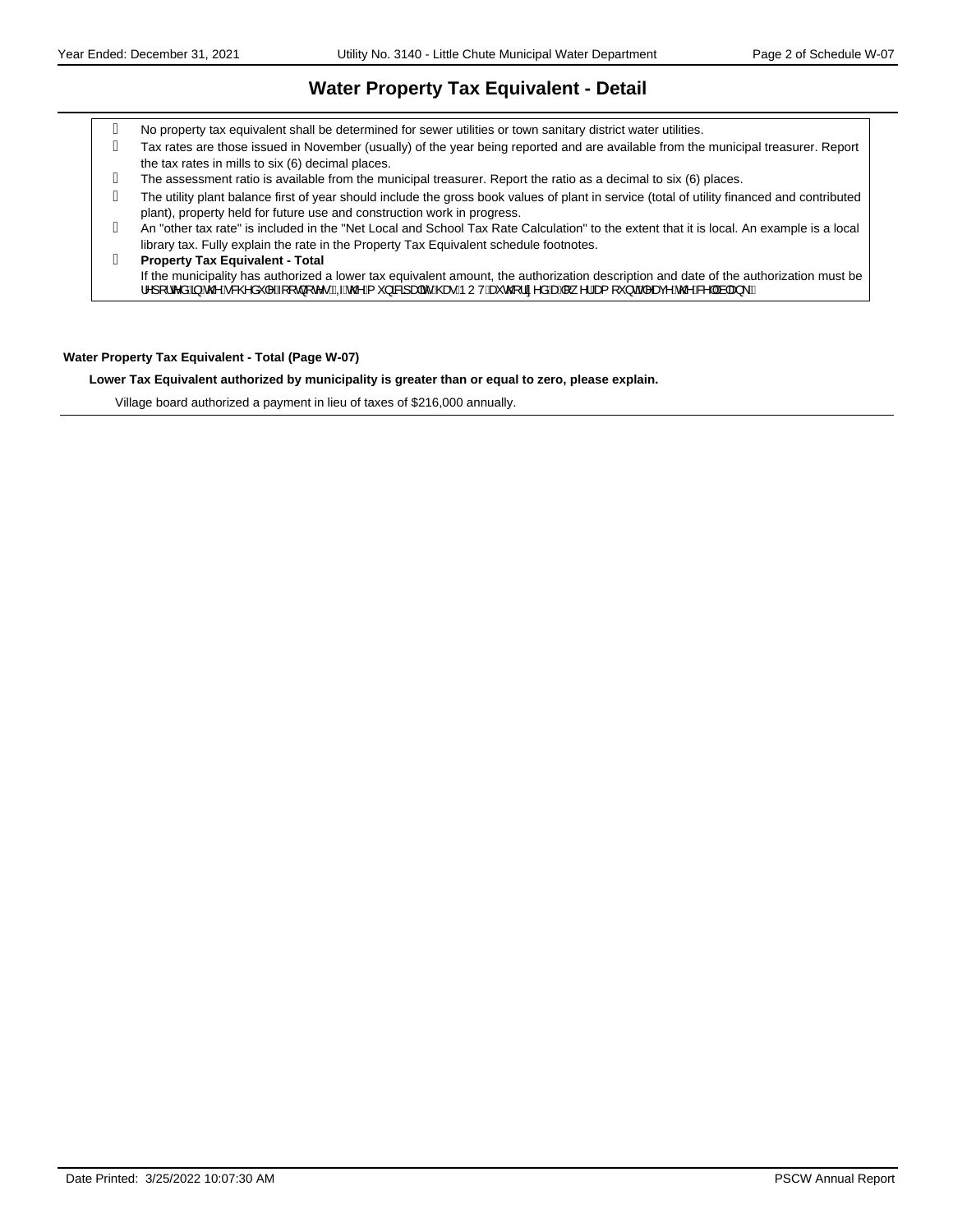## Water Property Tax Equivalent - Detail

- No property tax equivalent shall be determined for sewer utilities or town sanitary district water utilities.
- Tax rates are those issued in November (usually) of the year being reported and are available from the municipal treasurer. Report the tax rates in mills to six (6) decimal places.
- The assessment ratio is available from the municipal treasurer. Report the ratio as a decimal to six (6) places.
- The utility plant balance first of year should include the gross book values of plant in service (total of utility financed and contributed plant), property held for future use and construction work in progress.
- An "other tax rate" is included in the "Net Local and School Tax Rate Calculation" to the extent that it is local. An example is a local library tax. Fully explain the rate in the Property Tax Equivalent schedule footnotes.
- **Property Tax Equivalent - Total**
  If the municipality has authorized a lower tax equivalent amount, the authorization description and date of the authorization must be reported in the schedule footnotes. If the municipality has NOT authorized a lower amount, leave the cell blank.

**Water Property Tax Equivalent - Total (Page W-07)**

**Lower Tax Equivalent authorized by municipality is greater than or equal to zero, please explain.**

Village board authorized a payment in lieu of taxes of $216,000 annually.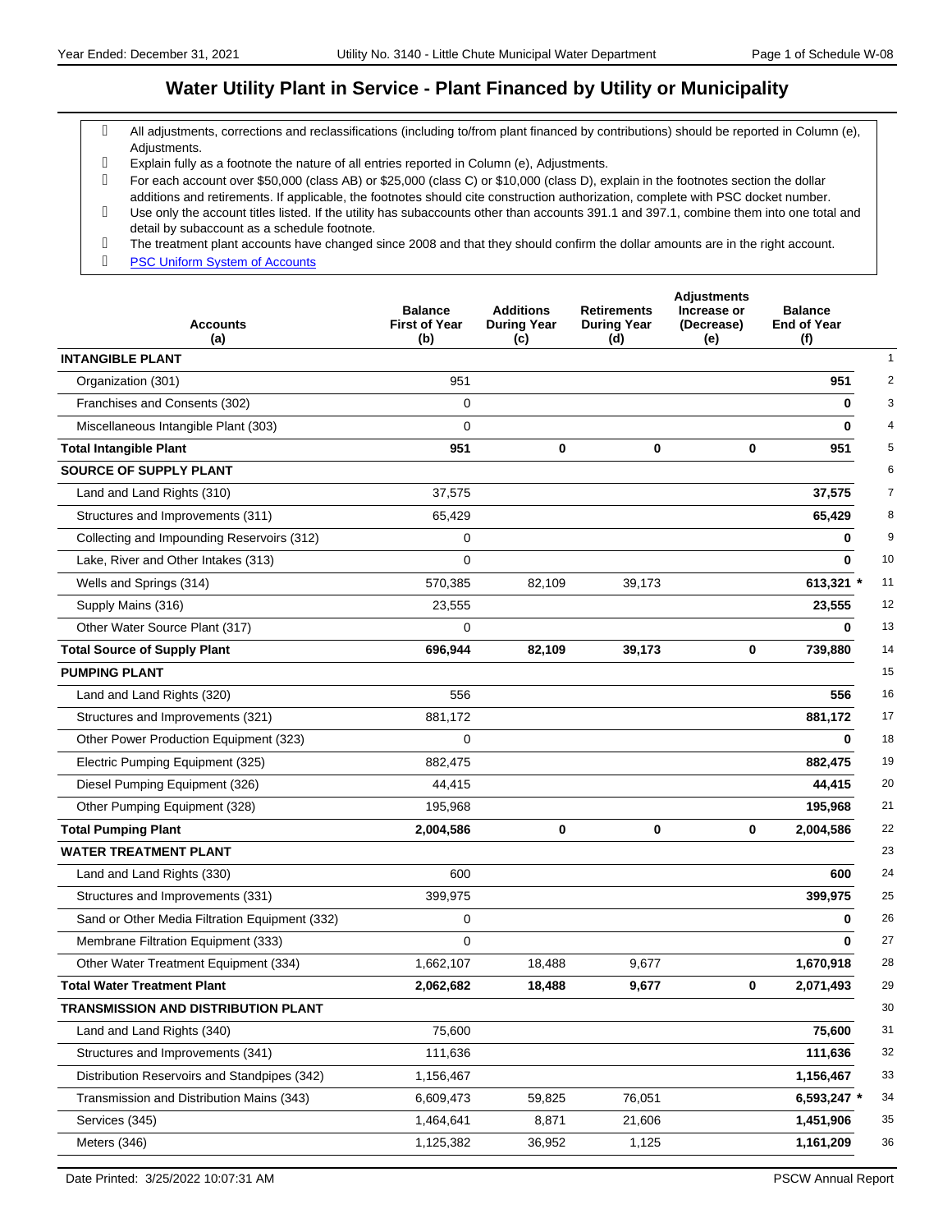# Water Utility Plant in Service - Plant Financed by Utility or Municipality

- All adjustments, corrections and reclassifications (including to/from plant financed by contributions) should be reported in Column (e), Adjustments.
- Explain fully as a footnote the nature of all entries reported in Column (e), Adjustments.
- For each account over $50,000 (class AB) or $25,000 (class C) or $10,000 (class D), explain in the footnotes section the dollar additions and retirements. If applicable, the footnotes should cite construction authorization, complete with PSC docket number.
- Use only the account titles listed. If the utility has subaccounts other than accounts 391.1 and 397.1, combine them into one total and detail by subaccount as a schedule footnote.
- The treatment plant accounts have changed since 2008 and that they should confirm the dollar amounts are in the right account.
- PSC Uniform System of Accounts

| Accounts (a) | Balance First of Year (b) | Additions During Year (c) | Retirements During Year (d) | Adjustments Increase or (Decrease) (e) | Balance End of Year (f) | |
|---|---|---|---|---|---|---|
| **INTANGIBLE PLANT** | | | | | | 1 |
| Organization (301) | 951 | | | | **951** | 2 |
| Franchises and Consents (302) | 0 | | | | **0** | 3 |
| Miscellaneous Intangible Plant (303) | 0 | | | | **0** | 4 |
| **Total Intangible Plant** | **951** | **0** | **0** | **0** | **951** | 5 |
| **SOURCE OF SUPPLY PLANT** | | | | | | 6 |
| Land and Land Rights (310) | 37,575 | | | | **37,575** | 7 |
| Structures and Improvements (311) | 65,429 | | | | **65,429** | 8 |
| Collecting and Impounding Reservoirs (312) | 0 | | | | **0** | 9 |
| Lake, River and Other Intakes (313) | 0 | | | | **0** | 10 |
| Wells and Springs (314) | 570,385 | 82,109 | 39,173 | | **613,321** * | 11 |
| Supply Mains (316) | 23,555 | | | | **23,555** | 12 |
| Other Water Source Plant (317) | 0 | | | | **0** | 13 |
| **Total Source of Supply Plant** | **696,944** | **82,109** | **39,173** | **0** | **739,880** | 14 |
| **PUMPING PLANT** | | | | | | 15 |
| Land and Land Rights (320) | 556 | | | | **556** | 16 |
| Structures and Improvements (321) | 881,172 | | | | **881,172** | 17 |
| Other Power Production Equipment (323) | 0 | | | | **0** | 18 |
| Electric Pumping Equipment (325) | 882,475 | | | | **882,475** | 19 |
| Diesel Pumping Equipment (326) | 44,415 | | | | **44,415** | 20 |
| Other Pumping Equipment (328) | 195,968 | | | | **195,968** | 21 |
| **Total Pumping Plant** | **2,004,586** | **0** | **0** | **0** | **2,004,586** | 22 |
| **WATER TREATMENT PLANT** | | | | | | 23 |
| Land and Land Rights (330) | 600 | | | | **600** | 24 |
| Structures and Improvements (331) | 399,975 | | | | **399,975** | 25 |
| Sand or Other Media Filtration Equipment (332) | 0 | | | | **0** | 26 |
| Membrane Filtration Equipment (333) | 0 | | | | **0** | 27 |
| Other Water Treatment Equipment (334) | 1,662,107 | 18,488 | 9,677 | | **1,670,918** | 28 |
| **Total Water Treatment Plant** | **2,062,682** | **18,488** | **9,677** | **0** | **2,071,493** | 29 |
| **TRANSMISSION AND DISTRIBUTION PLANT** | | | | | | 30 |
| Land and Land Rights (340) | 75,600 | | | | **75,600** | 31 |
| Structures and Improvements (341) | 111,636 | | | | **111,636** | 32 |
| Distribution Reservoirs and Standpipes (342) | 1,156,467 | | | | **1,156,467** | 33 |
| Transmission and Distribution Mains (343) | 6,609,473 | 59,825 | 76,051 | | **6,593,247** * | 34 |
| Services (345) | 1,464,641 | 8,871 | 21,606 | | **1,451,906** | 35 |
| Meters (346) | 1,125,382 | 36,952 | 1,125 | | **1,161,209** | 36 |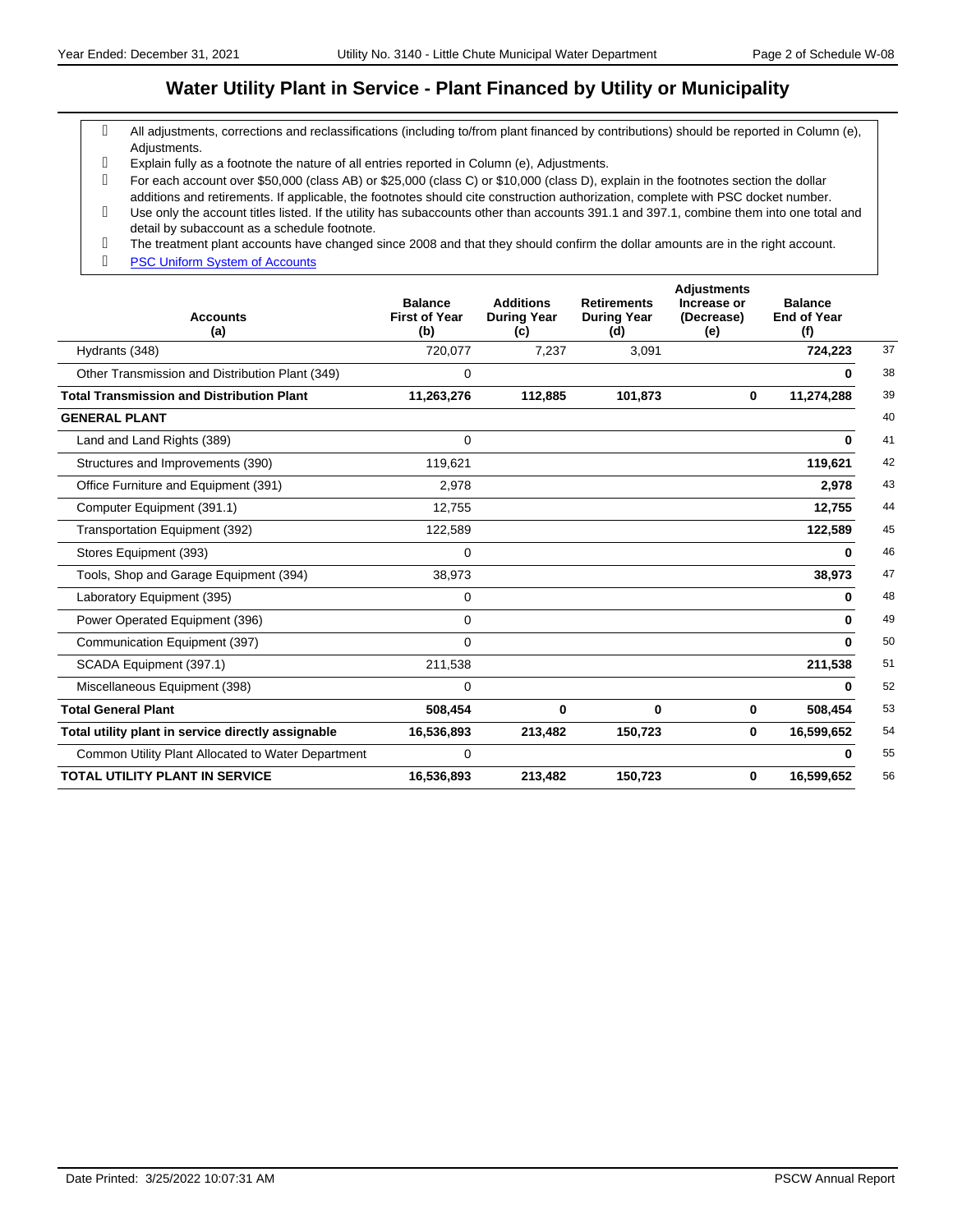# Water Utility Plant in Service - Plant Financed by Utility or Municipality

- All adjustments, corrections and reclassifications (including to/from plant financed by contributions) should be reported in Column (e), Adjustments.
- Explain fully as a footnote the nature of all entries reported in Column (e), Adjustments.
- For each account over $50,000 (class AB) or $25,000 (class C) or $10,000 (class D), explain in the footnotes section the dollar additions and retirements. If applicable, the footnotes should cite construction authorization, complete with PSC docket number.
- Use only the account titles listed. If the utility has subaccounts other than accounts 391.1 and 397.1, combine them into one total and detail by subaccount as a schedule footnote.
- The treatment plant accounts have changed since 2008 and that they should confirm the dollar amounts are in the right account.
- PSC Uniform System of Accounts

| Accounts (a) | Balance First of Year (b) | Additions During Year (c) | Retirements During Year (d) | Adjustments Increase or (Decrease) (e) | Balance End of Year (f) | |
|---|---|---|---|---|---|---|
| Hydrants (348) | 720,077 | 7,237 | 3,091 | | **724,223** | 37 |
| Other Transmission and Distribution Plant (349) | 0 | | | | **0** | 38 |
| **Total Transmission and Distribution Plant** | **11,263,276** | **112,885** | **101,873** | **0** | **11,274,288** | 39 |
| **GENERAL PLANT** | | | | | | 40 |
| Land and Land Rights (389) | 0 | | | | **0** | 41 |
| Structures and Improvements (390) | 119,621 | | | | **119,621** | 42 |
| Office Furniture and Equipment (391) | 2,978 | | | | **2,978** | 43 |
| Computer Equipment (391.1) | 12,755 | | | | **12,755** | 44 |
| Transportation Equipment (392) | 122,589 | | | | **122,589** | 45 |
| Stores Equipment (393) | 0 | | | | **0** | 46 |
| Tools, Shop and Garage Equipment (394) | 38,973 | | | | **38,973** | 47 |
| Laboratory Equipment (395) | 0 | | | | **0** | 48 |
| Power Operated Equipment (396) | 0 | | | | **0** | 49 |
| Communication Equipment (397) | 0 | | | | **0** | 50 |
| SCADA Equipment (397.1) | 211,538 | | | | **211,538** | 51 |
| Miscellaneous Equipment (398) | 0 | | | | **0** | 52 |
| **Total General Plant** | **508,454** | **0** | **0** | **0** | **508,454** | 53 |
| **Total utility plant in service directly assignable** | **16,536,893** | **213,482** | **150,723** | **0** | **16,599,652** | 54 |
| Common Utility Plant Allocated to Water Department | 0 | | | | **0** | 55 |
| **TOTAL UTILITY PLANT IN SERVICE** | **16,536,893** | **213,482** | **150,723** | **0** | **16,599,652** | 56 |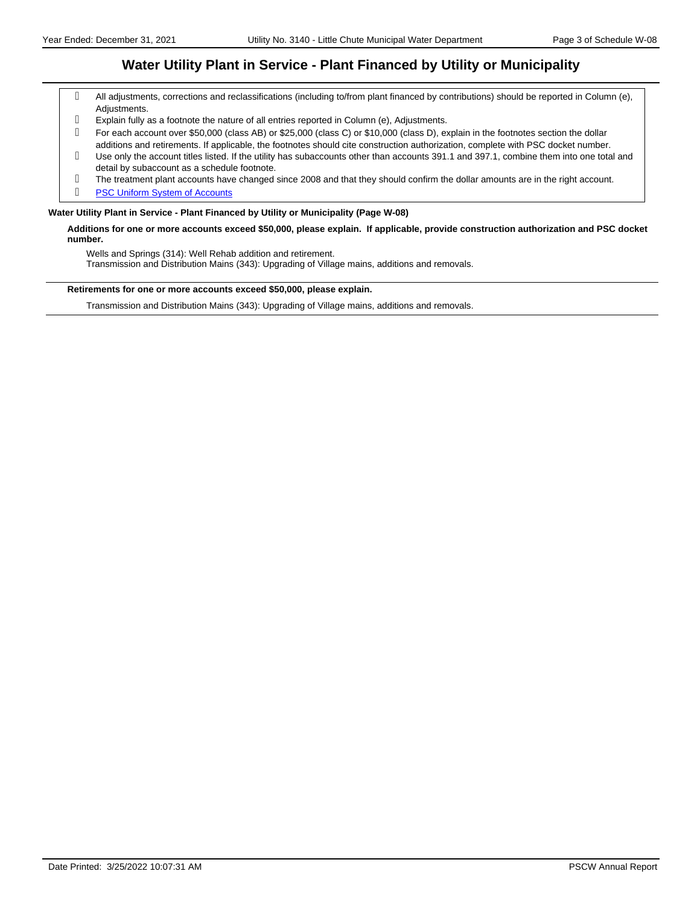## Water Utility Plant in Service - Plant Financed by Utility or Municipality

- All adjustments, corrections and reclassifications (including to/from plant financed by contributions) should be reported in Column (e), Adjustments.
- Explain fully as a footnote the nature of all entries reported in Column (e), Adjustments.
- For each account over $50,000 (class AB) or $25,000 (class C) or $10,000 (class D), explain in the footnotes section the dollar additions and retirements. If applicable, the footnotes should cite construction authorization, complete with PSC docket number.
- Use only the account titles listed. If the utility has subaccounts other than accounts 391.1 and 397.1, combine them into one total and detail by subaccount as a schedule footnote.
- The treatment plant accounts have changed since 2008 and that they should confirm the dollar amounts are in the right account.
- PSC Uniform System of Accounts

**Water Utility Plant in Service - Plant Financed by Utility or Municipality (Page W-08)**

**Additions for one or more accounts exceed $50,000, please explain. If applicable, provide construction authorization and PSC docket number.**

Wells and Springs (314): Well Rehab addition and retirement.
Transmission and Distribution Mains (343): Upgrading of Village mains, additions and removals.

**Retirements for one or more accounts exceed $50,000, please explain.**

Transmission and Distribution Mains (343): Upgrading of Village mains, additions and removals.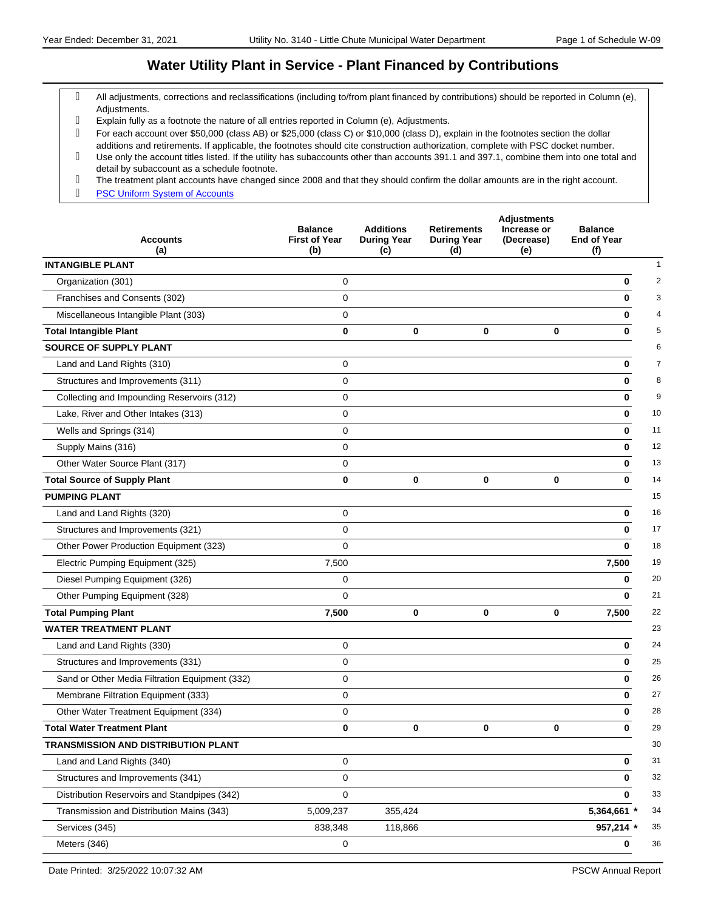## Water Utility Plant in Service - Plant Financed by Contributions

- All adjustments, corrections and reclassifications (including to/from plant financed by contributions) should be reported in Column (e), Adjustments.
- Explain fully as a footnote the nature of all entries reported in Column (e), Adjustments.
- For each account over $50,000 (class AB) or $25,000 (class C) or $10,000 (class D), explain in the footnotes section the dollar additions and retirements. If applicable, the footnotes should cite construction authorization, complete with PSC docket number.
- Use only the account titles listed. If the utility has subaccounts other than accounts 391.1 and 397.1, combine them into one total and detail by subaccount as a schedule footnote.
- The treatment plant accounts have changed since 2008 and that they should confirm the dollar amounts are in the right account.
- PSC Uniform System of Accounts

| Accounts (a) | Balance First of Year (b) | Additions During Year (c) | Retirements During Year (d) | Adjustments Increase or (Decrease) (e) | Balance End of Year (f) | |
|---|---|---|---|---|---|---|
| **INTANGIBLE PLANT** | | | | | | 1 |
| Organization (301) | 0 | | | | **0** | 2 |
| Franchises and Consents (302) | 0 | | | | **0** | 3 |
| Miscellaneous Intangible Plant (303) | 0 | | | | **0** | 4 |
| **Total Intangible Plant** | **0** | **0** | **0** | **0** | **0** | 5 |
| **SOURCE OF SUPPLY PLANT** | | | | | | 6 |
| Land and Land Rights (310) | 0 | | | | **0** | 7 |
| Structures and Improvements (311) | 0 | | | | **0** | 8 |
| Collecting and Impounding Reservoirs (312) | 0 | | | | **0** | 9 |
| Lake, River and Other Intakes (313) | 0 | | | | **0** | 10 |
| Wells and Springs (314) | 0 | | | | **0** | 11 |
| Supply Mains (316) | 0 | | | | **0** | 12 |
| Other Water Source Plant (317) | 0 | | | | **0** | 13 |
| **Total Source of Supply Plant** | **0** | **0** | **0** | **0** | **0** | 14 |
| **PUMPING PLANT** | | | | | | 15 |
| Land and Land Rights (320) | 0 | | | | **0** | 16 |
| Structures and Improvements (321) | 0 | | | | **0** | 17 |
| Other Power Production Equipment (323) | 0 | | | | **0** | 18 |
| Electric Pumping Equipment (325) | 7,500 | | | | **7,500** | 19 |
| Diesel Pumping Equipment (326) | 0 | | | | **0** | 20 |
| Other Pumping Equipment (328) | 0 | | | | **0** | 21 |
| **Total Pumping Plant** | **7,500** | **0** | **0** | **0** | **7,500** | 22 |
| **WATER TREATMENT PLANT** | | | | | | 23 |
| Land and Land Rights (330) | 0 | | | | **0** | 24 |
| Structures and Improvements (331) | 0 | | | | **0** | 25 |
| Sand or Other Media Filtration Equipment (332) | 0 | | | | **0** | 26 |
| Membrane Filtration Equipment (333) | 0 | | | | **0** | 27 |
| Other Water Treatment Equipment (334) | 0 | | | | **0** | 28 |
| **Total Water Treatment Plant** | **0** | **0** | **0** | **0** | **0** | 29 |
| **TRANSMISSION AND DISTRIBUTION PLANT** | | | | | | 30 |
| Land and Land Rights (340) | 0 | | | | **0** | 31 |
| Structures and Improvements (341) | 0 | | | | **0** | 32 |
| Distribution Reservoirs and Standpipes (342) | 0 | | | | **0** | 33 |
| Transmission and Distribution Mains (343) | 5,009,237 | 355,424 | | | **5,364,661** * | 34 |
| Services (345) | 838,348 | 118,866 | | | **957,214** * | 35 |
| Meters (346) | 0 | | | | **0** | 36 |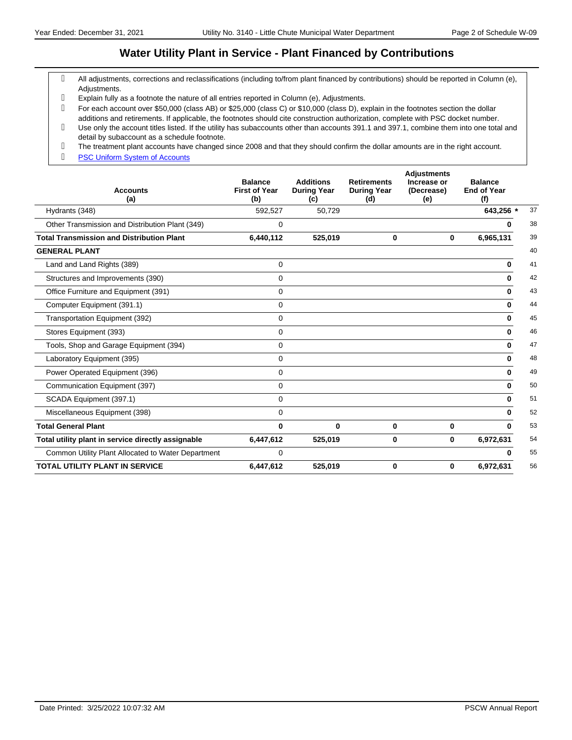## Water Utility Plant in Service - Plant Financed by Contributions

- All adjustments, corrections and reclassifications (including to/from plant financed by contributions) should be reported in Column (e), Adjustments.
- Explain fully as a footnote the nature of all entries reported in Column (e), Adjustments.
- For each account over $50,000 (class AB) or $25,000 (class C) or $10,000 (class D), explain in the footnotes section the dollar additions and retirements. If applicable, the footnotes should cite construction authorization, complete with PSC docket number.
- Use only the account titles listed. If the utility has subaccounts other than accounts 391.1 and 397.1, combine them into one total and detail by subaccount as a schedule footnote.
- The treatment plant accounts have changed since 2008 and that they should confirm the dollar amounts are in the right account.
- PSC Uniform System of Accounts

| Accounts (a) | Balance First of Year (b) | Additions During Year (c) | Retirements During Year (d) | Adjustments Increase or (Decrease) (e) | Balance End of Year (f) | |
|---|---|---|---|---|---|---|
| Hydrants (348) | 592,527 | 50,729 | | | **643,256** * | 37 |
| Other Transmission and Distribution Plant (349) | 0 | | | | **0** | 38 |
| **Total Transmission and Distribution Plant** | **6,440,112** | **525,019** | **0** | **0** | **6,965,131** | 39 |
| **GENERAL PLANT** | | | | | | 40 |
| Land and Land Rights (389) | 0 | | | | **0** | 41 |
| Structures and Improvements (390) | 0 | | | | **0** | 42 |
| Office Furniture and Equipment (391) | 0 | | | | **0** | 43 |
| Computer Equipment (391.1) | 0 | | | | **0** | 44 |
| Transportation Equipment (392) | 0 | | | | **0** | 45 |
| Stores Equipment (393) | 0 | | | | **0** | 46 |
| Tools, Shop and Garage Equipment (394) | 0 | | | | **0** | 47 |
| Laboratory Equipment (395) | 0 | | | | **0** | 48 |
| Power Operated Equipment (396) | 0 | | | | **0** | 49 |
| Communication Equipment (397) | 0 | | | | **0** | 50 |
| SCADA Equipment (397.1) | 0 | | | | **0** | 51 |
| Miscellaneous Equipment (398) | 0 | | | | **0** | 52 |
| **Total General Plant** | **0** | **0** | **0** | **0** | **0** | 53 |
| **Total utility plant in service directly assignable** | **6,447,612** | **525,019** | **0** | **0** | **6,972,631** | 54 |
| Common Utility Plant Allocated to Water Department | 0 | | | | **0** | 55 |
| **TOTAL UTILITY PLANT IN SERVICE** | **6,447,612** | **525,019** | **0** | **0** | **6,972,631** | 56 |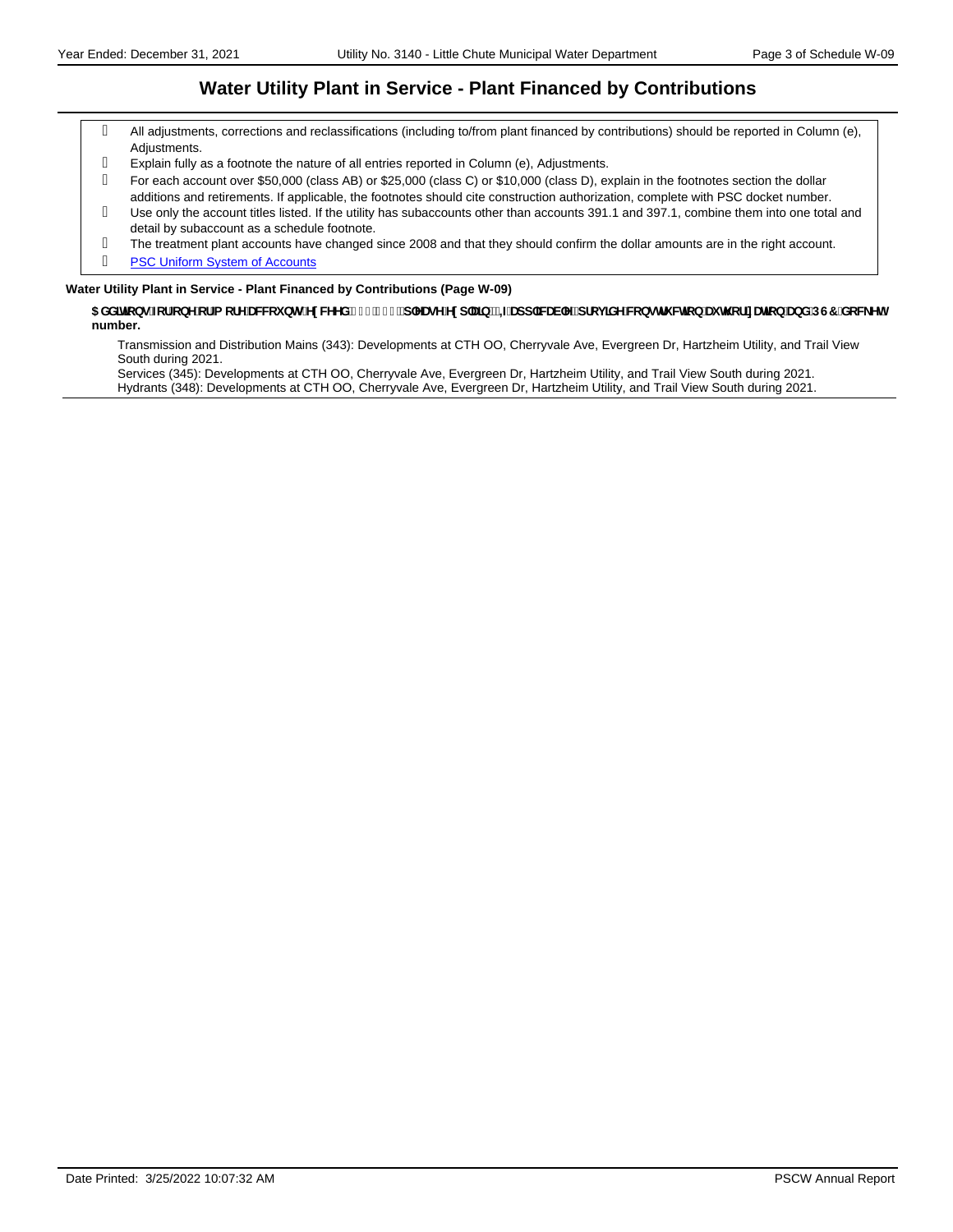# Water Utility Plant in Service - Plant Financed by Contributions

- All adjustments, corrections and reclassifications (including to/from plant financed by contributions) should be reported in Column (e), Adjustments.
- Explain fully as a footnote the nature of all entries reported in Column (e), Adjustments.
- For each account over $50,000 (class AB) or $25,000 (class C) or $10,000 (class D), explain in the footnotes section the dollar additions and retirements. If applicable, the footnotes should cite construction authorization, complete with PSC docket number.
- Use only the account titles listed. If the utility has subaccounts other than accounts 391.1 and 397.1, combine them into one total and detail by subaccount as a schedule footnote.
- The treatment plant accounts have changed since 2008 and that they should confirm the dollar amounts are in the right account.
- PSC Uniform System of Accounts

**Water Utility Plant in Service - Plant Financed by Contributions (Page W-09)**

**Additions for one or more accounts exceed $10,000; please explain. If applicable, provide construction authorization and PSC docket number.**

Transmission and Distribution Mains (343): Developments at CTH OO, Cherryvale Ave, Evergreen Dr, Hartzheim Utility, and Trail View South during 2021.

Services (345): Developments at CTH OO, Cherryvale Ave, Evergreen Dr, Hartzheim Utility, and Trail View South during 2021.

Hydrants (348): Developments at CTH OO, Cherryvale Ave, Evergreen Dr, Hartzheim Utility, and Trail View South during 2021.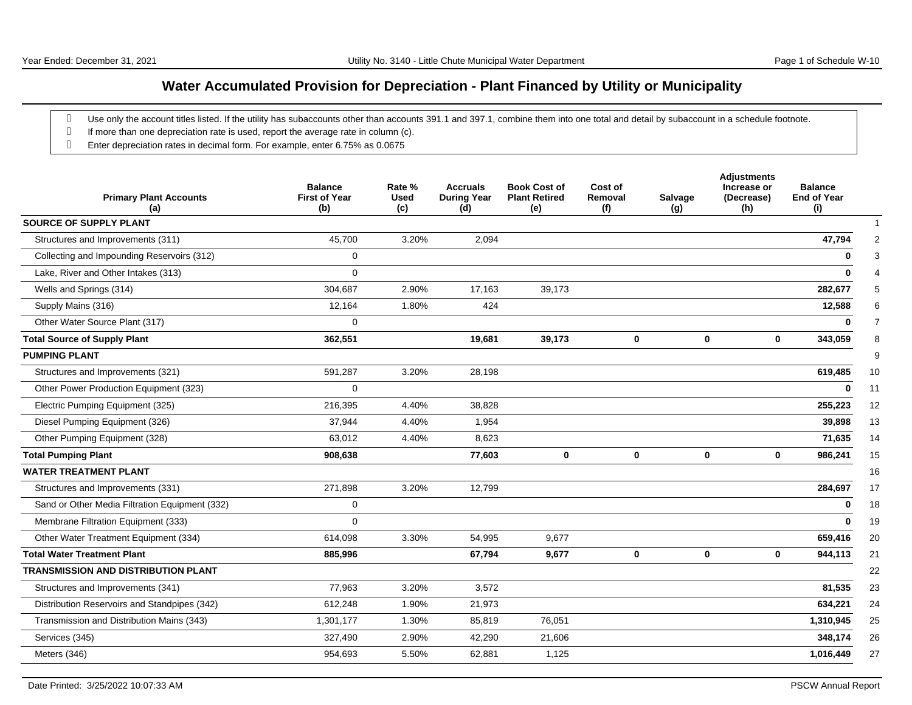# Water Accumulated Provision for Depreciation - Plant Financed by Utility or Municipality

- Use only the account titles listed. If the utility has subaccounts other than accounts 391.1 and 397.1, combine them into one total and detail by subaccount in a schedule footnote.
- If more than one depreciation rate is used, report the average rate in column (c).
- Enter depreciation rates in decimal form. For example, enter 6.75% as 0.0675

| Primary Plant Accounts (a) | Balance First of Year (b) | Rate % Used (c) | Accruals During Year (d) | Book Cost of Plant Retired (e) | Cost of Removal (f) | Salvage (g) | Adjustments Increase or (Decrease) (h) | Balance End of Year (i) | |
|---|---|---|---|---|---|---|---|---|---|
| **SOURCE OF SUPPLY PLANT** | | | | | | | | | 1 |
| Structures and Improvements (311) | 45,700 | 3.20% | 2,094 | | | | | **47,794** | 2 |
| Collecting and Impounding Reservoirs (312) | 0 | | | | | | | **0** | 3 |
| Lake, River and Other Intakes (313) | 0 | | | | | | | **0** | 4 |
| Wells and Springs (314) | 304,687 | 2.90% | 17,163 | 39,173 | | | | **282,677** | 5 |
| Supply Mains (316) | 12,164 | 1.80% | 424 | | | | | **12,588** | 6 |
| Other Water Source Plant (317) | 0 | | | | | | | **0** | 7 |
| **Total Source of Supply Plant** | **362,551** | | **19,681** | **39,173** | **0** | **0** | **0** | **343,059** | 8 |
| **PUMPING PLANT** | | | | | | | | | 9 |
| Structures and Improvements (321) | 591,287 | 3.20% | 28,198 | | | | | **619,485** | 10 |
| Other Power Production Equipment (323) | 0 | | | | | | | **0** | 11 |
| Electric Pumping Equipment (325) | 216,395 | 4.40% | 38,828 | | | | | **255,223** | 12 |
| Diesel Pumping Equipment (326) | 37,944 | 4.40% | 1,954 | | | | | **39,898** | 13 |
| Other Pumping Equipment (328) | 63,012 | 4.40% | 8,623 | | | | | **71,635** | 14 |
| **Total Pumping Plant** | **908,638** | | **77,603** | **0** | **0** | **0** | **0** | **986,241** | 15 |
| **WATER TREATMENT PLANT** | | | | | | | | | 16 |
| Structures and Improvements (331) | 271,898 | 3.20% | 12,799 | | | | | **284,697** | 17 |
| Sand or Other Media Filtration Equipment (332) | 0 | | | | | | | **0** | 18 |
| Membrane Filtration Equipment (333) | 0 | | | | | | | **0** | 19 |
| Other Water Treatment Equipment (334) | 614,098 | 3.30% | 54,995 | 9,677 | | | | **659,416** | 20 |
| **Total Water Treatment Plant** | **885,996** | | **67,794** | **9,677** | **0** | **0** | **0** | **944,113** | 21 |
| **TRANSMISSION AND DISTRIBUTION PLANT** | | | | | | | | | 22 |
| Structures and Improvements (341) | 77,963 | 3.20% | 3,572 | | | | | **81,535** | 23 |
| Distribution Reservoirs and Standpipes (342) | 612,248 | 1.90% | 21,973 | | | | | **634,221** | 24 |
| Transmission and Distribution Mains (343) | 1,301,177 | 1.30% | 85,819 | 76,051 | | | | **1,310,945** | 25 |
| Services (345) | 327,490 | 2.90% | 42,290 | 21,606 | | | | **348,174** | 26 |
| Meters (346) | 954,693 | 5.50% | 62,881 | 1,125 | | | | **1,016,449** | 27 |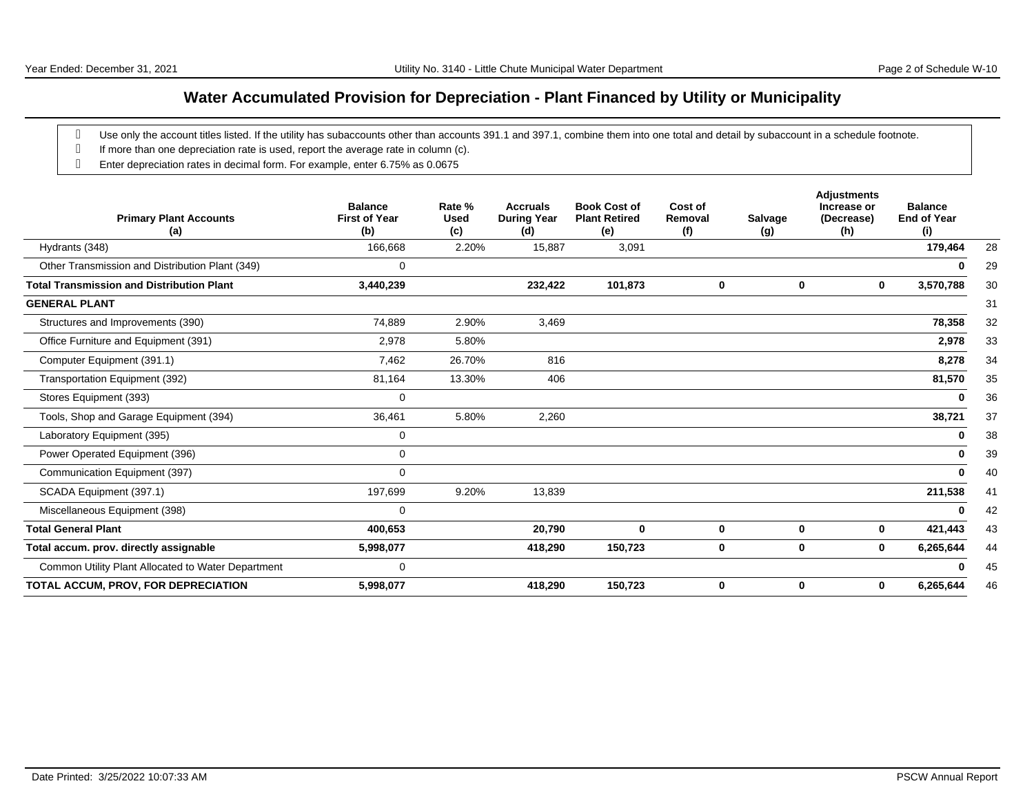# Water Accumulated Provision for Depreciation - Plant Financed by Utility or Municipality

- Use only the account titles listed. If the utility has subaccounts other than accounts 391.1 and 397.1, combine them into one total and detail by subaccount in a schedule footnote.
- If more than one depreciation rate is used, report the average rate in column (c).
- Enter depreciation rates in decimal form. For example, enter 6.75% as 0.0675

| Primary Plant Accounts (a) | Balance First of Year (b) | Rate % Used (c) | Accruals During Year (d) | Book Cost of Plant Retired (e) | Cost of Removal (f) | Salvage (g) | Adjustments Increase or (Decrease) (h) | Balance End of Year (i) | |
|---|---|---|---|---|---|---|---|---|---|
| Hydrants (348) | 166,668 | 2.20% | 15,887 | 3,091 | | | | **179,464** | 28 |
| Other Transmission and Distribution Plant (349) | 0 | | | | | | | **0** | 29 |
| **Total Transmission and Distribution Plant** | **3,440,239** | | **232,422** | **101,873** | **0** | **0** | **0** | **3,570,788** | 30 |
| **GENERAL PLANT** | | | | | | | | | 31 |
| Structures and Improvements (390) | 74,889 | 2.90% | 3,469 | | | | | **78,358** | 32 |
| Office Furniture and Equipment (391) | 2,978 | 5.80% | | | | | | **2,978** | 33 |
| Computer Equipment (391.1) | 7,462 | 26.70% | 816 | | | | | **8,278** | 34 |
| Transportation Equipment (392) | 81,164 | 13.30% | 406 | | | | | **81,570** | 35 |
| Stores Equipment (393) | 0 | | | | | | | **0** | 36 |
| Tools, Shop and Garage Equipment (394) | 36,461 | 5.80% | 2,260 | | | | | **38,721** | 37 |
| Laboratory Equipment (395) | 0 | | | | | | | **0** | 38 |
| Power Operated Equipment (396) | 0 | | | | | | | **0** | 39 |
| Communication Equipment (397) | 0 | | | | | | | **0** | 40 |
| SCADA Equipment (397.1) | 197,699 | 9.20% | 13,839 | | | | | **211,538** | 41 |
| Miscellaneous Equipment (398) | 0 | | | | | | | **0** | 42 |
| **Total General Plant** | **400,653** | | **20,790** | **0** | **0** | **0** | **0** | **421,443** | 43 |
| **Total accum. prov. directly assignable** | **5,998,077** | | **418,290** | **150,723** | **0** | **0** | **0** | **6,265,644** | 44 |
| Common Utility Plant Allocated to Water Department | 0 | | | | | | | **0** | 45 |
| **TOTAL ACCUM, PROV, FOR DEPRECIATION** | **5,998,077** | | **418,290** | **150,723** | **0** | **0** | **0** | **6,265,644** | 46 |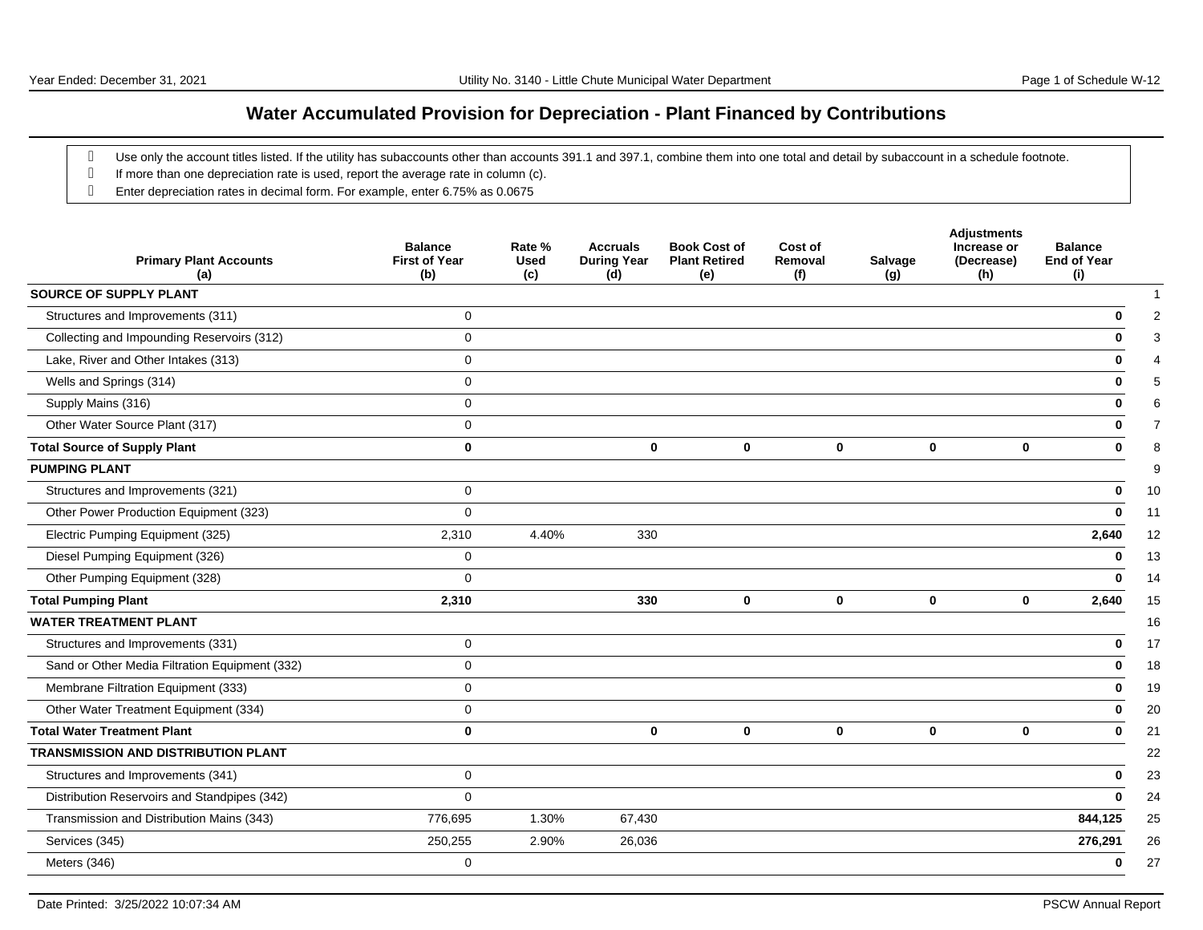# Water Accumulated Provision for Depreciation - Plant Financed by Contributions

- Use only the account titles listed. If the utility has subaccounts other than accounts 391.1 and 397.1, combine them into one total and detail by subaccount in a schedule footnote.
- If more than one depreciation rate is used, report the average rate in column (c).
- Enter depreciation rates in decimal form. For example, enter 6.75% as 0.0675

| Primary Plant Accounts (a) | Balance First of Year (b) | Rate % Used (c) | Accruals During Year (d) | Book Cost of Plant Retired (e) | Cost of Removal (f) | Salvage (g) | Adjustments Increase or (Decrease) (h) | Balance End of Year (i) | |
|---|---|---|---|---|---|---|---|---|---|
| **SOURCE OF SUPPLY PLANT** | | | | | | | | | 1 |
| Structures and Improvements (311) | 0 | | | | | | | **0** | 2 |
| Collecting and Impounding Reservoirs (312) | 0 | | | | | | | **0** | 3 |
| Lake, River and Other Intakes (313) | 0 | | | | | | | **0** | 4 |
| Wells and Springs (314) | 0 | | | | | | | **0** | 5 |
| Supply Mains (316) | 0 | | | | | | | **0** | 6 |
| Other Water Source Plant (317) | 0 | | | | | | | **0** | 7 |
| **Total Source of Supply Plant** | **0** | | **0** | **0** | **0** | **0** | **0** | **0** | 8 |
| **PUMPING PLANT** | | | | | | | | | 9 |
| Structures and Improvements (321) | 0 | | | | | | | **0** | 10 |
| Other Power Production Equipment (323) | 0 | | | | | | | **0** | 11 |
| Electric Pumping Equipment (325) | 2,310 | 4.40% | 330 | | | | | **2,640** | 12 |
| Diesel Pumping Equipment (326) | 0 | | | | | | | **0** | 13 |
| Other Pumping Equipment (328) | 0 | | | | | | | **0** | 14 |
| **Total Pumping Plant** | **2,310** | | **330** | **0** | **0** | **0** | **0** | **2,640** | 15 |
| **WATER TREATMENT PLANT** | | | | | | | | | 16 |
| Structures and Improvements (331) | 0 | | | | | | | **0** | 17 |
| Sand or Other Media Filtration Equipment (332) | 0 | | | | | | | **0** | 18 |
| Membrane Filtration Equipment (333) | 0 | | | | | | | **0** | 19 |
| Other Water Treatment Equipment (334) | 0 | | | | | | | **0** | 20 |
| **Total Water Treatment Plant** | **0** | | **0** | **0** | **0** | **0** | **0** | **0** | 21 |
| **TRANSMISSION AND DISTRIBUTION PLANT** | | | | | | | | | 22 |
| Structures and Improvements (341) | 0 | | | | | | | **0** | 23 |
| Distribution Reservoirs and Standpipes (342) | 0 | | | | | | | **0** | 24 |
| Transmission and Distribution Mains (343) | 776,695 | 1.30% | 67,430 | | | | | **844,125** | 25 |
| Services (345) | 250,255 | 2.90% | 26,036 | | | | | **276,291** | 26 |
| Meters (346) | 0 | | | | | | | **0** | 27 |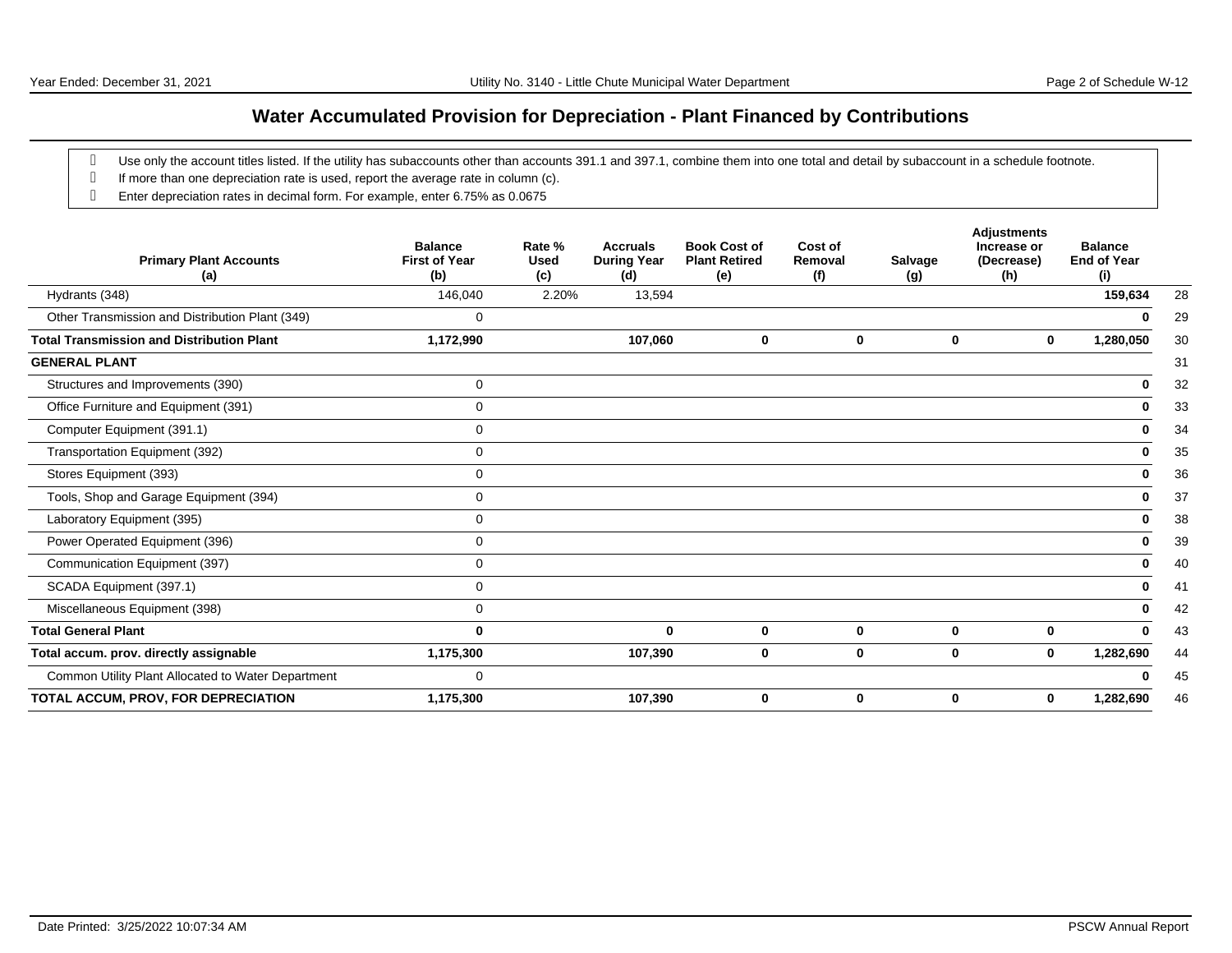# Water Accumulated Provision for Depreciation - Plant Financed by Contributions

- Use only the account titles listed. If the utility has subaccounts other than accounts 391.1 and 397.1, combine them into one total and detail by subaccount in a schedule footnote.
- If more than one depreciation rate is used, report the average rate in column (c).
- Enter depreciation rates in decimal form. For example, enter 6.75% as 0.0675

| Primary Plant Accounts (a) | Balance First of Year (b) | Rate % Used (c) | Accruals During Year (d) | Book Cost of Plant Retired (e) | Cost of Removal (f) | Salvage (g) | Adjustments Increase or (Decrease) (h) | Balance End of Year (i) | |
|---|---|---|---|---|---|---|---|---|---|
| Hydrants (348) | 146,040 | 2.20% | 13,594 | | | | | **159,634** | 28 |
| Other Transmission and Distribution Plant (349) | 0 | | | | | | | **0** | 29 |
| **Total Transmission and Distribution Plant** | **1,172,990** | | **107,060** | **0** | **0** | **0** | **0** | **1,280,050** | 30 |
| **GENERAL PLANT** | | | | | | | | | 31 |
| Structures and Improvements (390) | 0 | | | | | | | **0** | 32 |
| Office Furniture and Equipment (391) | 0 | | | | | | | **0** | 33 |
| Computer Equipment (391.1) | 0 | | | | | | | **0** | 34 |
| Transportation Equipment (392) | 0 | | | | | | | **0** | 35 |
| Stores Equipment (393) | 0 | | | | | | | **0** | 36 |
| Tools, Shop and Garage Equipment (394) | 0 | | | | | | | **0** | 37 |
| Laboratory Equipment (395) | 0 | | | | | | | **0** | 38 |
| Power Operated Equipment (396) | 0 | | | | | | | **0** | 39 |
| Communication Equipment (397) | 0 | | | | | | | **0** | 40 |
| SCADA Equipment (397.1) | 0 | | | | | | | **0** | 41 |
| Miscellaneous Equipment (398) | 0 | | | | | | | **0** | 42 |
| **Total General Plant** | **0** | | **0** | **0** | **0** | **0** | **0** | **0** | 43 |
| **Total accum. prov. directly assignable** | **1,175,300** | | **107,390** | **0** | **0** | **0** | **0** | **1,282,690** | 44 |
| Common Utility Plant Allocated to Water Department | 0 | | | | | | | **0** | 45 |
| **TOTAL ACCUM, PROV, FOR DEPRECIATION** | **1,175,300** | | **107,390** | **0** | **0** | **0** | **0** | **1,282,690** | 46 |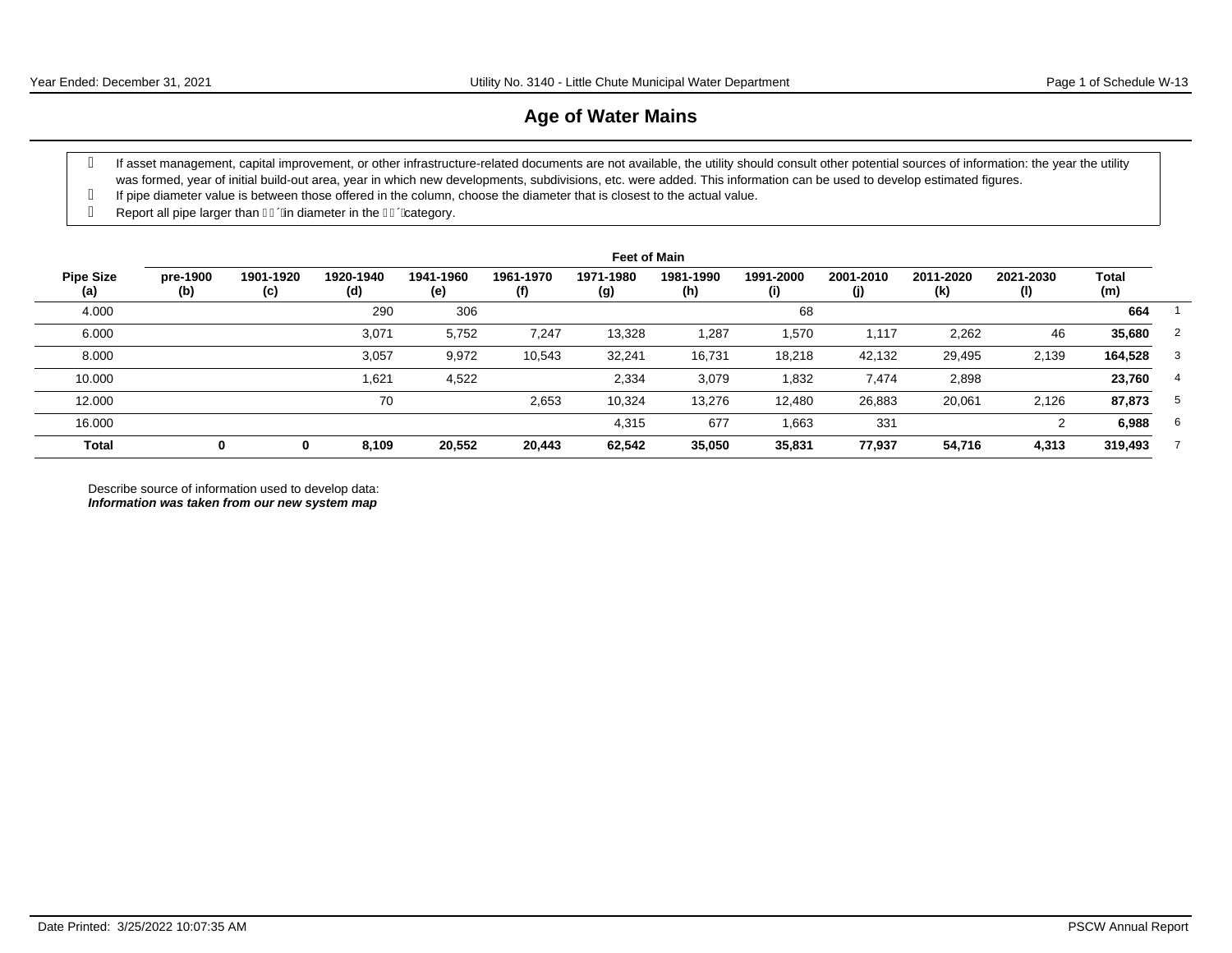# Age of Water Mains

- If asset management, capital improvement, or other infrastructure-related documents are not available, the utility should consult other potential sources of information: the year the utility was formed, year of initial build-out area, year in which new developments, subdivisions, etc. were added. This information can be used to develop estimated figures.
- If pipe diameter value is between those offered in the column, choose the diameter that is closest to the actual value.
- Report all pipe larger than ��´´in diameter in the ��´´category.

| Pipe Size (a) | Feet of Main | | | | | | | | | | | | |
|---|---|---|---|---|---|---|---|---|---|---|---|---|---|
| | pre-1900 (b) | 1901-1920 (c) | 1920-1940 (d) | 1941-1960 (e) | 1961-1970 (f) | 1971-1980 (g) | 1981-1990 (h) | 1991-2000 (i) | 2001-2010 (j) | 2011-2020 (k) | 2021-2030 (l) | Total (m) | |
| 4.000 | | | 290 | 306 | | | | 68 | | | | **664** | 1 |
| 6.000 | | | 3,071 | 5,752 | 7,247 | 13,328 | 1,287 | 1,570 | 1,117 | 2,262 | 46 | **35,680** | 2 |
| 8.000 | | | 3,057 | 9,972 | 10,543 | 32,241 | 16,731 | 18,218 | 42,132 | 29,495 | 2,139 | **164,528** | 3 |
| 10.000 | | | 1,621 | 4,522 | | 2,334 | 3,079 | 1,832 | 7,474 | 2,898 | | **23,760** | 4 |
| 12.000 | | | 70 | | 2,653 | 10,324 | 13,276 | 12,480 | 26,883 | 20,061 | 2,126 | **87,873** | 5 |
| 16.000 | | | | | | 4,315 | 677 | 1,663 | 331 | | 2 | **6,988** | 6 |
| **Total** | **0** | **0** | **8,109** | **20,552** | **20,443** | **62,542** | **35,050** | **35,831** | **77,937** | **54,716** | **4,313** | **319,493** | 7 |

Describe source of information used to develop data:
***Information was taken from our new system map***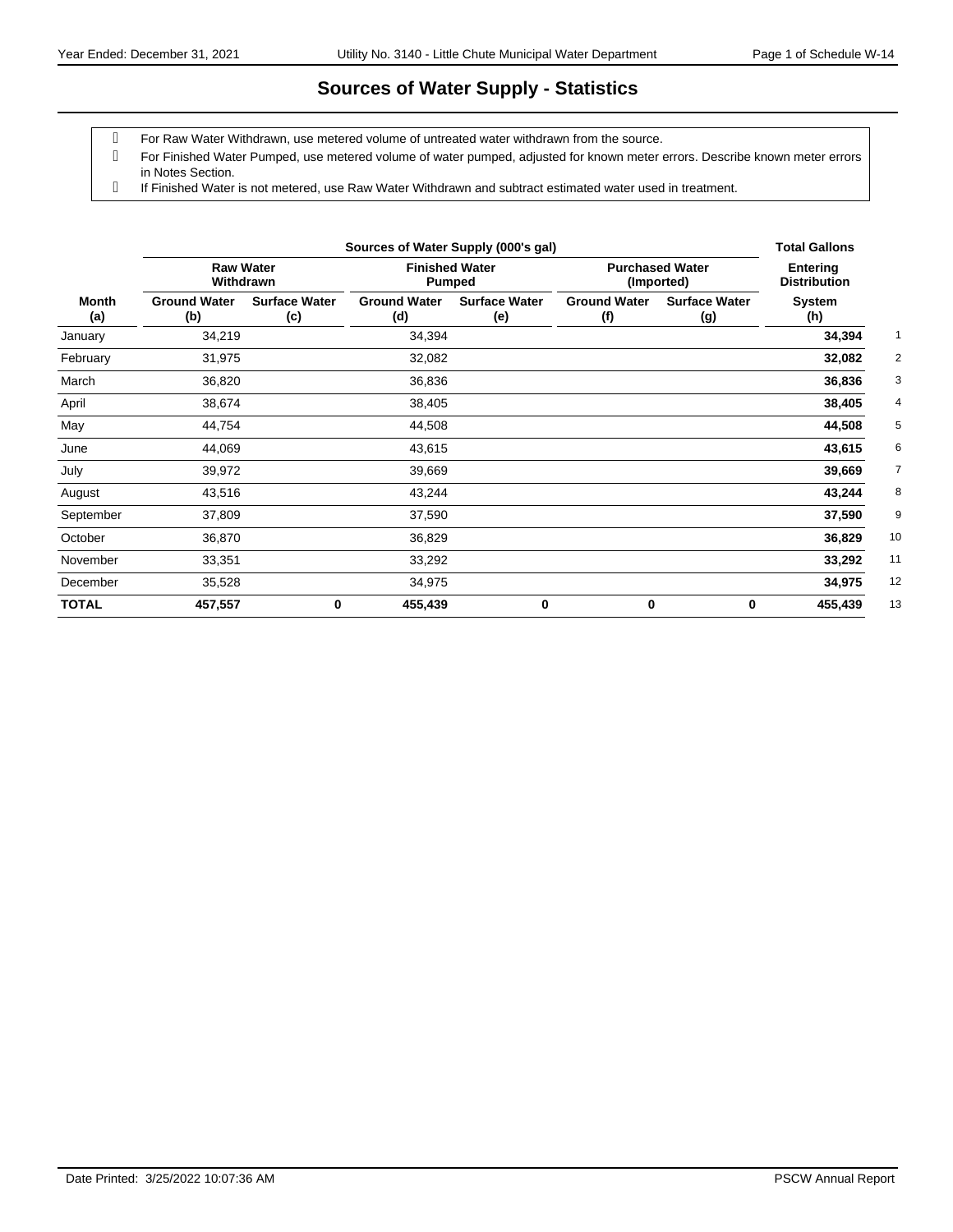# Sources of Water Supply - Statistics

- For Raw Water Withdrawn, use metered volume of untreated water withdrawn from the source.
- For Finished Water Pumped, use metered volume of water pumped, adjusted for known meter errors. Describe known meter errors in Notes Section.
- If Finished Water is not metered, use Raw Water Withdrawn and subtract estimated water used in treatment.

| | Sources of Water Supply (000's gal) | | | | | | Total Gallons | |
|---|---|---|---|---|---|---|---|---|
| | Raw Water Withdrawn | | Finished Water Pumped | | Purchased Water (Imported) | | Entering Distribution | |
| **Month (a)** | **Ground Water (b)** | **Surface Water (c)** | **Ground Water (d)** | **Surface Water (e)** | **Ground Water (f)** | **Surface Water (g)** | **System (h)** | |
| January | 34,219 | | 34,394 | | | | **34,394** | 1 |
| February | 31,975 | | 32,082 | | | | **32,082** | 2 |
| March | 36,820 | | 36,836 | | | | **36,836** | 3 |
| April | 38,674 | | 38,405 | | | | **38,405** | 4 |
| May | 44,754 | | 44,508 | | | | **44,508** | 5 |
| June | 44,069 | | 43,615 | | | | **43,615** | 6 |
| July | 39,972 | | 39,669 | | | | **39,669** | 7 |
| August | 43,516 | | 43,244 | | | | **43,244** | 8 |
| September | 37,809 | | 37,590 | | | | **37,590** | 9 |
| October | 36,870 | | 36,829 | | | | **36,829** | 10 |
| November | 33,351 | | 33,292 | | | | **33,292** | 11 |
| December | 35,528 | | 34,975 | | | | **34,975** | 12 |
| **TOTAL** | **457,557** | **0** | **455,439** | **0** | **0** | **0** | **455,439** | 13 |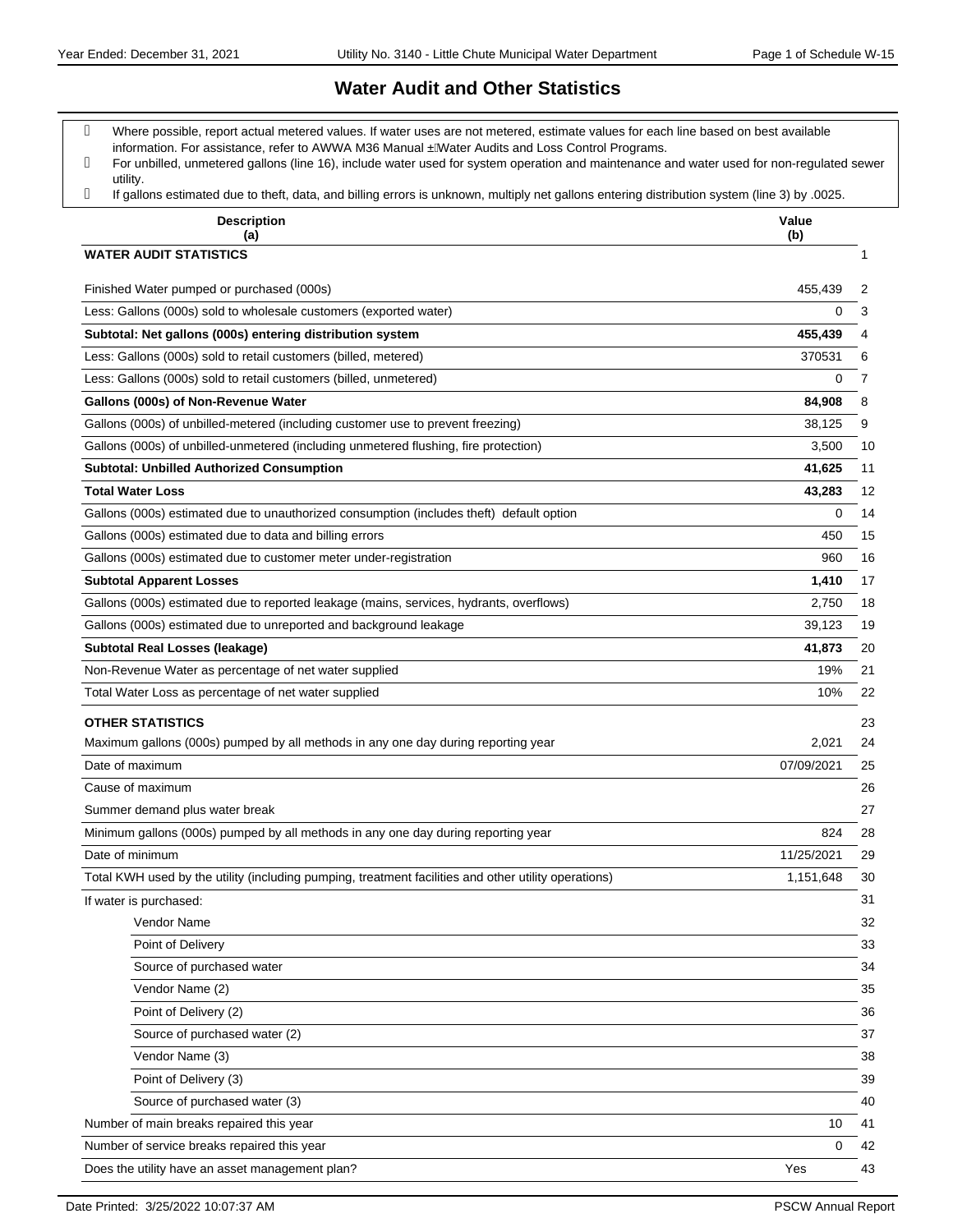# Water Audit and Other Statistics

- Where possible, report actual metered values. If water uses are not metered, estimate values for each line based on best available information. For assistance, refer to AWWA M36 Manual ±Water Audits and Loss Control Programs.
- For unbilled, unmetered gallons (line 16), include water used for system operation and maintenance and water used for non-regulated sewer utility.
- If gallons estimated due to theft, data, and billing errors is unknown, multiply net gallons entering distribution system (line 3) by .0025.

| Description (a) | Value (b) | |
|---|---|---|
| **WATER AUDIT STATISTICS** | | 1 |
| Finished Water pumped or purchased (000s) | 455,439 | 2 |
| Less: Gallons (000s) sold to wholesale customers (exported water) | 0 | 3 |
| **Subtotal: Net gallons (000s) entering distribution system** | **455,439** | 4 |
| Less: Gallons (000s) sold to retail customers (billed, metered) | 370531 | 6 |
| Less: Gallons (000s) sold to retail customers (billed, unmetered) | 0 | 7 |
| **Gallons (000s) of Non-Revenue Water** | **84,908** | 8 |
| Gallons (000s) of unbilled-metered (including customer use to prevent freezing) | 38,125 | 9 |
| Gallons (000s) of unbilled-unmetered (including unmetered flushing, fire protection) | 3,500 | 10 |
| **Subtotal: Unbilled Authorized Consumption** | **41,625** | 11 |
| **Total Water Loss** | **43,283** | 12 |
| Gallons (000s) estimated due to unauthorized consumption (includes theft) default option | 0 | 14 |
| Gallons (000s) estimated due to data and billing errors | 450 | 15 |
| Gallons (000s) estimated due to customer meter under-registration | 960 | 16 |
| **Subtotal Apparent Losses** | **1,410** | 17 |
| Gallons (000s) estimated due to reported leakage (mains, services, hydrants, overflows) | 2,750 | 18 |
| Gallons (000s) estimated due to unreported and background leakage | 39,123 | 19 |
| **Subtotal Real Losses (leakage)** | **41,873** | 20 |
| Non-Revenue Water as percentage of net water supplied | 19% | 21 |
| Total Water Loss as percentage of net water supplied | 10% | 22 |
| **OTHER STATISTICS** | | 23 |
| Maximum gallons (000s) pumped by all methods in any one day during reporting year | 2,021 | 24 |
| Date of maximum | 07/09/2021 | 25 |
| Cause of maximum | | 26 |
| Summer demand plus water break | | 27 |
| Minimum gallons (000s) pumped by all methods in any one day during reporting year | 824 | 28 |
| Date of minimum | 11/25/2021 | 29 |
| Total KWH used by the utility (including pumping, treatment facilities and other utility operations) | 1,151,648 | 30 |
| If water is purchased: | | 31 |
| Vendor Name | | 32 |
| Point of Delivery | | 33 |
| Source of purchased water | | 34 |
| Vendor Name (2) | | 35 |
| Point of Delivery (2) | | 36 |
| Source of purchased water (2) | | 37 |
| Vendor Name (3) | | 38 |
| Point of Delivery (3) | | 39 |
| Source of purchased water (3) | | 40 |
| Number of main breaks repaired this year | 10 | 41 |
| Number of service breaks repaired this year | 0 | 42 |
| Does the utility have an asset management plan? | Yes | 43 |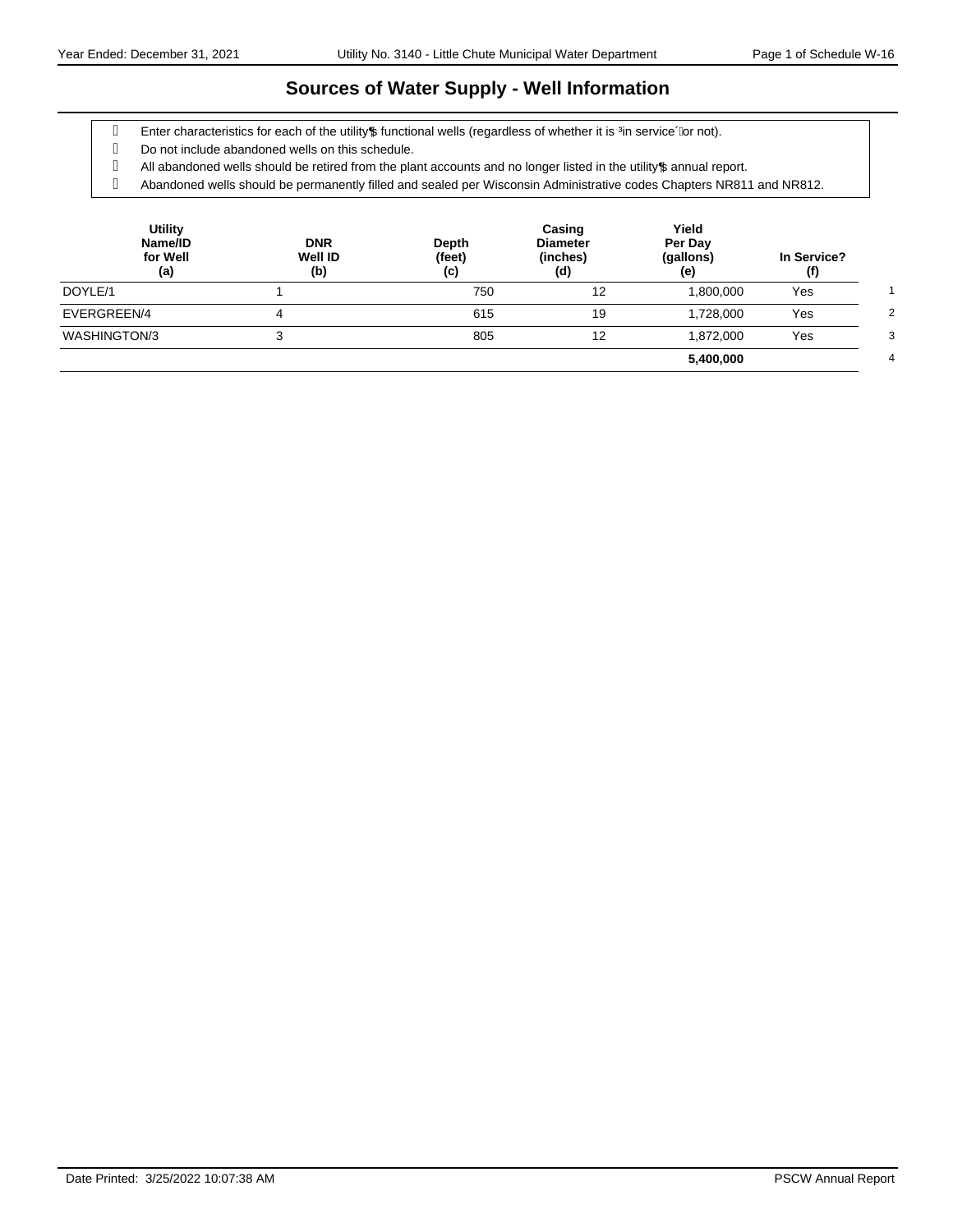# Sources of Water Supply - Well Information

- Enter characteristics for each of the utility's functional wells (regardless of whether it is "in service" or not).
- Do not include abandoned wells on this schedule.
- All abandoned wells should be retired from the plant accounts and no longer listed in the utility's annual report.
- Abandoned wells should be permanently filled and sealed per Wisconsin Administrative codes Chapters NR811 and NR812.

| Utility Name/ID for Well (a) | DNR Well ID (b) | Depth (feet) (c) | Casing Diameter (inches) (d) | Yield Per Day (gallons) (e) | In Service? (f) | |
|---|---|---|---|---|---|---|
| DOYLE/1 | 1 | 750 | 12 | 1,800,000 | Yes | 1 |
| EVERGREEN/4 | 4 | 615 | 19 | 1,728,000 | Yes | 2 |
| WASHINGTON/3 | 3 | 805 | 12 | 1,872,000 | Yes | 3 |
| | | | | **5,400,000** | | 4 |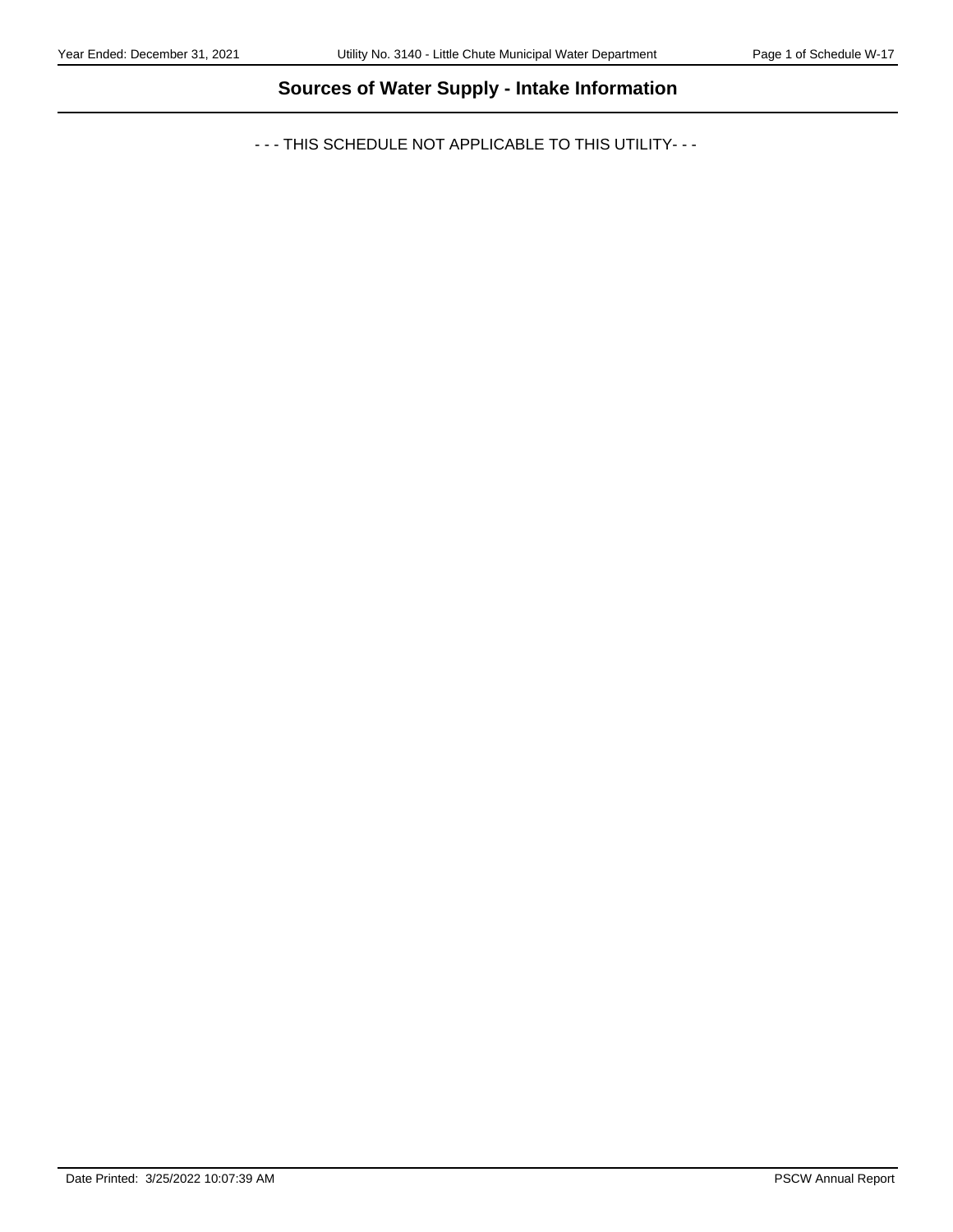# Sources of Water Supply - Intake Information

- - - THIS SCHEDULE NOT APPLICABLE TO THIS UTILITY- - -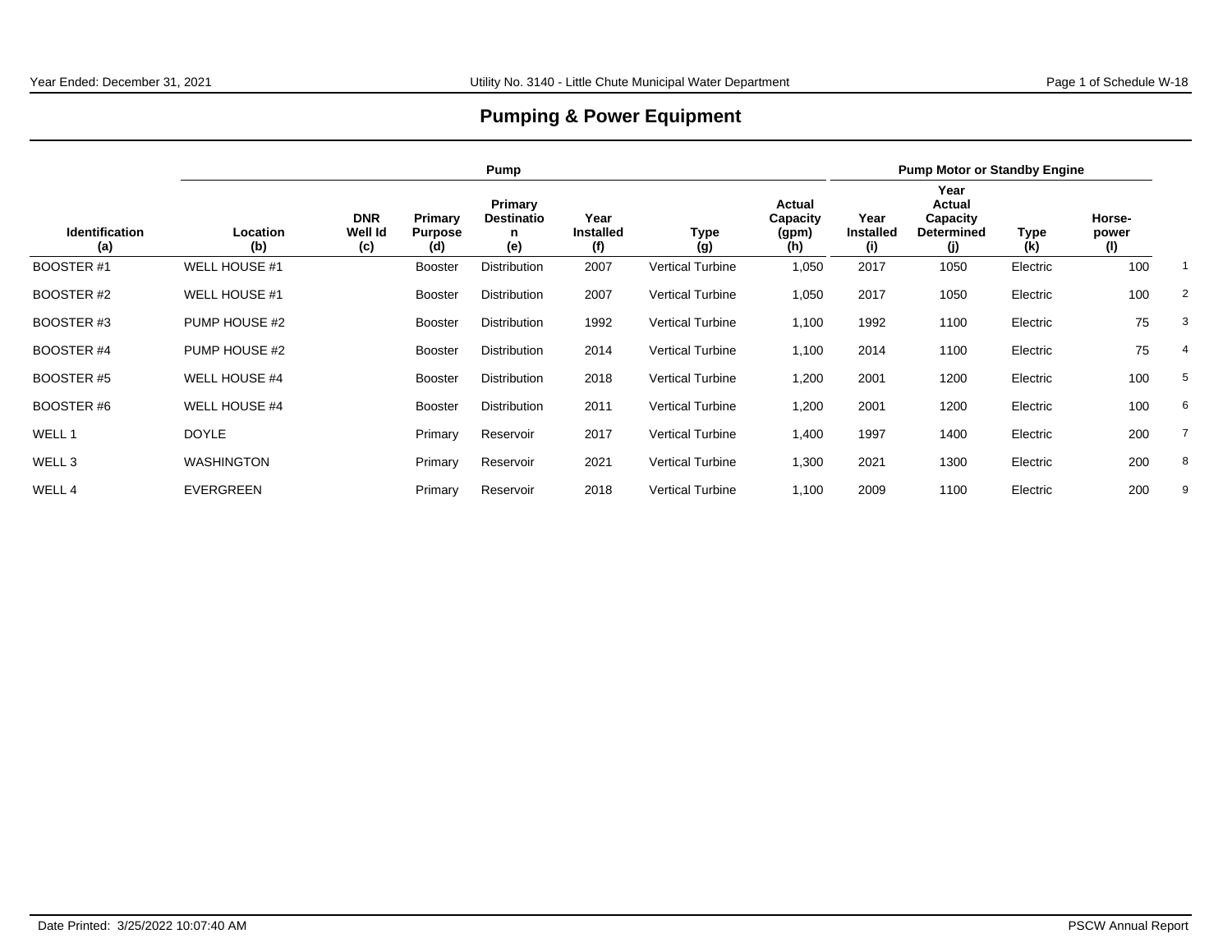## Pumping & Power Equipment

| | Pump | | | | | | | Pump Motor or Standby Engine | | | | |
|---|---|---|---|---|---|---|---|---|---|---|---|---|
| **Identification (a)** | **Location (b)** | **DNR Well Id (c)** | **Primary Purpose (d)** | **Primary Destination (e)** | **Year Installed (f)** | **Type (g)** | **Actual Capacity (gpm) (h)** | **Year Installed (i)** | **Year Actual Capacity Determined (j)** | **Type (k)** | **Horse-power (l)** | |
| BOOSTER #1 | WELL HOUSE #1 | | Booster | Distribution | 2007 | Vertical Turbine | 1,050 | 2017 | 1050 | Electric | 100 | 1 |
| BOOSTER #2 | WELL HOUSE #1 | | Booster | Distribution | 2007 | Vertical Turbine | 1,050 | 2017 | 1050 | Electric | 100 | 2 |
| BOOSTER #3 | PUMP HOUSE #2 | | Booster | Distribution | 1992 | Vertical Turbine | 1,100 | 1992 | 1100 | Electric | 75 | 3 |
| BOOSTER #4 | PUMP HOUSE #2 | | Booster | Distribution | 2014 | Vertical Turbine | 1,100 | 2014 | 1100 | Electric | 75 | 4 |
| BOOSTER #5 | WELL HOUSE #4 | | Booster | Distribution | 2018 | Vertical Turbine | 1,200 | 2001 | 1200 | Electric | 100 | 5 |
| BOOSTER #6 | WELL HOUSE #4 | | Booster | Distribution | 2011 | Vertical Turbine | 1,200 | 2001 | 1200 | Electric | 100 | 6 |
| WELL 1 | DOYLE | | Primary | Reservoir | 2017 | Vertical Turbine | 1,400 | 1997 | 1400 | Electric | 200 | 7 |
| WELL 3 | WASHINGTON | | Primary | Reservoir | 2021 | Vertical Turbine | 1,300 | 2021 | 1300 | Electric | 200 | 8 |
| WELL 4 | EVERGREEN | | Primary | Reservoir | 2018 | Vertical Turbine | 1,100 | 2009 | 1100 | Electric | 200 | 9 |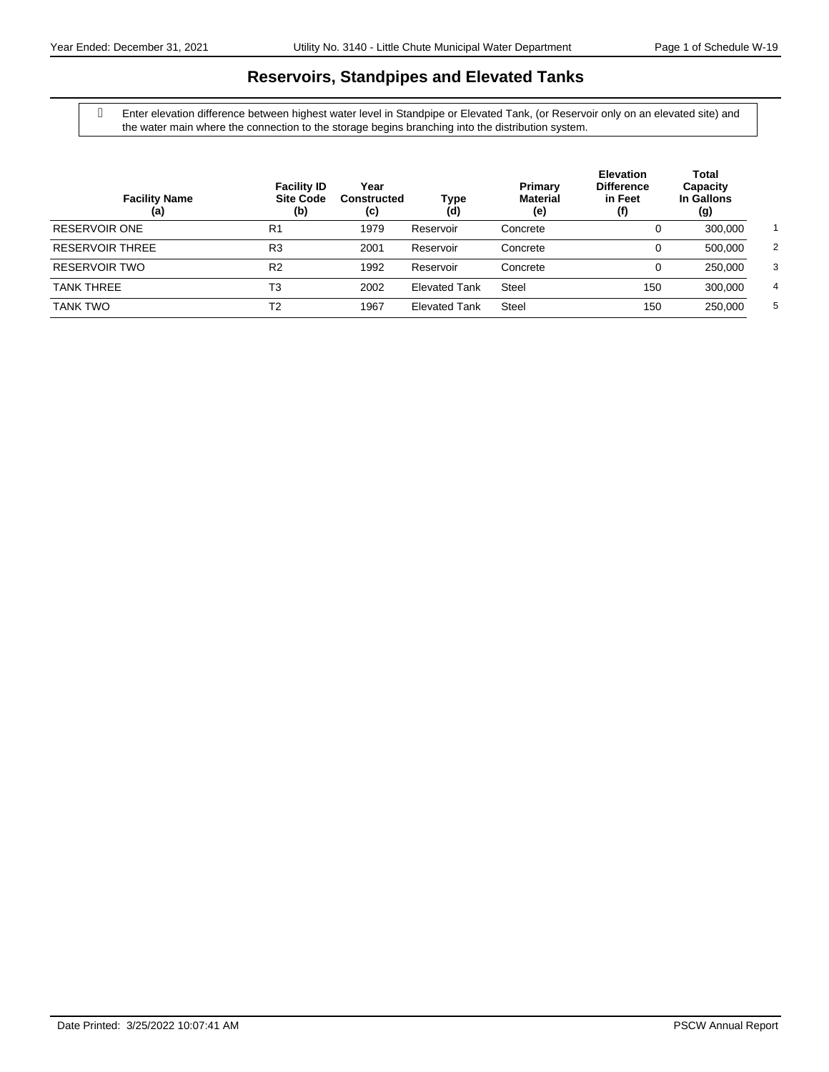# Reservoirs, Standpipes and Elevated Tanks

Enter elevation difference between highest water level in Standpipe or Elevated Tank, (or Reservoir only on an elevated site) and the water main where the connection to the storage begins branching into the distribution system.

| Facility Name (a) | Facility ID Site Code (b) | Year Constructed (c) | Type (d) | Primary Material (e) | Elevation Difference in Feet (f) | Total Capacity In Gallons (g) | |
|---|---|---|---|---|---|---|---|
| RESERVOIR ONE | R1 | 1979 | Reservoir | Concrete | 0 | 300,000 | 1 |
| RESERVOIR THREE | R3 | 2001 | Reservoir | Concrete | 0 | 500,000 | 2 |
| RESERVOIR TWO | R2 | 1992 | Reservoir | Concrete | 0 | 250,000 | 3 |
| TANK THREE | T3 | 2002 | Elevated Tank | Steel | 150 | 300,000 | 4 |
| TANK TWO | T2 | 1967 | Elevated Tank | Steel | 150 | 250,000 | 5 |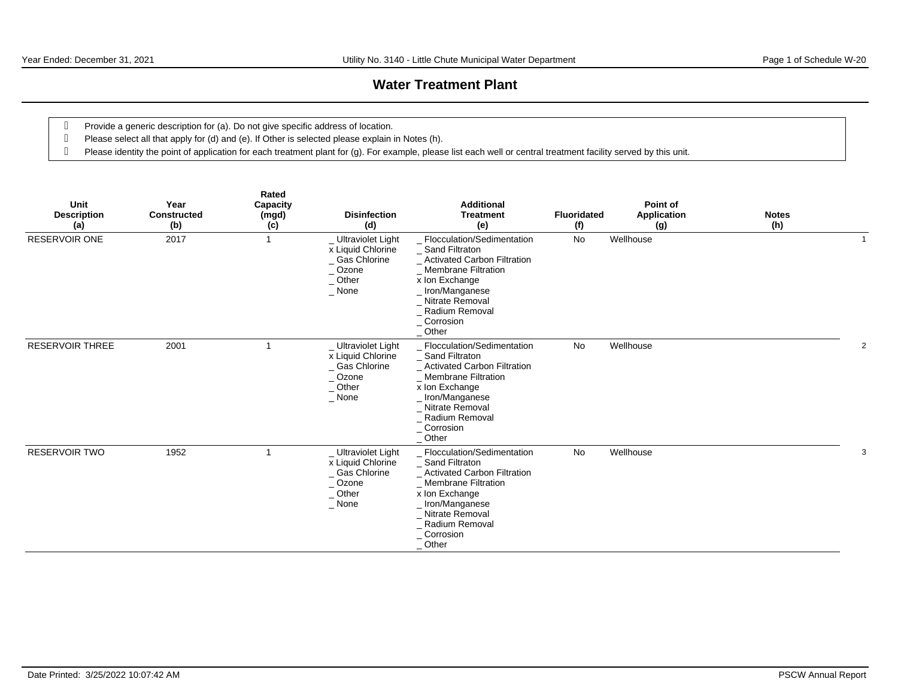## Water Treatment Plant

- Provide a generic description for (a). Do not give specific address of location.
- Please select all that apply for (d) and (e). If Other is selected please explain in Notes (h).
- Please identity the point of application for each treatment plant for (g). For example, please list each well or central treatment facility served by this unit.

| Unit Description (a) | Year Constructed (b) | Rated Capacity (mgd) (c) | Disinfection (d) | Additional Treatment (e) | Fluoridated (f) | Point of Application (g) | Notes (h) | |
|---|---|---|---|---|---|---|---|---|
| RESERVOIR ONE | 2017 | 1 | _ Ultraviolet Light<br>x Liquid Chlorine<br>_ Gas Chlorine<br>_ Ozone<br>_ Other<br>_ None | _ Flocculation/Sedimentation<br>_ Sand Filtraton<br>_ Activated Carbon Filtration<br>_ Membrane Filtration<br>x Ion Exchange<br>_ Iron/Manganese<br>_ Nitrate Removal<br>_ Radium Removal<br>_ Corrosion<br>_ Other | No | Wellhouse | | 1 |
| RESERVOIR THREE | 2001 | 1 | _ Ultraviolet Light<br>x Liquid Chlorine<br>_ Gas Chlorine<br>_ Ozone<br>_ Other<br>_ None | _ Flocculation/Sedimentation<br>_ Sand Filtraton<br>_ Activated Carbon Filtration<br>_ Membrane Filtration<br>x Ion Exchange<br>_ Iron/Manganese<br>_ Nitrate Removal<br>_ Radium Removal<br>_ Corrosion<br>_ Other | No | Wellhouse | | 2 |
| RESERVOIR TWO | 1952 | 1 | _ Ultraviolet Light<br>x Liquid Chlorine<br>_ Gas Chlorine<br>_ Ozone<br>_ Other<br>_ None | _ Flocculation/Sedimentation<br>_ Sand Filtraton<br>_ Activated Carbon Filtration<br>_ Membrane Filtration<br>x Ion Exchange<br>_ Iron/Manganese<br>_ Nitrate Removal<br>_ Radium Removal<br>_ Corrosion<br>_ Other | No | Wellhouse | | 3 |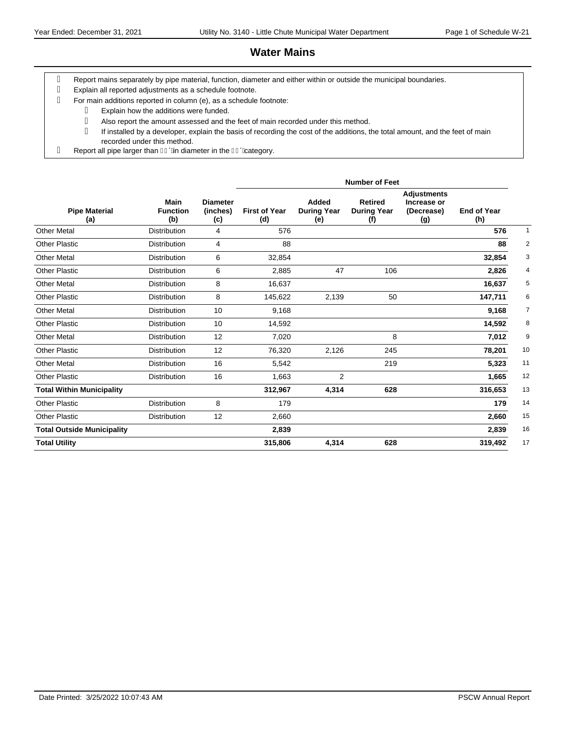# Water Mains

- Report mains separately by pipe material, function, diameter and either within or outside the municipal boundaries.
- Explain all reported adjustments as a schedule footnote.
- For main additions reported in column (e), as a schedule footnote:
  - Explain how the additions were funded.
  - Also report the amount assessed and the feet of main recorded under this method.
  - If installed by a developer, explain the basis of recording the cost of the additions, the total amount, and the feet of main recorded under this method.
- Report all pipe larger than ´in diameter in the ´category.

| Pipe Material (a) | Main Function (b) | Diameter (inches) (c) | Number of Feet: First of Year (d) | Added During Year (e) | Retired During Year (f) | Adjustments Increase or (Decrease) (g) | End of Year (h) | |
|---|---|---|---|---|---|---|---|---|
| Other Metal | Distribution | 4 | 576 | | | | **576** | 1 |
| Other Plastic | Distribution | 4 | 88 | | | | **88** | 2 |
| Other Metal | Distribution | 6 | 32,854 | | | | **32,854** | 3 |
| Other Plastic | Distribution | 6 | 2,885 | 47 | 106 | | **2,826** | 4 |
| Other Metal | Distribution | 8 | 16,637 | | | | **16,637** | 5 |
| Other Plastic | Distribution | 8 | 145,622 | 2,139 | 50 | | **147,711** | 6 |
| Other Metal | Distribution | 10 | 9,168 | | | | **9,168** | 7 |
| Other Plastic | Distribution | 10 | 14,592 | | | | **14,592** | 8 |
| Other Metal | Distribution | 12 | 7,020 | | 8 | | **7,012** | 9 |
| Other Plastic | Distribution | 12 | 76,320 | 2,126 | 245 | | **78,201** | 10 |
| Other Metal | Distribution | 16 | 5,542 | | 219 | | **5,323** | 11 |
| Other Plastic | Distribution | 16 | 1,663 | 2 | | | **1,665** | 12 |
| **Total Within Municipality** | | | **312,967** | **4,314** | **628** | | **316,653** | 13 |
| Other Plastic | Distribution | 8 | 179 | | | | **179** | 14 |
| Other Plastic | Distribution | 12 | 2,660 | | | | **2,660** | 15 |
| **Total Outside Municipality** | | | **2,839** | | | | **2,839** | 16 |
| **Total Utility** | | | **315,806** | **4,314** | **628** | | **319,492** | 17 |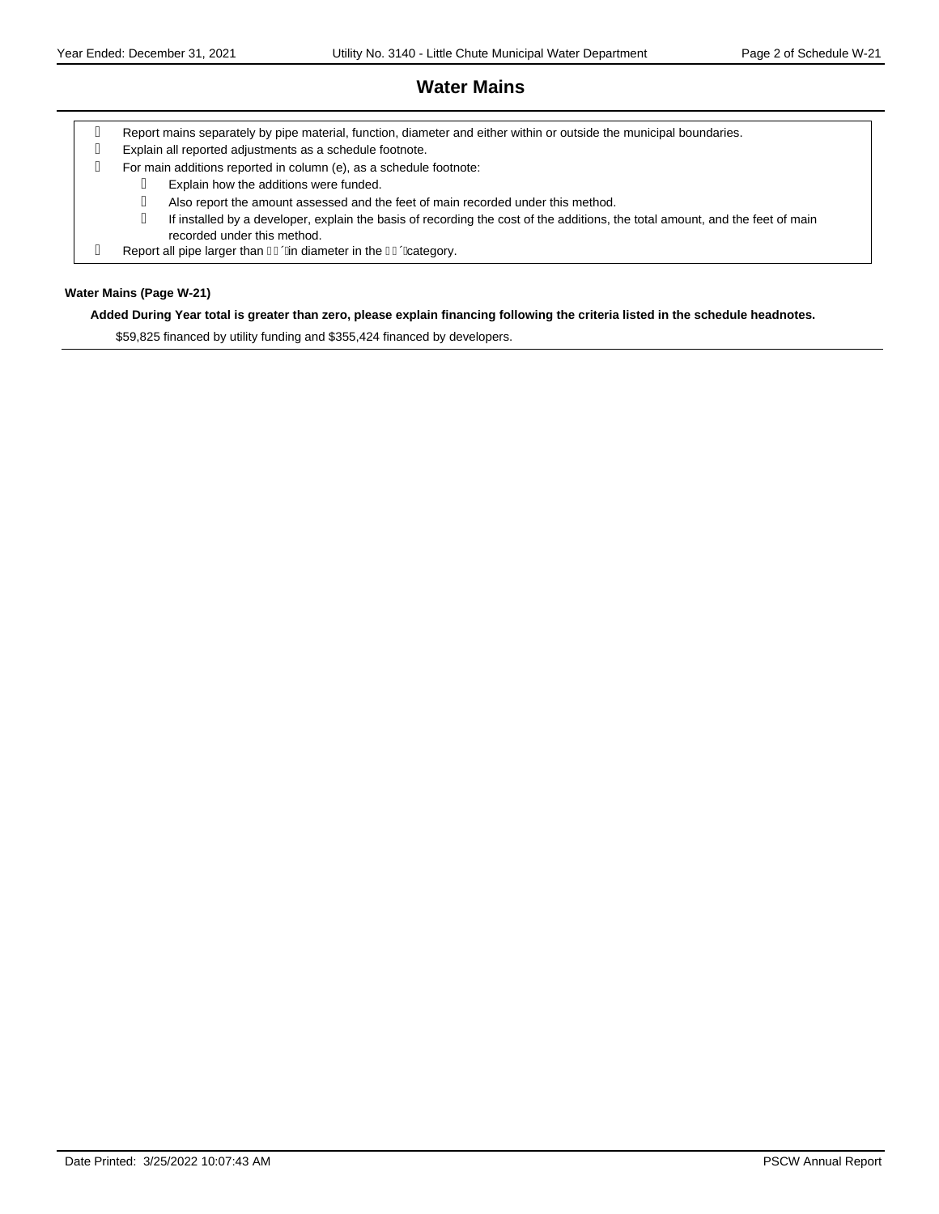## Water Mains

- Report mains separately by pipe material, function, diameter and either within or outside the municipal boundaries.
- Explain all reported adjustments as a schedule footnote.
- For main additions reported in column (e), as a schedule footnote:
  - Explain how the additions were funded.
  - Also report the amount assessed and the feet of main recorded under this method.
  - If installed by a developer, explain the basis of recording the cost of the additions, the total amount, and the feet of main recorded under this method.
- Report all pipe larger than ��´�in diameter in the ��´�category.

**Water Mains (Page W-21)**

**Added During Year total is greater than zero, please explain financing following the criteria listed in the schedule headnotes.**

$59,825 financed by utility funding and $355,424 financed by developers.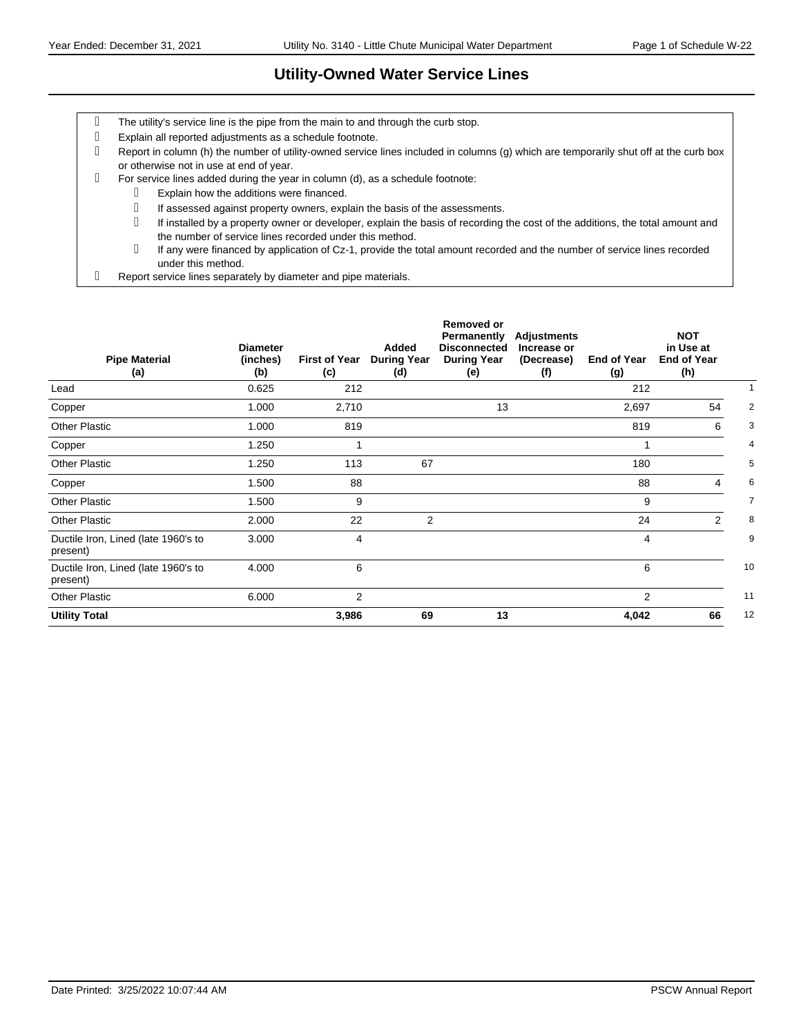# Utility-Owned Water Service Lines

- The utility's service line is the pipe from the main to and through the curb stop.
- Explain all reported adjustments as a schedule footnote.
- Report in column (h) the number of utility-owned service lines included in columns (g) which are temporarily shut off at the curb box or otherwise not in use at end of year.
- For service lines added during the year in column (d), as a schedule footnote:
  - Explain how the additions were financed.
  - If assessed against property owners, explain the basis of the assessments.
  - If installed by a property owner or developer, explain the basis of recording the cost of the additions, the total amount and the number of service lines recorded under this method.
  - If any were financed by application of Cz-1, provide the total amount recorded and the number of service lines recorded under this method.
- Report service lines separately by diameter and pipe materials.

| Pipe Material (a) | Diameter (inches) (b) | First of Year (c) | Added During Year (d) | Removed or Permanently Disconnected During Year (e) | Adjustments Increase or (Decrease) (f) | End of Year (g) | NOT in Use at End of Year (h) | |
|---|---|---|---|---|---|---|---|---|
| Lead | 0.625 | 212 | | | | 212 | | 1 |
| Copper | 1.000 | 2,710 | | 13 | | 2,697 | 54 | 2 |
| Other Plastic | 1.000 | 819 | | | | 819 | 6 | 3 |
| Copper | 1.250 | 1 | | | | 1 | | 4 |
| Other Plastic | 1.250 | 113 | 67 | | | 180 | | 5 |
| Copper | 1.500 | 88 | | | | 88 | 4 | 6 |
| Other Plastic | 1.500 | 9 | | | | 9 | | 7 |
| Other Plastic | 2.000 | 22 | 2 | | | 24 | 2 | 8 |
| Ductile Iron, Lined (late 1960's to present) | 3.000 | 4 | | | | 4 | | 9 |
| Ductile Iron, Lined (late 1960's to present) | 4.000 | 6 | | | | 6 | | 10 |
| Other Plastic | 6.000 | 2 | | | | 2 | | 11 |
| **Utility Total** | | **3,986** | **69** | **13** | | **4,042** | **66** | 12 |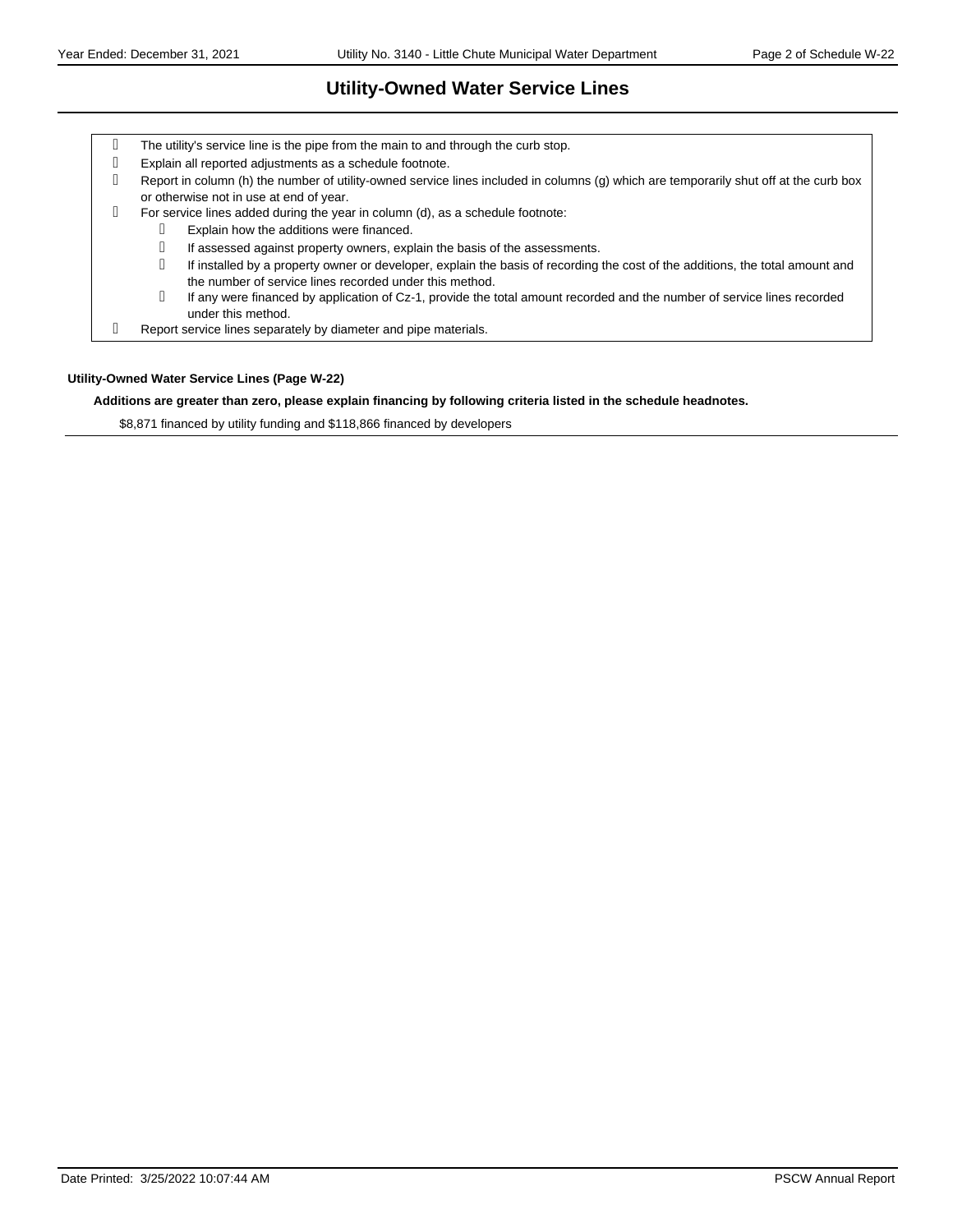# Utility-Owned Water Service Lines

- The utility's service line is the pipe from the main to and through the curb stop.
- Explain all reported adjustments as a schedule footnote.
- Report in column (h) the number of utility-owned service lines included in columns (g) which are temporarily shut off at the curb box or otherwise not in use at end of year.
- For service lines added during the year in column (d), as a schedule footnote:
  - Explain how the additions were financed.
  - If assessed against property owners, explain the basis of the assessments.
  - If installed by a property owner or developer, explain the basis of recording the cost of the additions, the total amount and the number of service lines recorded under this method.
  - If any were financed by application of Cz-1, provide the total amount recorded and the number of service lines recorded under this method.
- Report service lines separately by diameter and pipe materials.

**Utility-Owned Water Service Lines (Page W-22)**

**Additions are greater than zero, please explain financing by following criteria listed in the schedule headnotes.**

$8,871 financed by utility funding and $118,866 financed by developers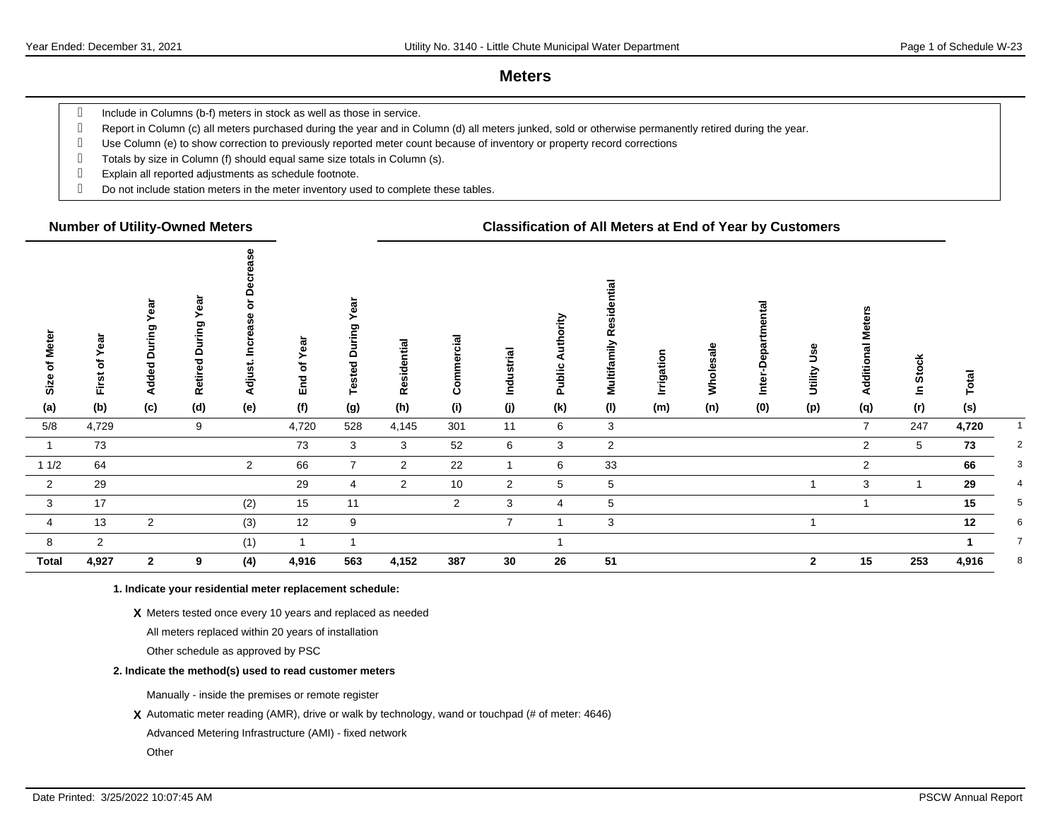# Meters

- Include in Columns (b-f) meters in stock as well as those in service.
- Report in Column (c) all meters purchased during the year and in Column (d) all meters junked, sold or otherwise permanently retired during the year.
- Use Column (e) to show correction to previously reported meter count because of inventory or property record corrections
- Totals by size in Column (f) should equal same size totals in Column (s).
- Explain all reported adjustments as schedule footnote.
- Do not include station meters in the meter inventory used to complete these tables.

| Number of Utility-Owned Meters | | | | | | | Classification of All Meters at End of Year by Customers | | | | | | | | | | | | |
|---|---|---|---|---|---|---|---|---|---|---|---|---|---|---|---|---|---|---|---|
| Size of Meter (a) | First of Year (b) | Added During Year (c) | Retired During Year (d) | Adjust. Increase or Decrease (e) | End of Year (f) | Tested During Year (g) | Residential (h) | Commercial (i) | Industrial (j) | Public Authority (k) | Multifamily Residential (l) | Irrigation (m) | Wholesale (n) | Inter-Departmental (0) | Utility Use (p) | Additional Meters (q) | In Stock (r) | Total (s) | |
| 5/8 | 4,729 | | 9 | | 4,720 | 528 | 4,145 | 301 | 11 | 6 | 3 | | | | | 7 | 247 | **4,720** | 1 |
| 1 | 73 | | | | 73 | 3 | 3 | 52 | 6 | 3 | 2 | | | | | 2 | 5 | **73** | 2 |
| 1 1/2 | 64 | | | 2 | 66 | 7 | 2 | 22 | 1 | 6 | 33 | | | | | 2 | | **66** | 3 |
| 2 | 29 | | | | 29 | 4 | 2 | 10 | 2 | 5 | 5 | | | | 1 | 3 | 1 | **29** | 4 |
| 3 | 17 | | | (2) | 15 | 11 | | 2 | 3 | 4 | 5 | | | | | 1 | | **15** | 5 |
| 4 | 13 | 2 | | (3) | 12 | 9 | | | 7 | 1 | 3 | | | | 1 | | | **12** | 6 |
| 8 | 2 | | | (1) | 1 | 1 | | | | 1 | | | | | | | | **1** | 7 |
| **Total** | **4,927** | **2** | **9** | **(4)** | **4,916** | **563** | **4,152** | **387** | **30** | **26** | **51** | | | | **2** | **15** | **253** | **4,916** | 8 |

**1. Indicate your residential meter replacement schedule:**

**X** Meters tested once every 10 years and replaced as needed

All meters replaced within 20 years of installation

Other schedule as approved by PSC

**2. Indicate the method(s) used to read customer meters**

Manually - inside the premises or remote register

**X** Automatic meter reading (AMR), drive or walk by technology, wand or touchpad (# of meter: 4646)

Advanced Metering Infrastructure (AMI) - fixed network

Other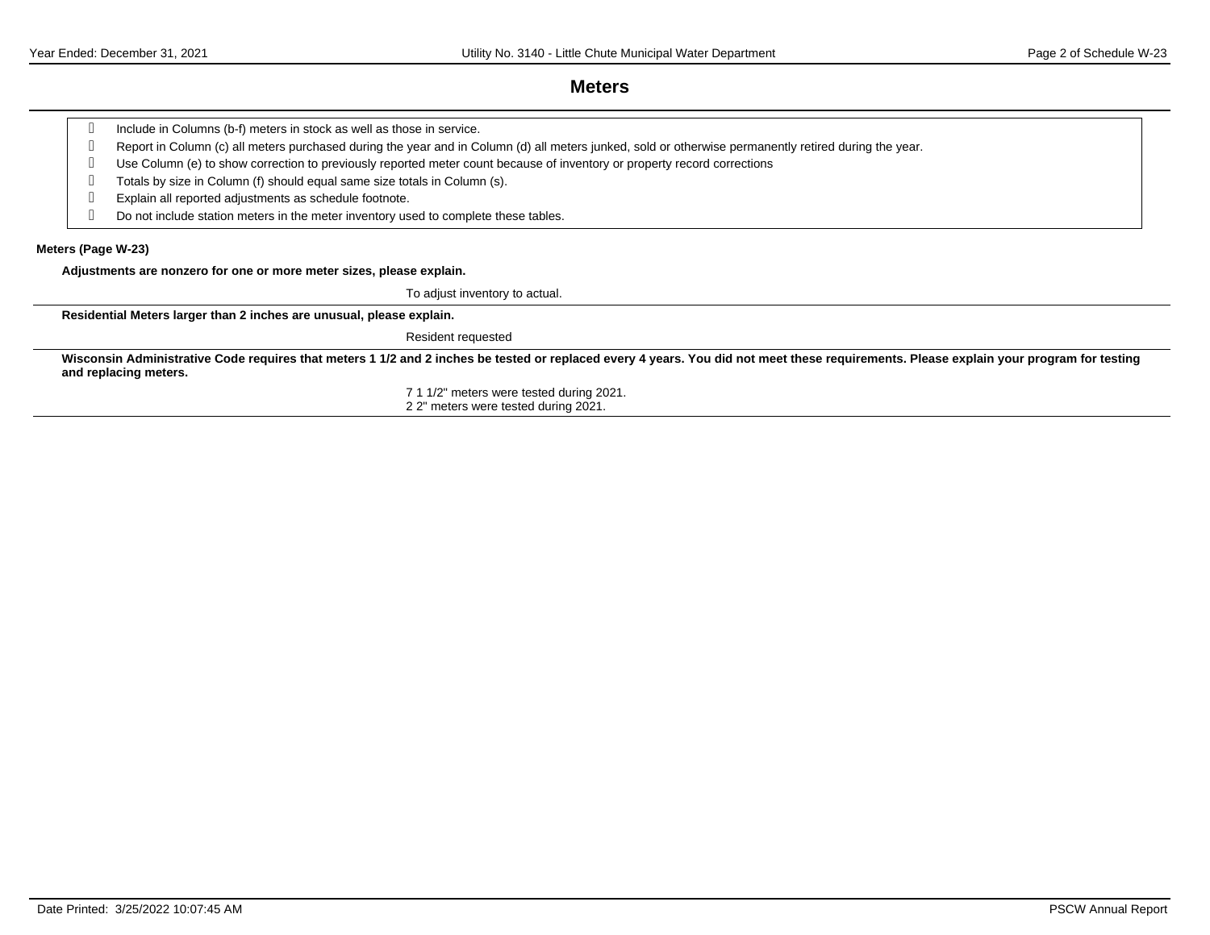# Meters

- Include in Columns (b-f) meters in stock as well as those in service.
- Report in Column (c) all meters purchased during the year and in Column (d) all meters junked, sold or otherwise permanently retired during the year.
- Use Column (e) to show correction to previously reported meter count because of inventory or property record corrections
- Totals by size in Column (f) should equal same size totals in Column (s).
- Explain all reported adjustments as schedule footnote.
- Do not include station meters in the meter inventory used to complete these tables.

**Meters (Page W-23)**

**Adjustments are nonzero for one or more meter sizes, please explain.**

To adjust inventory to actual.

**Residential Meters larger than 2 inches are unusual, please explain.**

Resident requested

**Wisconsin Administrative Code requires that meters 1 1/2 and 2 inches be tested or replaced every 4 years. You did not meet these requirements. Please explain your program for testing and replacing meters.**

7 1 1/2" meters were tested during 2021.
2 2" meters were tested during 2021.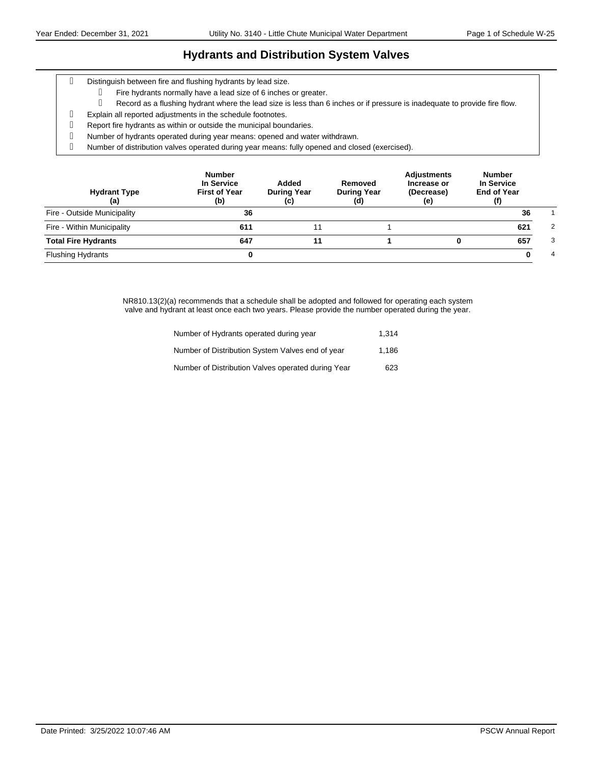# Hydrants and Distribution System Valves

- Distinguish between fire and flushing hydrants by lead size.
  - Fire hydrants normally have a lead size of 6 inches or greater.
  - Record as a flushing hydrant where the lead size is less than 6 inches or if pressure is inadequate to provide fire flow.
- Explain all reported adjustments in the schedule footnotes.
- Report fire hydrants as within or outside the municipal boundaries.
- Number of hydrants operated during year means: opened and water withdrawn.
- Number of distribution valves operated during year means: fully opened and closed (exercised).

| Hydrant Type (a) | Number In Service First of Year (b) | Added During Year (c) | Removed During Year (d) | Adjustments Increase or (Decrease) (e) | Number In Service End of Year (f) | |
|---|---|---|---|---|---|---|
| Fire - Outside Municipality | **36** | | | | **36** | 1 |
| Fire - Within Municipality | **611** | 11 | 1 | | **621** | 2 |
| **Total Fire Hydrants** | **647** | **11** | **1** | **0** | **657** | 3 |
| Flushing Hydrants | **0** | | | | **0** | 4 |

NR810.13(2)(a) recommends that a schedule shall be adopted and followed for operating each system valve and hydrant at least once each two years. Please provide the number operated during the year.

| | |
|---|---|
| Number of Hydrants operated during year | 1,314 |
| Number of Distribution System Valves end of year | 1,186 |
| Number of Distribution Valves operated during Year | 623 |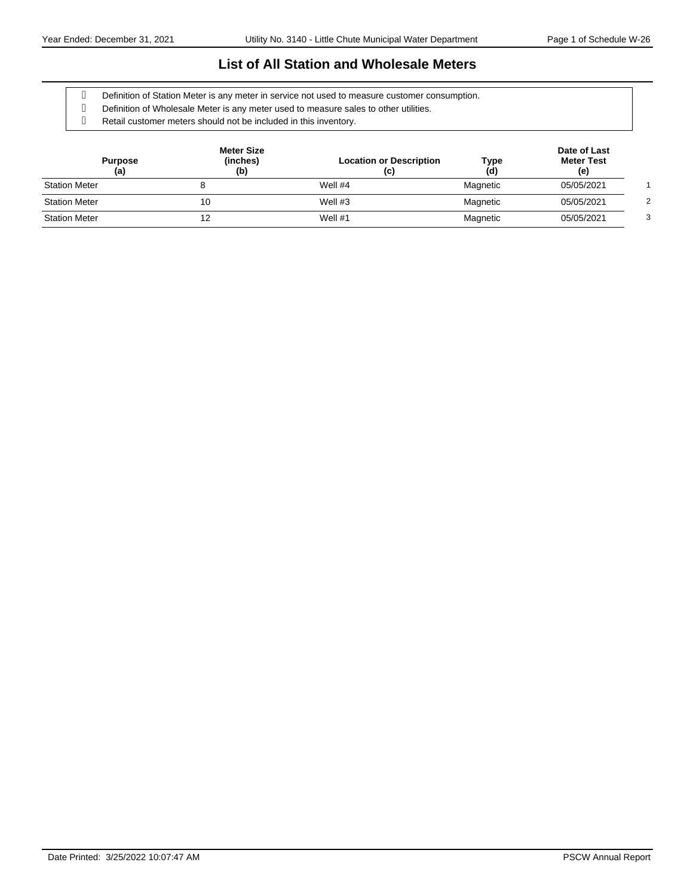# List of All Station and Wholesale Meters

- Definition of Station Meter is any meter in service not used to measure customer consumption.
- Definition of Wholesale Meter is any meter used to measure sales to other utilities.
- Retail customer meters should not be included in this inventory.

| Purpose (a) | Meter Size (inches) (b) | Location or Description (c) | Type (d) | Date of Last Meter Test (e) | |
|---|---|---|---|---|---|
| Station Meter | 8 | Well #4 | Magnetic | 05/05/2021 | 1 |
| Station Meter | 10 | Well #3 | Magnetic | 05/05/2021 | 2 |
| Station Meter | 12 | Well #1 | Magnetic | 05/05/2021 | 3 |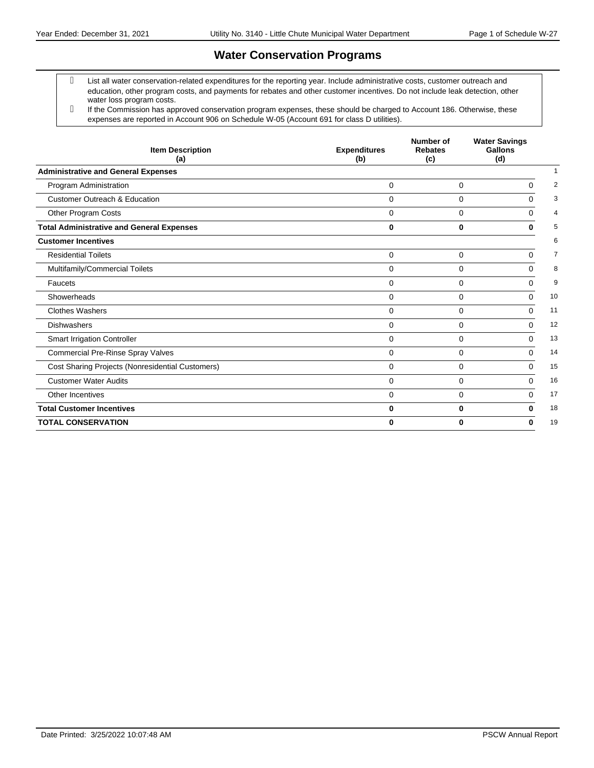# Water Conservation Programs

- List all water conservation-related expenditures for the reporting year. Include administrative costs, customer outreach and education, other program costs, and payments for rebates and other customer incentives. Do not include leak detection, other water loss program costs.
- If the Commission has approved conservation program expenses, these should be charged to Account 186. Otherwise, these expenses are reported in Account 906 on Schedule W-05 (Account 691 for class D utilities).

| Item Description (a) | Expenditures (b) | Number of Rebates (c) | Water Savings Gallons (d) | |
|---|---|---|---|---|
| **Administrative and General Expenses** | | | | 1 |
| Program Administration | 0 | 0 | 0 | 2 |
| Customer Outreach & Education | 0 | 0 | 0 | 3 |
| Other Program Costs | 0 | 0 | 0 | 4 |
| **Total Administrative and General Expenses** | **0** | **0** | **0** | 5 |
| **Customer Incentives** | | | | 6 |
| Residential Toilets | 0 | 0 | 0 | 7 |
| Multifamily/Commercial Toilets | 0 | 0 | 0 | 8 |
| Faucets | 0 | 0 | 0 | 9 |
| Showerheads | 0 | 0 | 0 | 10 |
| Clothes Washers | 0 | 0 | 0 | 11 |
| Dishwashers | 0 | 0 | 0 | 12 |
| Smart Irrigation Controller | 0 | 0 | 0 | 13 |
| Commercial Pre-Rinse Spray Valves | 0 | 0 | 0 | 14 |
| Cost Sharing Projects (Nonresidential Customers) | 0 | 0 | 0 | 15 |
| Customer Water Audits | 0 | 0 | 0 | 16 |
| Other Incentives | 0 | 0 | 0 | 17 |
| **Total Customer Incentives** | **0** | **0** | **0** | 18 |
| **TOTAL CONSERVATION** | **0** | **0** | **0** | 19 |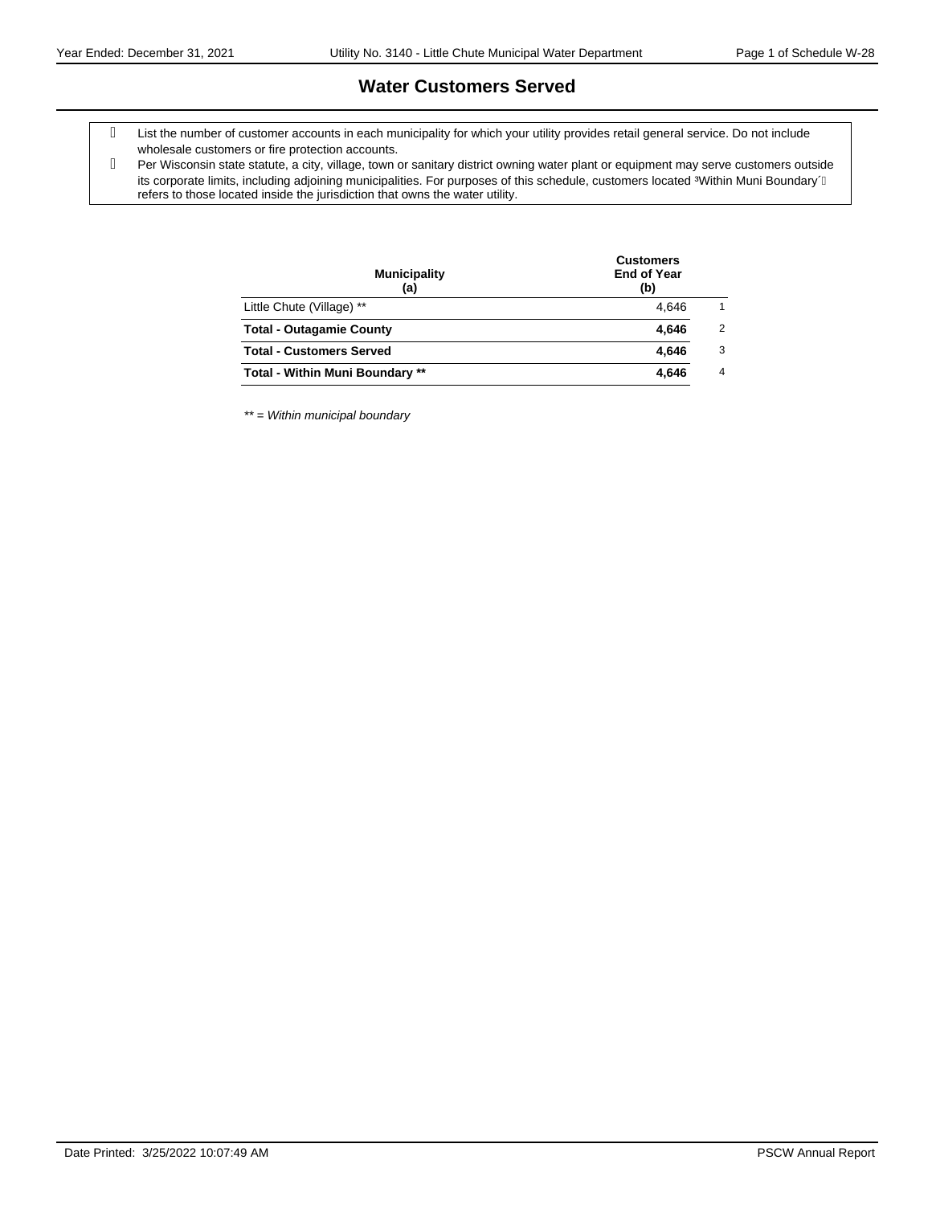# Water Customers Served

- List the number of customer accounts in each municipality for which your utility provides retail general service. Do not include wholesale customers or fire protection accounts.
- Per Wisconsin state statute, a city, village, town or sanitary district owning water plant or equipment may serve customers outside its corporate limits, including adjoining municipalities. For purposes of this schedule, customers located "Within Muni Boundary" refers to those located inside the jurisdiction that owns the water utility.

| Municipality<br>(a) | Customers<br>End of Year<br>(b) | |
|---|---|---|
| Little Chute (Village) ** | 4,646 | 1 |
| **Total - Outagamie County** | **4,646** | 2 |
| **Total - Customers Served** | **4,646** | 3 |
| **Total - Within Muni Boundary **** | **4,646** | 4 |

*** = Within municipal boundary*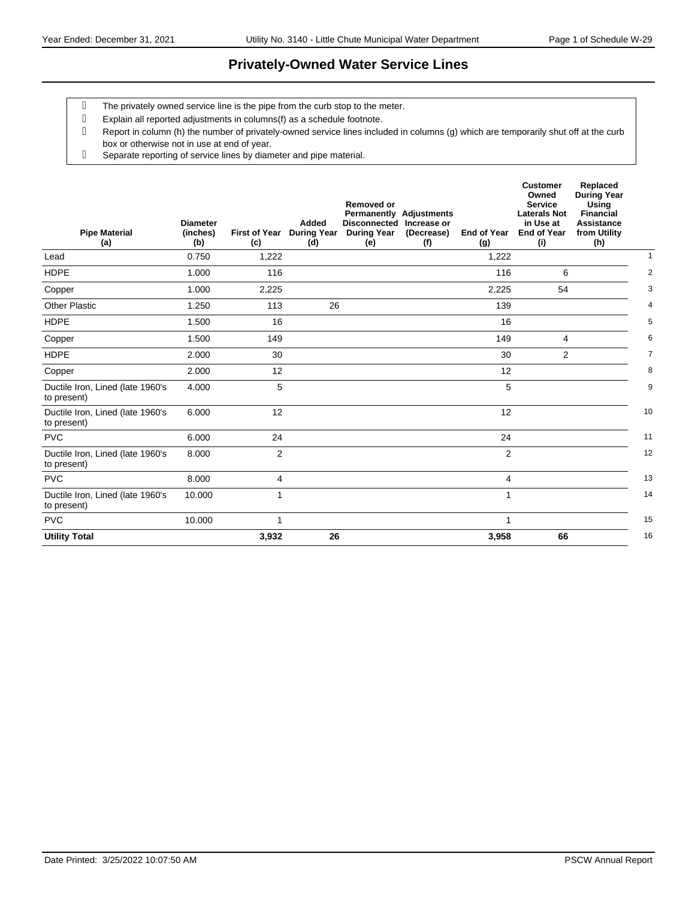# Privately-Owned Water Service Lines

- The privately owned service line is the pipe from the curb stop to the meter.
- Explain all reported adjustments in columns(f) as a schedule footnote.
- Report in column (h) the number of privately-owned service lines included in columns (g) which are temporarily shut off at the curb box or otherwise not in use at end of year.
- Separate reporting of service lines by diameter and pipe material.

| Pipe Material (a) | Diameter (inches) (b) | First of Year (c) | Added During Year (d) | Removed or Permanently Disconnected During Year (e) | Adjustments Increase or (Decrease) (f) | End of Year (g) | Customer Owned Service Laterals Not in Use at End of Year (i) | Replaced During Year Using Financial Assistance from Utility (h) | |
|---|---|---|---|---|---|---|---|---|---|
| Lead | 0.750 | 1,222 | | | | 1,222 | | | 1 |
| HDPE | 1.000 | 116 | | | | 116 | 6 | | 2 |
| Copper | 1.000 | 2,225 | | | | 2,225 | 54 | | 3 |
| Other Plastic | 1.250 | 113 | 26 | | | 139 | | | 4 |
| HDPE | 1.500 | 16 | | | | 16 | | | 5 |
| Copper | 1.500 | 149 | | | | 149 | 4 | | 6 |
| HDPE | 2.000 | 30 | | | | 30 | 2 | | 7 |
| Copper | 2.000 | 12 | | | | 12 | | | 8 |
| Ductile Iron, Lined (late 1960's to present) | 4.000 | 5 | | | | 5 | | | 9 |
| Ductile Iron, Lined (late 1960's to present) | 6.000 | 12 | | | | 12 | | | 10 |
| PVC | 6.000 | 24 | | | | 24 | | | 11 |
| Ductile Iron, Lined (late 1960's to present) | 8.000 | 2 | | | | 2 | | | 12 |
| PVC | 8.000 | 4 | | | | 4 | | | 13 |
| Ductile Iron, Lined (late 1960's to present) | 10.000 | 1 | | | | 1 | | | 14 |
| PVC | 10.000 | 1 | | | | 1 | | | 15 |
| **Utility Total** | | **3,932** | **26** | | | **3,958** | **66** | | 16 |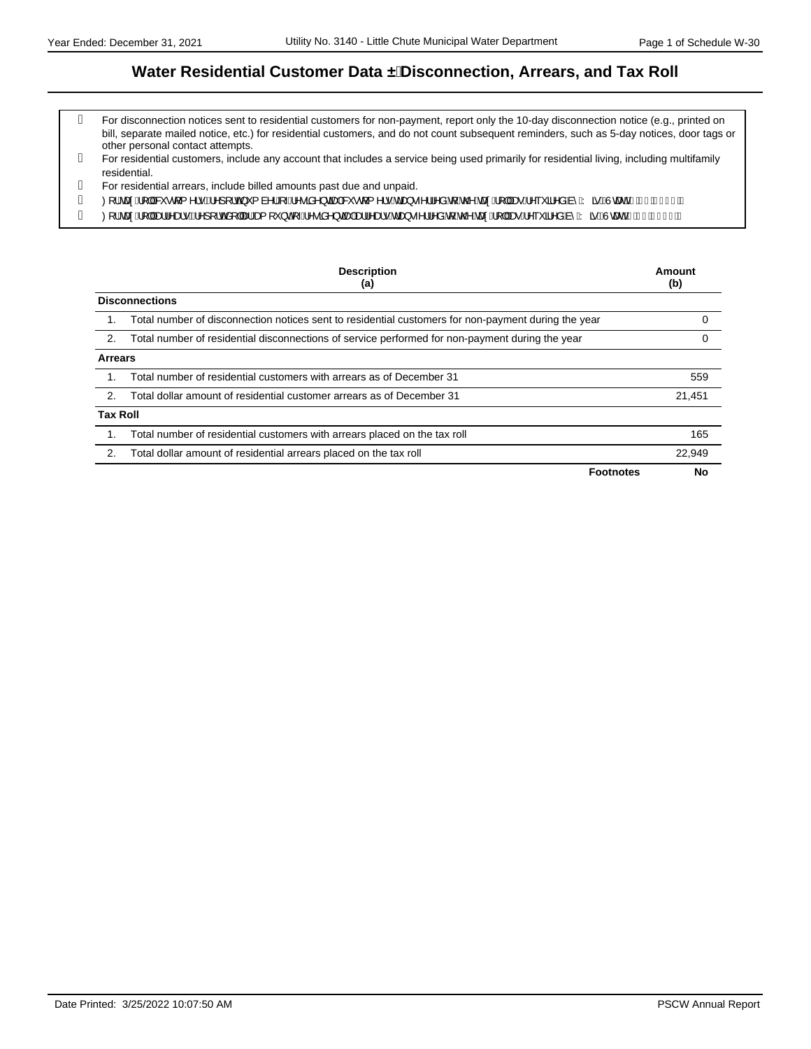# Water Residential Customer Data – Disconnection, Arrears, and Tax Roll

- For disconnection notices sent to residential customers for non-payment, report only the 10-day disconnection notice (e.g., printed on bill, separate mailed notice, etc.) for residential customers, and do not count subsequent reminders, such as 5-day notices, door tags or other personal contact attempts.
- For residential customers, include any account that includes a service being used primarily for residential living, including multifamily residential.
- For residential arrears, include billed amounts past due and unpaid.
- For tax roll customers, report number of residential customers that are transferred to the tax roll as required by Wis. Stats.
- For tax roll arrears, report dollar amount of residential arrears that are transferred to the tax roll as required by Wis. Stats.

| | Description (a) | Amount (b) |
|---|---|---|
| **Disconnections** | | |
| 1. | Total number of disconnection notices sent to residential customers for non-payment during the year | 0 |
| 2. | Total number of residential disconnections of service performed for non-payment during the year | 0 |
| **Arrears** | | |
| 1. | Total number of residential customers with arrears as of December 31 | 559 |
| 2. | Total dollar amount of residential customer arrears as of December 31 | 21,451 |
| **Tax Roll** | | |
| 1. | Total number of residential customers with arrears placed on the tax roll | 165 |
| 2. | Total dollar amount of residential arrears placed on the tax roll | 22,949 |
| | **Footnotes** | **No** |